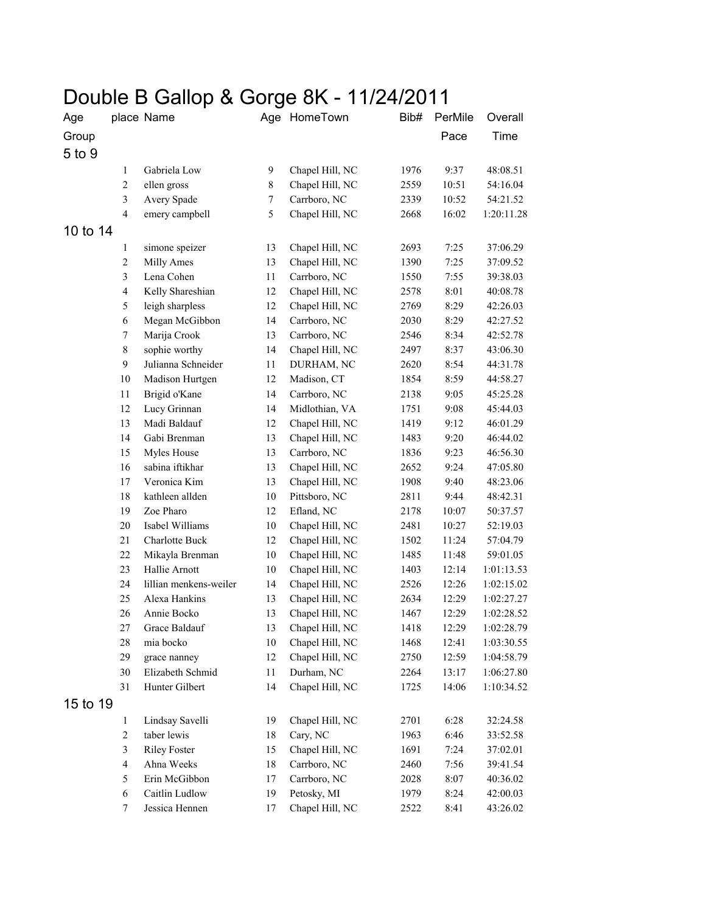# Double B Gallop & Gorge 8K - 11/24/2011

| Age Group | place | Name | Age | HomeTown | Bib# | PerMile Pace | Overall Time |
|---|---|---|---|---|---|---|---|
| 5 to 9 | | | | | | | |
| | 1 | Gabriela Low | 9 | Chapel Hill, NC | 1976 | 9:37 | 48:08.51 |
| | 2 | ellen gross | 8 | Chapel Hill, NC | 2559 | 10:51 | 54:16.04 |
| | 3 | Avery Spade | 7 | Carrboro, NC | 2339 | 10:52 | 54:21.52 |
| | 4 | emery campbell | 5 | Chapel Hill, NC | 2668 | 16:02 | 1:20:11.28 |
| 10 to 14 | | | | | | | |
| | 1 | simone speizer | 13 | Chapel Hill, NC | 2693 | 7:25 | 37:06.29 |
| | 2 | Milly Ames | 13 | Chapel Hill, NC | 1390 | 7:25 | 37:09.52 |
| | 3 | Lena Cohen | 11 | Carrboro, NC | 1550 | 7:55 | 39:38.03 |
| | 4 | Kelly Shareshian | 12 | Chapel Hill, NC | 2578 | 8:01 | 40:08.78 |
| | 5 | leigh sharpless | 12 | Chapel Hill, NC | 2769 | 8:29 | 42:26.03 |
| | 6 | Megan McGibbon | 14 | Carrboro, NC | 2030 | 8:29 | 42:27.52 |
| | 7 | Marija Crook | 13 | Carrboro, NC | 2546 | 8:34 | 42:52.78 |
| | 8 | sophie worthy | 14 | Chapel Hill, NC | 2497 | 8:37 | 43:06.30 |
| | 9 | Julianna Schneider | 11 | DURHAM, NC | 2620 | 8:54 | 44:31.78 |
| | 10 | Madison Hurtgen | 12 | Madison, CT | 1854 | 8:59 | 44:58.27 |
| | 11 | Brigid o'Kane | 14 | Carrboro, NC | 2138 | 9:05 | 45:25.28 |
| | 12 | Lucy Grinnan | 14 | Midlothian, VA | 1751 | 9:08 | 45:44.03 |
| | 13 | Madi Baldauf | 12 | Chapel Hill, NC | 1419 | 9:12 | 46:01.29 |
| | 14 | Gabi Brenman | 13 | Chapel Hill, NC | 1483 | 9:20 | 46:44.02 |
| | 15 | Myles House | 13 | Carrboro, NC | 1836 | 9:23 | 46:56.30 |
| | 16 | sabina iftikhar | 13 | Chapel Hill, NC | 2652 | 9:24 | 47:05.80 |
| | 17 | Veronica Kim | 13 | Chapel Hill, NC | 1908 | 9:40 | 48:23.06 |
| | 18 | kathleen allden | 10 | Pittsboro, NC | 2811 | 9:44 | 48:42.31 |
| | 19 | Zoe Pharo | 12 | Efland, NC | 2178 | 10:07 | 50:37.57 |
| | 20 | Isabel Williams | 10 | Chapel Hill, NC | 2481 | 10:27 | 52:19.03 |
| | 21 | Charlotte Buck | 12 | Chapel Hill, NC | 1502 | 11:24 | 57:04.79 |
| | 22 | Mikayla Brenman | 10 | Chapel Hill, NC | 1485 | 11:48 | 59:01.05 |
| | 23 | Hallie Arnott | 10 | Chapel Hill, NC | 1403 | 12:14 | 1:01:13.53 |
| | 24 | lillian menkens-weiler | 14 | Chapel Hill, NC | 2526 | 12:26 | 1:02:15.02 |
| | 25 | Alexa Hankins | 13 | Chapel Hill, NC | 2634 | 12:29 | 1:02:27.27 |
| | 26 | Annie Bocko | 13 | Chapel Hill, NC | 1467 | 12:29 | 1:02:28.52 |
| | 27 | Grace Baldauf | 13 | Chapel Hill, NC | 1418 | 12:29 | 1:02:28.79 |
| | 28 | mia bocko | 10 | Chapel Hill, NC | 1468 | 12:41 | 1:03:30.55 |
| | 29 | grace nanney | 12 | Chapel Hill, NC | 2750 | 12:59 | 1:04:58.79 |
| | 30 | Elizabeth Schmid | 11 | Durham, NC | 2264 | 13:17 | 1:06:27.80 |
| | 31 | Hunter Gilbert | 14 | Chapel Hill, NC | 1725 | 14:06 | 1:10:34.52 |
| 15 to 19 | | | | | | | |
| | 1 | Lindsay Savelli | 19 | Chapel Hill, NC | 2701 | 6:28 | 32:24.58 |
| | 2 | taber lewis | 18 | Cary, NC | 1963 | 6:46 | 33:52.58 |
| | 3 | Riley Foster | 15 | Chapel Hill, NC | 1691 | 7:24 | 37:02.01 |
| | 4 | Ahna Weeks | 18 | Carrboro, NC | 2460 | 7:56 | 39:41.54 |
| | 5 | Erin McGibbon | 17 | Carrboro, NC | 2028 | 8:07 | 40:36.02 |
| | 6 | Caitlin Ludlow | 19 | Petosky, MI | 1979 | 8:24 | 42:00.03 |
| | 7 | Jessica Hennen | 17 | Chapel Hill, NC | 2522 | 8:41 | 43:26.02 |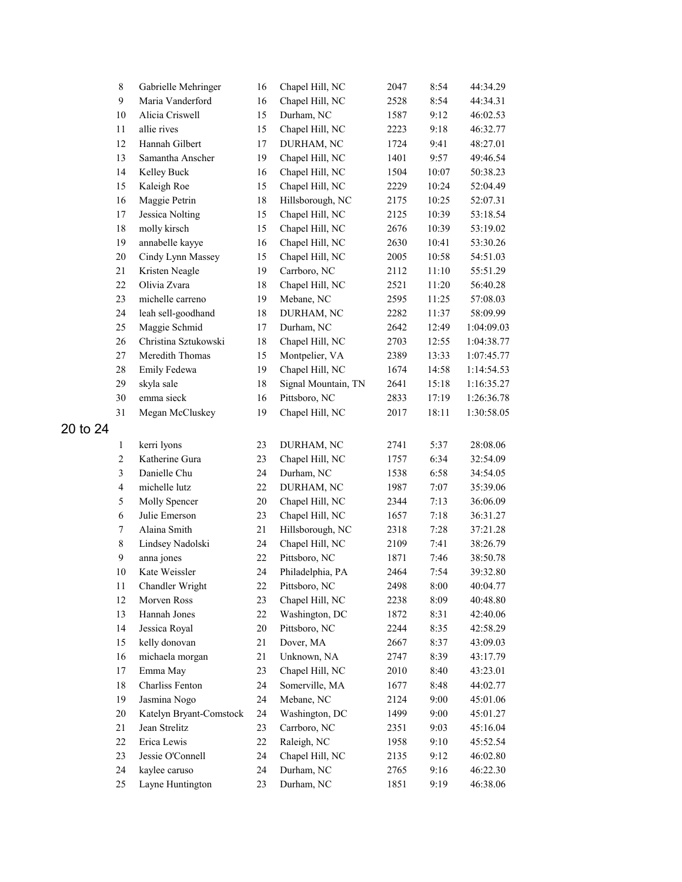| | | | | | | |
|---|---|---|---|---|---|---|
| 8 | Gabrielle Mehringer | 16 | Chapel Hill, NC | 2047 | 8:54 | 44:34.29 |
| 9 | Maria Vanderford | 16 | Chapel Hill, NC | 2528 | 8:54 | 44:34.31 |
| 10 | Alicia Criswell | 15 | Durham, NC | 1587 | 9:12 | 46:02.53 |
| 11 | allie rives | 15 | Chapel Hill, NC | 2223 | 9:18 | 46:32.77 |
| 12 | Hannah Gilbert | 17 | DURHAM, NC | 1724 | 9:41 | 48:27.01 |
| 13 | Samantha Anscher | 19 | Chapel Hill, NC | 1401 | 9:57 | 49:46.54 |
| 14 | Kelley Buck | 16 | Chapel Hill, NC | 1504 | 10:07 | 50:38.23 |
| 15 | Kaleigh Roe | 15 | Chapel Hill, NC | 2229 | 10:24 | 52:04.49 |
| 16 | Maggie Petrin | 18 | Hillsborough, NC | 2175 | 10:25 | 52:07.31 |
| 17 | Jessica Nolting | 15 | Chapel Hill, NC | 2125 | 10:39 | 53:18.54 |
| 18 | molly kirsch | 15 | Chapel Hill, NC | 2676 | 10:39 | 53:19.02 |
| 19 | annabelle kayye | 16 | Chapel Hill, NC | 2630 | 10:41 | 53:30.26 |
| 20 | Cindy Lynn Massey | 15 | Chapel Hill, NC | 2005 | 10:58 | 54:51.03 |
| 21 | Kristen Neagle | 19 | Carrboro, NC | 2112 | 11:10 | 55:51.29 |
| 22 | Olivia Zvara | 18 | Chapel Hill, NC | 2521 | 11:20 | 56:40.28 |
| 23 | michelle carreno | 19 | Mebane, NC | 2595 | 11:25 | 57:08.03 |
| 24 | leah sell-goodhand | 18 | DURHAM, NC | 2282 | 11:37 | 58:09.99 |
| 25 | Maggie Schmid | 17 | Durham, NC | 2642 | 12:49 | 1:04:09.03 |
| 26 | Christina Sztukowski | 18 | Chapel Hill, NC | 2703 | 12:55 | 1:04:38.77 |
| 27 | Meredith Thomas | 15 | Montpelier, VA | 2389 | 13:33 | 1:07:45.77 |
| 28 | Emily Fedewa | 19 | Chapel Hill, NC | 1674 | 14:58 | 1:14:54.53 |
| 29 | skyla sale | 18 | Signal Mountain, TN | 2641 | 15:18 | 1:16:35.27 |
| 30 | emma sieck | 16 | Pittsboro, NC | 2833 | 17:19 | 1:26:36.78 |
| 31 | Megan McCluskey | 19 | Chapel Hill, NC | 2017 | 18:11 | 1:30:58.05 |

## 20 to 24

| | | | | | | |
|---|---|---|---|---|---|---|
| 1 | kerri lyons | 23 | DURHAM, NC | 2741 | 5:37 | 28:08.06 |
| 2 | Katherine Gura | 23 | Chapel Hill, NC | 1757 | 6:34 | 32:54.09 |
| 3 | Danielle Chu | 24 | Durham, NC | 1538 | 6:58 | 34:54.05 |
| 4 | michelle lutz | 22 | DURHAM, NC | 1987 | 7:07 | 35:39.06 |
| 5 | Molly Spencer | 20 | Chapel Hill, NC | 2344 | 7:13 | 36:06.09 |
| 6 | Julie Emerson | 23 | Chapel Hill, NC | 1657 | 7:18 | 36:31.27 |
| 7 | Alaina Smith | 21 | Hillsborough, NC | 2318 | 7:28 | 37:21.28 |
| 8 | Lindsey Nadolski | 24 | Chapel Hill, NC | 2109 | 7:41 | 38:26.79 |
| 9 | anna jones | 22 | Pittsboro, NC | 1871 | 7:46 | 38:50.78 |
| 10 | Kate Weissler | 24 | Philadelphia, PA | 2464 | 7:54 | 39:32.80 |
| 11 | Chandler Wright | 22 | Pittsboro, NC | 2498 | 8:00 | 40:04.77 |
| 12 | Morven Ross | 23 | Chapel Hill, NC | 2238 | 8:09 | 40:48.80 |
| 13 | Hannah Jones | 22 | Washington, DC | 1872 | 8:31 | 42:40.06 |
| 14 | Jessica Royal | 20 | Pittsboro, NC | 2244 | 8:35 | 42:58.29 |
| 15 | kelly donovan | 21 | Dover, MA | 2667 | 8:37 | 43:09.03 |
| 16 | michaela morgan | 21 | Unknown, NA | 2747 | 8:39 | 43:17.79 |
| 17 | Emma May | 23 | Chapel Hill, NC | 2010 | 8:40 | 43:23.01 |
| 18 | Charliss Fenton | 24 | Somerville, MA | 1677 | 8:48 | 44:02.77 |
| 19 | Jasmina Nogo | 24 | Mebane, NC | 2124 | 9:00 | 45:01.06 |
| 20 | Katelyn Bryant-Comstock | 24 | Washington, DC | 1499 | 9:00 | 45:01.27 |
| 21 | Jean Strelitz | 23 | Carrboro, NC | 2351 | 9:03 | 45:16.04 |
| 22 | Erica Lewis | 22 | Raleigh, NC | 1958 | 9:10 | 45:52.54 |
| 23 | Jessie O'Connell | 24 | Chapel Hill, NC | 2135 | 9:12 | 46:02.80 |
| 24 | kaylee caruso | 24 | Durham, NC | 2765 | 9:16 | 46:22.30 |
| 25 | Layne Huntington | 23 | Durham, NC | 1851 | 9:19 | 46:38.06 |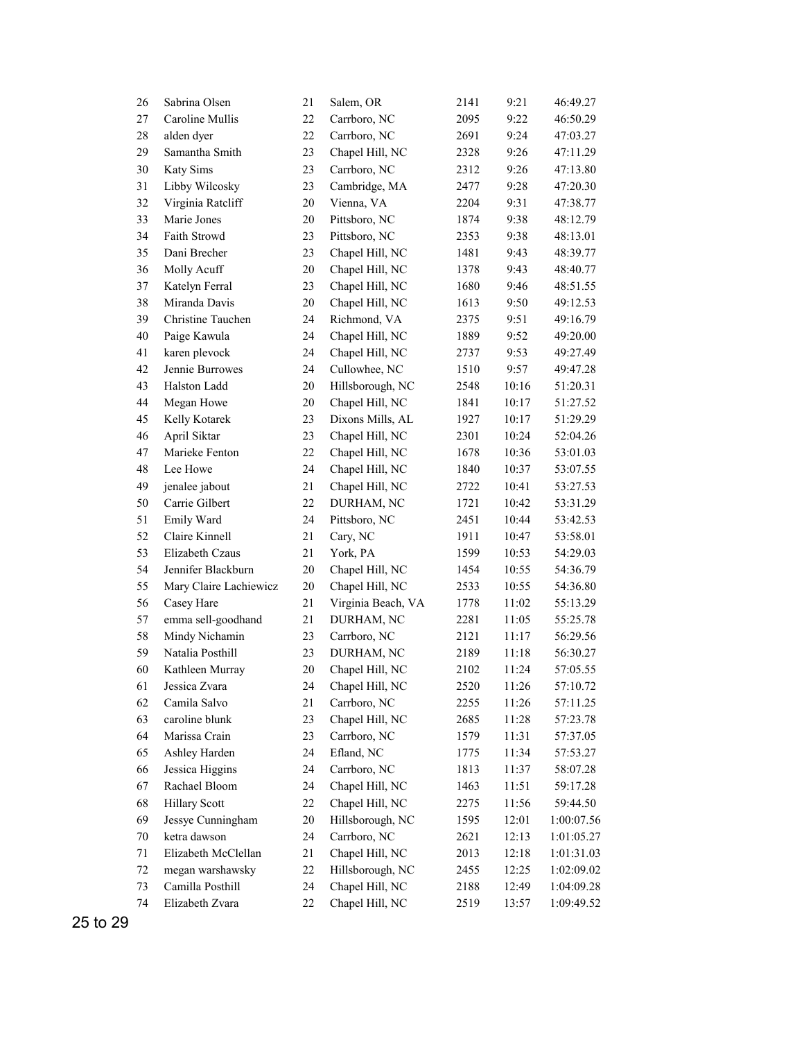| | | | | | | |
|---|---|---|---|---|---|---|
| 26 | Sabrina Olsen | 21 | Salem, OR | 2141 | 9:21 | 46:49.27 |
| 27 | Caroline Mullis | 22 | Carrboro, NC | 2095 | 9:22 | 46:50.29 |
| 28 | alden dyer | 22 | Carrboro, NC | 2691 | 9:24 | 47:03.27 |
| 29 | Samantha Smith | 23 | Chapel Hill, NC | 2328 | 9:26 | 47:11.29 |
| 30 | Katy Sims | 23 | Carrboro, NC | 2312 | 9:26 | 47:13.80 |
| 31 | Libby Wilcosky | 23 | Cambridge, MA | 2477 | 9:28 | 47:20.30 |
| 32 | Virginia Ratcliff | 20 | Vienna, VA | 2204 | 9:31 | 47:38.77 |
| 33 | Marie Jones | 20 | Pittsboro, NC | 1874 | 9:38 | 48:12.79 |
| 34 | Faith Strowd | 23 | Pittsboro, NC | 2353 | 9:38 | 48:13.01 |
| 35 | Dani Brecher | 23 | Chapel Hill, NC | 1481 | 9:43 | 48:39.77 |
| 36 | Molly Acuff | 20 | Chapel Hill, NC | 1378 | 9:43 | 48:40.77 |
| 37 | Katelyn Ferral | 23 | Chapel Hill, NC | 1680 | 9:46 | 48:51.55 |
| 38 | Miranda Davis | 20 | Chapel Hill, NC | 1613 | 9:50 | 49:12.53 |
| 39 | Christine Tauchen | 24 | Richmond, VA | 2375 | 9:51 | 49:16.79 |
| 40 | Paige Kawula | 24 | Chapel Hill, NC | 1889 | 9:52 | 49:20.00 |
| 41 | karen plevock | 24 | Chapel Hill, NC | 2737 | 9:53 | 49:27.49 |
| 42 | Jennie Burrowes | 24 | Cullowhee, NC | 1510 | 9:57 | 49:47.28 |
| 43 | Halston Ladd | 20 | Hillsborough, NC | 2548 | 10:16 | 51:20.31 |
| 44 | Megan Howe | 20 | Chapel Hill, NC | 1841 | 10:17 | 51:27.52 |
| 45 | Kelly Kotarek | 23 | Dixons Mills, AL | 1927 | 10:17 | 51:29.29 |
| 46 | April Siktar | 23 | Chapel Hill, NC | 2301 | 10:24 | 52:04.26 |
| 47 | Marieke Fenton | 22 | Chapel Hill, NC | 1678 | 10:36 | 53:01.03 |
| 48 | Lee Howe | 24 | Chapel Hill, NC | 1840 | 10:37 | 53:07.55 |
| 49 | jenalee jabout | 21 | Chapel Hill, NC | 2722 | 10:41 | 53:27.53 |
| 50 | Carrie Gilbert | 22 | DURHAM, NC | 1721 | 10:42 | 53:31.29 |
| 51 | Emily Ward | 24 | Pittsboro, NC | 2451 | 10:44 | 53:42.53 |
| 52 | Claire Kinnell | 21 | Cary, NC | 1911 | 10:47 | 53:58.01 |
| 53 | Elizabeth Czaus | 21 | York, PA | 1599 | 10:53 | 54:29.03 |
| 54 | Jennifer Blackburn | 20 | Chapel Hill, NC | 1454 | 10:55 | 54:36.79 |
| 55 | Mary Claire Lachiewicz | 20 | Chapel Hill, NC | 2533 | 10:55 | 54:36.80 |
| 56 | Casey Hare | 21 | Virginia Beach, VA | 1778 | 11:02 | 55:13.29 |
| 57 | emma sell-goodhand | 21 | DURHAM, NC | 2281 | 11:05 | 55:25.78 |
| 58 | Mindy Nichamin | 23 | Carrboro, NC | 2121 | 11:17 | 56:29.56 |
| 59 | Natalia Posthill | 23 | DURHAM, NC | 2189 | 11:18 | 56:30.27 |
| 60 | Kathleen Murray | 20 | Chapel Hill, NC | 2102 | 11:24 | 57:05.55 |
| 61 | Jessica Zvara | 24 | Chapel Hill, NC | 2520 | 11:26 | 57:10.72 |
| 62 | Camila Salvo | 21 | Carrboro, NC | 2255 | 11:26 | 57:11.25 |
| 63 | caroline blunk | 23 | Chapel Hill, NC | 2685 | 11:28 | 57:23.78 |
| 64 | Marissa Crain | 23 | Carrboro, NC | 1579 | 11:31 | 57:37.05 |
| 65 | Ashley Harden | 24 | Efland, NC | 1775 | 11:34 | 57:53.27 |
| 66 | Jessica Higgins | 24 | Carrboro, NC | 1813 | 11:37 | 58:07.28 |
| 67 | Rachael Bloom | 24 | Chapel Hill, NC | 1463 | 11:51 | 59:17.28 |
| 68 | Hillary Scott | 22 | Chapel Hill, NC | 2275 | 11:56 | 59:44.50 |
| 69 | Jessye Cunningham | 20 | Hillsborough, NC | 1595 | 12:01 | 1:00:07.56 |
| 70 | ketra dawson | 24 | Carrboro, NC | 2621 | 12:13 | 1:01:05.27 |
| 71 | Elizabeth McClellan | 21 | Chapel Hill, NC | 2013 | 12:18 | 1:01:31.03 |
| 72 | megan warshawsky | 22 | Hillsborough, NC | 2455 | 12:25 | 1:02:09.02 |
| 73 | Camilla Posthill | 24 | Chapel Hill, NC | 2188 | 12:49 | 1:04:09.28 |
| 74 | Elizabeth Zvara | 22 | Chapel Hill, NC | 2519 | 13:57 | 1:09:49.52 |

25 to 29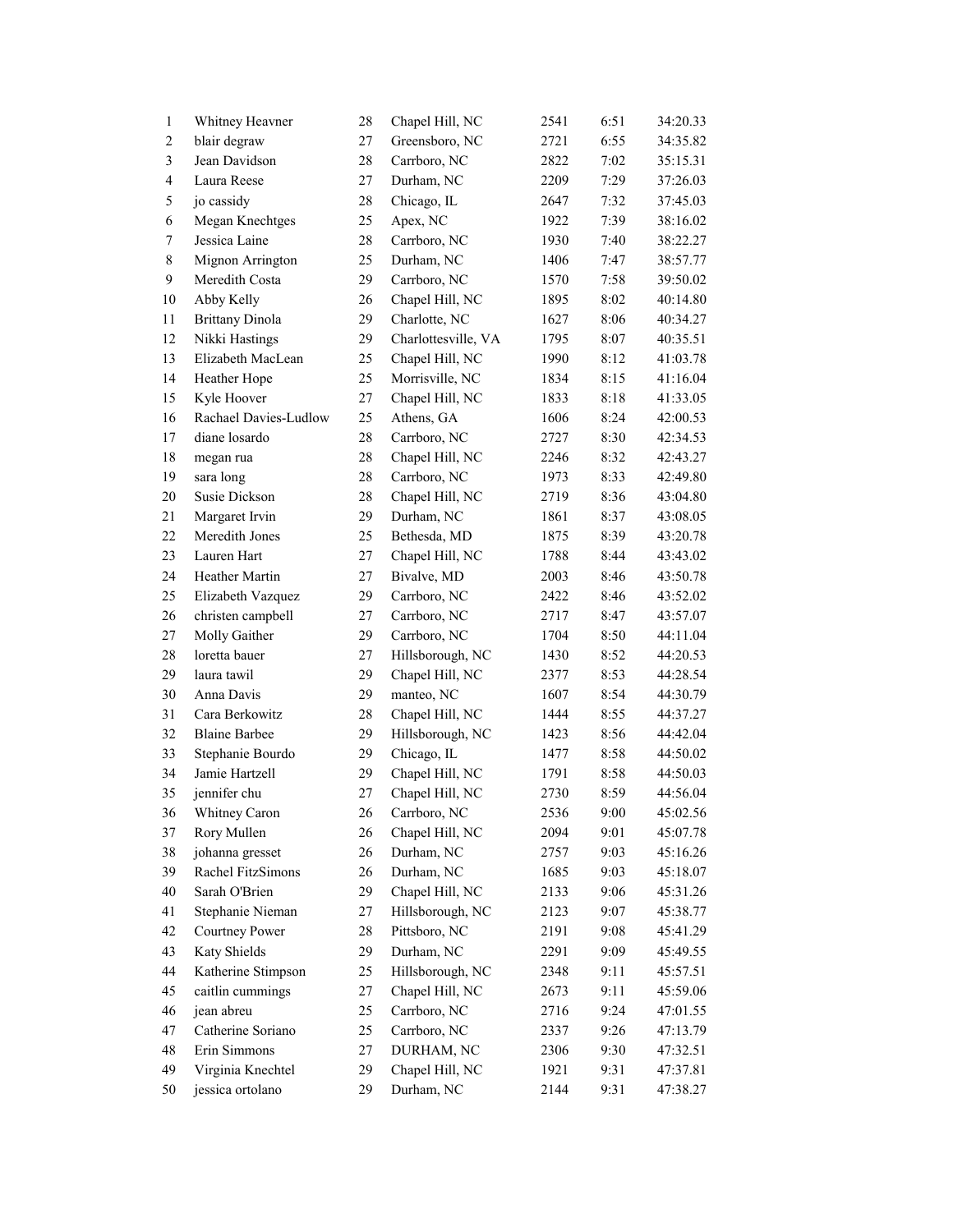| | | | | | | |
|---|---|---|---|---|---|---|
| 1 | Whitney Heavner | 28 | Chapel Hill, NC | 2541 | 6:51 | 34:20.33 |
| 2 | blair degraw | 27 | Greensboro, NC | 2721 | 6:55 | 34:35.82 |
| 3 | Jean Davidson | 28 | Carrboro, NC | 2822 | 7:02 | 35:15.31 |
| 4 | Laura Reese | 27 | Durham, NC | 2209 | 7:29 | 37:26.03 |
| 5 | jo cassidy | 28 | Chicago, IL | 2647 | 7:32 | 37:45.03 |
| 6 | Megan Knechtges | 25 | Apex, NC | 1922 | 7:39 | 38:16.02 |
| 7 | Jessica Laine | 28 | Carrboro, NC | 1930 | 7:40 | 38:22.27 |
| 8 | Mignon Arrington | 25 | Durham, NC | 1406 | 7:47 | 38:57.77 |
| 9 | Meredith Costa | 29 | Carrboro, NC | 1570 | 7:58 | 39:50.02 |
| 10 | Abby Kelly | 26 | Chapel Hill, NC | 1895 | 8:02 | 40:14.80 |
| 11 | Brittany Dinola | 29 | Charlotte, NC | 1627 | 8:06 | 40:34.27 |
| 12 | Nikki Hastings | 29 | Charlottesville, VA | 1795 | 8:07 | 40:35.51 |
| 13 | Elizabeth MacLean | 25 | Chapel Hill, NC | 1990 | 8:12 | 41:03.78 |
| 14 | Heather Hope | 25 | Morrisville, NC | 1834 | 8:15 | 41:16.04 |
| 15 | Kyle Hoover | 27 | Chapel Hill, NC | 1833 | 8:18 | 41:33.05 |
| 16 | Rachael Davies-Ludlow | 25 | Athens, GA | 1606 | 8:24 | 42:00.53 |
| 17 | diane losardo | 28 | Carrboro, NC | 2727 | 8:30 | 42:34.53 |
| 18 | megan rua | 28 | Chapel Hill, NC | 2246 | 8:32 | 42:43.27 |
| 19 | sara long | 28 | Carrboro, NC | 1973 | 8:33 | 42:49.80 |
| 20 | Susie Dickson | 28 | Chapel Hill, NC | 2719 | 8:36 | 43:04.80 |
| 21 | Margaret Irvin | 29 | Durham, NC | 1861 | 8:37 | 43:08.05 |
| 22 | Meredith Jones | 25 | Bethesda, MD | 1875 | 8:39 | 43:20.78 |
| 23 | Lauren Hart | 27 | Chapel Hill, NC | 1788 | 8:44 | 43:43.02 |
| 24 | Heather Martin | 27 | Bivalve, MD | 2003 | 8:46 | 43:50.78 |
| 25 | Elizabeth Vazquez | 29 | Carrboro, NC | 2422 | 8:46 | 43:52.02 |
| 26 | christen campbell | 27 | Carrboro, NC | 2717 | 8:47 | 43:57.07 |
| 27 | Molly Gaither | 29 | Carrboro, NC | 1704 | 8:50 | 44:11.04 |
| 28 | loretta bauer | 27 | Hillsborough, NC | 1430 | 8:52 | 44:20.53 |
| 29 | laura tawil | 29 | Chapel Hill, NC | 2377 | 8:53 | 44:28.54 |
| 30 | Anna Davis | 29 | manteo, NC | 1607 | 8:54 | 44:30.79 |
| 31 | Cara Berkowitz | 28 | Chapel Hill, NC | 1444 | 8:55 | 44:37.27 |
| 32 | Blaine Barbee | 29 | Hillsborough, NC | 1423 | 8:56 | 44:42.04 |
| 33 | Stephanie Bourdo | 29 | Chicago, IL | 1477 | 8:58 | 44:50.02 |
| 34 | Jamie Hartzell | 29 | Chapel Hill, NC | 1791 | 8:58 | 44:50.03 |
| 35 | jennifer chu | 27 | Chapel Hill, NC | 2730 | 8:59 | 44:56.04 |
| 36 | Whitney Caron | 26 | Carrboro, NC | 2536 | 9:00 | 45:02.56 |
| 37 | Rory Mullen | 26 | Chapel Hill, NC | 2094 | 9:01 | 45:07.78 |
| 38 | johanna gresset | 26 | Durham, NC | 2757 | 9:03 | 45:16.26 |
| 39 | Rachel FitzSimons | 26 | Durham, NC | 1685 | 9:03 | 45:18.07 |
| 40 | Sarah O'Brien | 29 | Chapel Hill, NC | 2133 | 9:06 | 45:31.26 |
| 41 | Stephanie Nieman | 27 | Hillsborough, NC | 2123 | 9:07 | 45:38.77 |
| 42 | Courtney Power | 28 | Pittsboro, NC | 2191 | 9:08 | 45:41.29 |
| 43 | Katy Shields | 29 | Durham, NC | 2291 | 9:09 | 45:49.55 |
| 44 | Katherine Stimpson | 25 | Hillsborough, NC | 2348 | 9:11 | 45:57.51 |
| 45 | caitlin cummings | 27 | Chapel Hill, NC | 2673 | 9:11 | 45:59.06 |
| 46 | jean abreu | 25 | Carrboro, NC | 2716 | 9:24 | 47:01.55 |
| 47 | Catherine Soriano | 25 | Carrboro, NC | 2337 | 9:26 | 47:13.79 |
| 48 | Erin Simmons | 27 | DURHAM, NC | 2306 | 9:30 | 47:32.51 |
| 49 | Virginia Knechtel | 29 | Chapel Hill, NC | 1921 | 9:31 | 47:37.81 |
| 50 | jessica ortolano | 29 | Durham, NC | 2144 | 9:31 | 47:38.27 |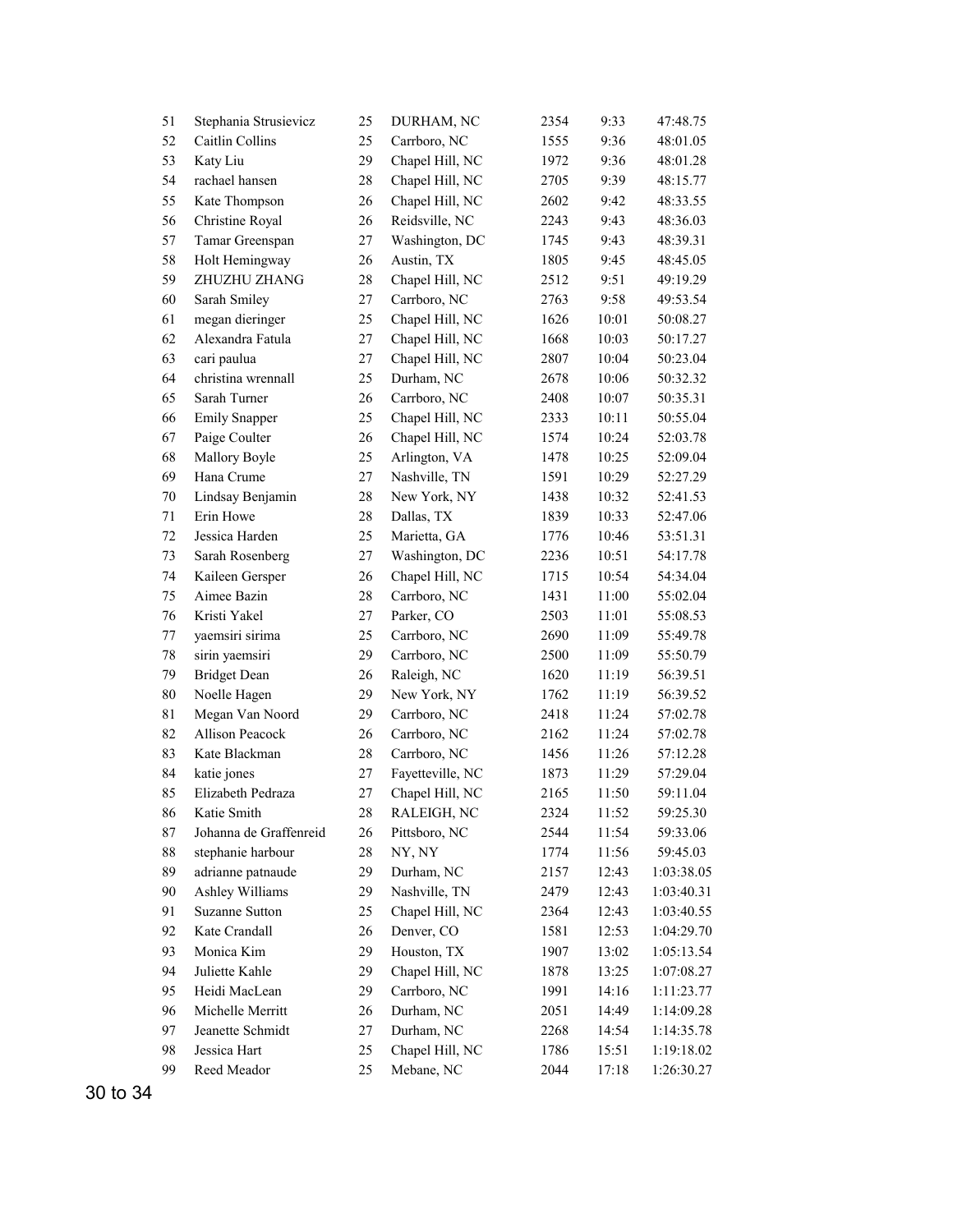| | | | | | | |
|---|---|---|---|---|---|---|
| 51 | Stephania Strusievicz | 25 | DURHAM, NC | 2354 | 9:33 | 47:48.75 |
| 52 | Caitlin Collins | 25 | Carrboro, NC | 1555 | 9:36 | 48:01.05 |
| 53 | Katy Liu | 29 | Chapel Hill, NC | 1972 | 9:36 | 48:01.28 |
| 54 | rachael hansen | 28 | Chapel Hill, NC | 2705 | 9:39 | 48:15.77 |
| 55 | Kate Thompson | 26 | Chapel Hill, NC | 2602 | 9:42 | 48:33.55 |
| 56 | Christine Royal | 26 | Reidsville, NC | 2243 | 9:43 | 48:36.03 |
| 57 | Tamar Greenspan | 27 | Washington, DC | 1745 | 9:43 | 48:39.31 |
| 58 | Holt Hemingway | 26 | Austin, TX | 1805 | 9:45 | 48:45.05 |
| 59 | ZHUZHU ZHANG | 28 | Chapel Hill, NC | 2512 | 9:51 | 49:19.29 |
| 60 | Sarah Smiley | 27 | Carrboro, NC | 2763 | 9:58 | 49:53.54 |
| 61 | megan dieringer | 25 | Chapel Hill, NC | 1626 | 10:01 | 50:08.27 |
| 62 | Alexandra Fatula | 27 | Chapel Hill, NC | 1668 | 10:03 | 50:17.27 |
| 63 | cari paulua | 27 | Chapel Hill, NC | 2807 | 10:04 | 50:23.04 |
| 64 | christina wrennall | 25 | Durham, NC | 2678 | 10:06 | 50:32.32 |
| 65 | Sarah Turner | 26 | Carrboro, NC | 2408 | 10:07 | 50:35.31 |
| 66 | Emily Snapper | 25 | Chapel Hill, NC | 2333 | 10:11 | 50:55.04 |
| 67 | Paige Coulter | 26 | Chapel Hill, NC | 1574 | 10:24 | 52:03.78 |
| 68 | Mallory Boyle | 25 | Arlington, VA | 1478 | 10:25 | 52:09.04 |
| 69 | Hana Crume | 27 | Nashville, TN | 1591 | 10:29 | 52:27.29 |
| 70 | Lindsay Benjamin | 28 | New York, NY | 1438 | 10:32 | 52:41.53 |
| 71 | Erin Howe | 28 | Dallas, TX | 1839 | 10:33 | 52:47.06 |
| 72 | Jessica Harden | 25 | Marietta, GA | 1776 | 10:46 | 53:51.31 |
| 73 | Sarah Rosenberg | 27 | Washington, DC | 2236 | 10:51 | 54:17.78 |
| 74 | Kaileen Gersper | 26 | Chapel Hill, NC | 1715 | 10:54 | 54:34.04 |
| 75 | Aimee Bazin | 28 | Carrboro, NC | 1431 | 11:00 | 55:02.04 |
| 76 | Kristi Yakel | 27 | Parker, CO | 2503 | 11:01 | 55:08.53 |
| 77 | yaemsiri sirima | 25 | Carrboro, NC | 2690 | 11:09 | 55:49.78 |
| 78 | sirin yaemsiri | 29 | Carrboro, NC | 2500 | 11:09 | 55:50.79 |
| 79 | Bridget Dean | 26 | Raleigh, NC | 1620 | 11:19 | 56:39.51 |
| 80 | Noelle Hagen | 29 | New York, NY | 1762 | 11:19 | 56:39.52 |
| 81 | Megan Van Noord | 29 | Carrboro, NC | 2418 | 11:24 | 57:02.78 |
| 82 | Allison Peacock | 26 | Carrboro, NC | 2162 | 11:24 | 57:02.78 |
| 83 | Kate Blackman | 28 | Carrboro, NC | 1456 | 11:26 | 57:12.28 |
| 84 | katie jones | 27 | Fayetteville, NC | 1873 | 11:29 | 57:29.04 |
| 85 | Elizabeth Pedraza | 27 | Chapel Hill, NC | 2165 | 11:50 | 59:11.04 |
| 86 | Katie Smith | 28 | RALEIGH, NC | 2324 | 11:52 | 59:25.30 |
| 87 | Johanna de Graffenreid | 26 | Pittsboro, NC | 2544 | 11:54 | 59:33.06 |
| 88 | stephanie harbour | 28 | NY, NY | 1774 | 11:56 | 59:45.03 |
| 89 | adrianne patnaude | 29 | Durham, NC | 2157 | 12:43 | 1:03:38.05 |
| 90 | Ashley Williams | 29 | Nashville, TN | 2479 | 12:43 | 1:03:40.31 |
| 91 | Suzanne Sutton | 25 | Chapel Hill, NC | 2364 | 12:43 | 1:03:40.55 |
| 92 | Kate Crandall | 26 | Denver, CO | 1581 | 12:53 | 1:04:29.70 |
| 93 | Monica Kim | 29 | Houston, TX | 1907 | 13:02 | 1:05:13.54 |
| 94 | Juliette Kahle | 29 | Chapel Hill, NC | 1878 | 13:25 | 1:07:08.27 |
| 95 | Heidi MacLean | 29 | Carrboro, NC | 1991 | 14:16 | 1:11:23.77 |
| 96 | Michelle Merritt | 26 | Durham, NC | 2051 | 14:49 | 1:14:09.28 |
| 97 | Jeanette Schmidt | 27 | Durham, NC | 2268 | 14:54 | 1:14:35.78 |
| 98 | Jessica Hart | 25 | Chapel Hill, NC | 1786 | 15:51 | 1:19:18.02 |
| 99 | Reed Meador | 25 | Mebane, NC | 2044 | 17:18 | 1:26:30.27 |

## 30 to 34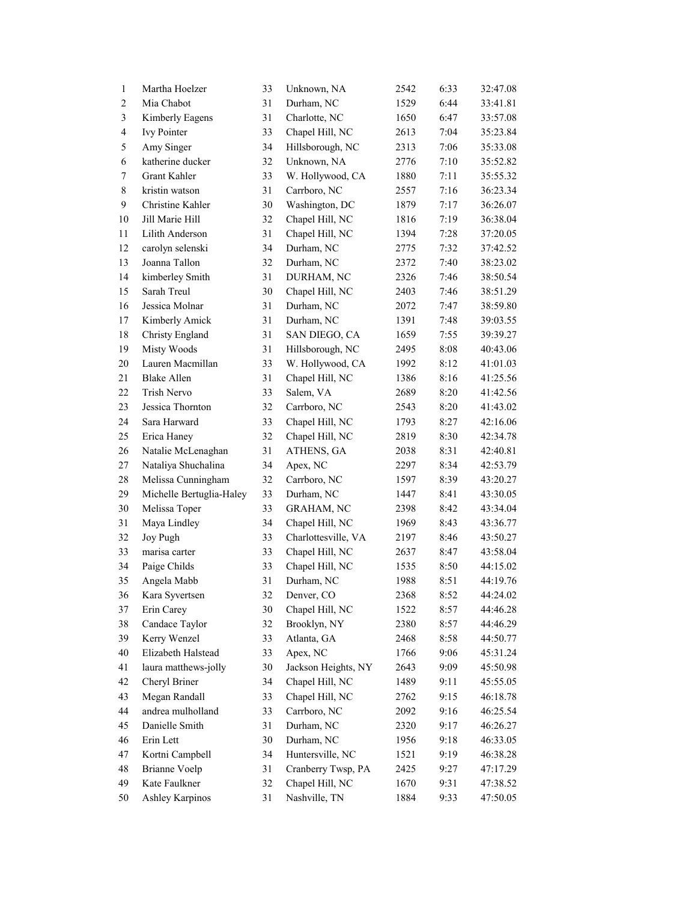| | | | | | | |
|---|---|---|---|---|---|---|
| 1 | Martha Hoelzer | 33 | Unknown, NA | 2542 | 6:33 | 32:47.08 |
| 2 | Mia Chabot | 31 | Durham, NC | 1529 | 6:44 | 33:41.81 |
| 3 | Kimberly Eagens | 31 | Charlotte, NC | 1650 | 6:47 | 33:57.08 |
| 4 | Ivy Pointer | 33 | Chapel Hill, NC | 2613 | 7:04 | 35:23.84 |
| 5 | Amy Singer | 34 | Hillsborough, NC | 2313 | 7:06 | 35:33.08 |
| 6 | katherine ducker | 32 | Unknown, NA | 2776 | 7:10 | 35:52.82 |
| 7 | Grant Kahler | 33 | W. Hollywood, CA | 1880 | 7:11 | 35:55.32 |
| 8 | kristin watson | 31 | Carrboro, NC | 2557 | 7:16 | 36:23.34 |
| 9 | Christine Kahler | 30 | Washington, DC | 1879 | 7:17 | 36:26.07 |
| 10 | Jill Marie Hill | 32 | Chapel Hill, NC | 1816 | 7:19 | 36:38.04 |
| 11 | Lilith Anderson | 31 | Chapel Hill, NC | 1394 | 7:28 | 37:20.05 |
| 12 | carolyn selenski | 34 | Durham, NC | 2775 | 7:32 | 37:42.52 |
| 13 | Joanna Tallon | 32 | Durham, NC | 2372 | 7:40 | 38:23.02 |
| 14 | kimberley Smith | 31 | DURHAM, NC | 2326 | 7:46 | 38:50.54 |
| 15 | Sarah Treul | 30 | Chapel Hill, NC | 2403 | 7:46 | 38:51.29 |
| 16 | Jessica Molnar | 31 | Durham, NC | 2072 | 7:47 | 38:59.80 |
| 17 | Kimberly Amick | 31 | Durham, NC | 1391 | 7:48 | 39:03.55 |
| 18 | Christy England | 31 | SAN DIEGO, CA | 1659 | 7:55 | 39:39.27 |
| 19 | Misty Woods | 31 | Hillsborough, NC | 2495 | 8:08 | 40:43.06 |
| 20 | Lauren Macmillan | 33 | W. Hollywood, CA | 1992 | 8:12 | 41:01.03 |
| 21 | Blake Allen | 31 | Chapel Hill, NC | 1386 | 8:16 | 41:25.56 |
| 22 | Trish Nervo | 33 | Salem, VA | 2689 | 8:20 | 41:42.56 |
| 23 | Jessica Thornton | 32 | Carrboro, NC | 2543 | 8:20 | 41:43.02 |
| 24 | Sara Harward | 33 | Chapel Hill, NC | 1793 | 8:27 | 42:16.06 |
| 25 | Erica Haney | 32 | Chapel Hill, NC | 2819 | 8:30 | 42:34.78 |
| 26 | Natalie McLenaghan | 31 | ATHENS, GA | 2038 | 8:31 | 42:40.81 |
| 27 | Nataliya Shuchalina | 34 | Apex, NC | 2297 | 8:34 | 42:53.79 |
| 28 | Melissa Cunningham | 32 | Carrboro, NC | 1597 | 8:39 | 43:20.27 |
| 29 | Michelle Bertuglia-Haley | 33 | Durham, NC | 1447 | 8:41 | 43:30.05 |
| 30 | Melissa Toper | 33 | GRAHAM, NC | 2398 | 8:42 | 43:34.04 |
| 31 | Maya Lindley | 34 | Chapel Hill, NC | 1969 | 8:43 | 43:36.77 |
| 32 | Joy Pugh | 33 | Charlottesville, VA | 2197 | 8:46 | 43:50.27 |
| 33 | marisa carter | 33 | Chapel Hill, NC | 2637 | 8:47 | 43:58.04 |
| 34 | Paige Childs | 33 | Chapel Hill, NC | 1535 | 8:50 | 44:15.02 |
| 35 | Angela Mabb | 31 | Durham, NC | 1988 | 8:51 | 44:19.76 |
| 36 | Kara Syvertsen | 32 | Denver, CO | 2368 | 8:52 | 44:24.02 |
| 37 | Erin Carey | 30 | Chapel Hill, NC | 1522 | 8:57 | 44:46.28 |
| 38 | Candace Taylor | 32 | Brooklyn, NY | 2380 | 8:57 | 44:46.29 |
| 39 | Kerry Wenzel | 33 | Atlanta, GA | 2468 | 8:58 | 44:50.77 |
| 40 | Elizabeth Halstead | 33 | Apex, NC | 1766 | 9:06 | 45:31.24 |
| 41 | laura matthews-jolly | 30 | Jackson Heights, NY | 2643 | 9:09 | 45:50.98 |
| 42 | Cheryl Briner | 34 | Chapel Hill, NC | 1489 | 9:11 | 45:55.05 |
| 43 | Megan Randall | 33 | Chapel Hill, NC | 2762 | 9:15 | 46:18.78 |
| 44 | andrea mulholland | 33 | Carrboro, NC | 2092 | 9:16 | 46:25.54 |
| 45 | Danielle Smith | 31 | Durham, NC | 2320 | 9:17 | 46:26.27 |
| 46 | Erin Lett | 30 | Durham, NC | 1956 | 9:18 | 46:33.05 |
| 47 | Kortni Campbell | 34 | Huntersville, NC | 1521 | 9:19 | 46:38.28 |
| 48 | Brianne Voelp | 31 | Cranberry Twsp, PA | 2425 | 9:27 | 47:17.29 |
| 49 | Kate Faulkner | 32 | Chapel Hill, NC | 1670 | 9:31 | 47:38.52 |
| 50 | Ashley Karpinos | 31 | Nashville, TN | 1884 | 9:33 | 47:50.05 |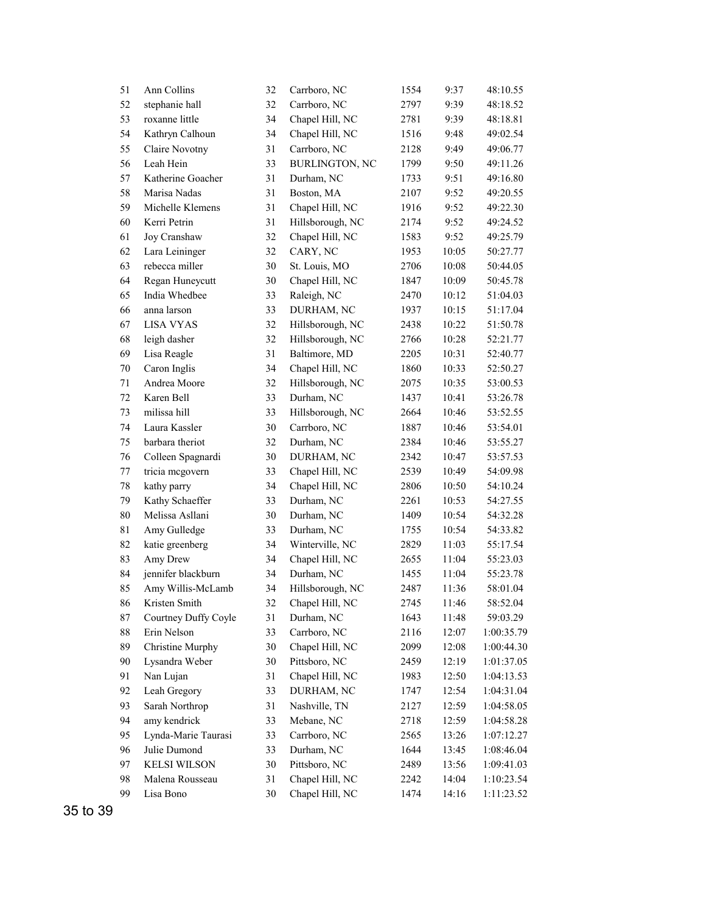| | | | | | | |
|---|---|---|---|---|---|---|
| 51 | Ann Collins | 32 | Carrboro, NC | 1554 | 9:37 | 48:10.55 |
| 52 | stephanie hall | 32 | Carrboro, NC | 2797 | 9:39 | 48:18.52 |
| 53 | roxanne little | 34 | Chapel Hill, NC | 2781 | 9:39 | 48:18.81 |
| 54 | Kathryn Calhoun | 34 | Chapel Hill, NC | 1516 | 9:48 | 49:02.54 |
| 55 | Claire Novotny | 31 | Carrboro, NC | 2128 | 9:49 | 49:06.77 |
| 56 | Leah Hein | 33 | BURLINGTON, NC | 1799 | 9:50 | 49:11.26 |
| 57 | Katherine Goacher | 31 | Durham, NC | 1733 | 9:51 | 49:16.80 |
| 58 | Marisa Nadas | 31 | Boston, MA | 2107 | 9:52 | 49:20.55 |
| 59 | Michelle Klemens | 31 | Chapel Hill, NC | 1916 | 9:52 | 49:22.30 |
| 60 | Kerri Petrin | 31 | Hillsborough, NC | 2174 | 9:52 | 49:24.52 |
| 61 | Joy Cranshaw | 32 | Chapel Hill, NC | 1583 | 9:52 | 49:25.79 |
| 62 | Lara Leininger | 32 | CARY, NC | 1953 | 10:05 | 50:27.77 |
| 63 | rebecca miller | 30 | St. Louis, MO | 2706 | 10:08 | 50:44.05 |
| 64 | Regan Huneycutt | 30 | Chapel Hill, NC | 1847 | 10:09 | 50:45.78 |
| 65 | India Whedbee | 33 | Raleigh, NC | 2470 | 10:12 | 51:04.03 |
| 66 | anna larson | 33 | DURHAM, NC | 1937 | 10:15 | 51:17.04 |
| 67 | LISA VYAS | 32 | Hillsborough, NC | 2438 | 10:22 | 51:50.78 |
| 68 | leigh dasher | 32 | Hillsborough, NC | 2766 | 10:28 | 52:21.77 |
| 69 | Lisa Reagle | 31 | Baltimore, MD | 2205 | 10:31 | 52:40.77 |
| 70 | Caron Inglis | 34 | Chapel Hill, NC | 1860 | 10:33 | 52:50.27 |
| 71 | Andrea Moore | 32 | Hillsborough, NC | 2075 | 10:35 | 53:00.53 |
| 72 | Karen Bell | 33 | Durham, NC | 1437 | 10:41 | 53:26.78 |
| 73 | milissa hill | 33 | Hillsborough, NC | 2664 | 10:46 | 53:52.55 |
| 74 | Laura Kassler | 30 | Carrboro, NC | 1887 | 10:46 | 53:54.01 |
| 75 | barbara theriot | 32 | Durham, NC | 2384 | 10:46 | 53:55.27 |
| 76 | Colleen Spagnardi | 30 | DURHAM, NC | 2342 | 10:47 | 53:57.53 |
| 77 | tricia mcgovern | 33 | Chapel Hill, NC | 2539 | 10:49 | 54:09.98 |
| 78 | kathy parry | 34 | Chapel Hill, NC | 2806 | 10:50 | 54:10.24 |
| 79 | Kathy Schaeffer | 33 | Durham, NC | 2261 | 10:53 | 54:27.55 |
| 80 | Melissa Asllani | 30 | Durham, NC | 1409 | 10:54 | 54:32.28 |
| 81 | Amy Gulledge | 33 | Durham, NC | 1755 | 10:54 | 54:33.82 |
| 82 | katie greenberg | 34 | Winterville, NC | 2829 | 11:03 | 55:17.54 |
| 83 | Amy Drew | 34 | Chapel Hill, NC | 2655 | 11:04 | 55:23.03 |
| 84 | jennifer blackburn | 34 | Durham, NC | 1455 | 11:04 | 55:23.78 |
| 85 | Amy Willis-McLamb | 34 | Hillsborough, NC | 2487 | 11:36 | 58:01.04 |
| 86 | Kristen Smith | 32 | Chapel Hill, NC | 2745 | 11:46 | 58:52.04 |
| 87 | Courtney Duffy Coyle | 31 | Durham, NC | 1643 | 11:48 | 59:03.29 |
| 88 | Erin Nelson | 33 | Carrboro, NC | 2116 | 12:07 | 1:00:35.79 |
| 89 | Christine Murphy | 30 | Chapel Hill, NC | 2099 | 12:08 | 1:00:44.30 |
| 90 | Lysandra Weber | 30 | Pittsboro, NC | 2459 | 12:19 | 1:01:37.05 |
| 91 | Nan Lujan | 31 | Chapel Hill, NC | 1983 | 12:50 | 1:04:13.53 |
| 92 | Leah Gregory | 33 | DURHAM, NC | 1747 | 12:54 | 1:04:31.04 |
| 93 | Sarah Northrop | 31 | Nashville, TN | 2127 | 12:59 | 1:04:58.05 |
| 94 | amy kendrick | 33 | Mebane, NC | 2718 | 12:59 | 1:04:58.28 |
| 95 | Lynda-Marie Taurasi | 33 | Carrboro, NC | 2565 | 13:26 | 1:07:12.27 |
| 96 | Julie Dumond | 33 | Durham, NC | 1644 | 13:45 | 1:08:46.04 |
| 97 | KELSI WILSON | 30 | Pittsboro, NC | 2489 | 13:56 | 1:09:41.03 |
| 98 | Malena Rousseau | 31 | Chapel Hill, NC | 2242 | 14:04 | 1:10:23.54 |
| 99 | Lisa Bono | 30 | Chapel Hill, NC | 1474 | 14:16 | 1:11:23.52 |

## 35 to 39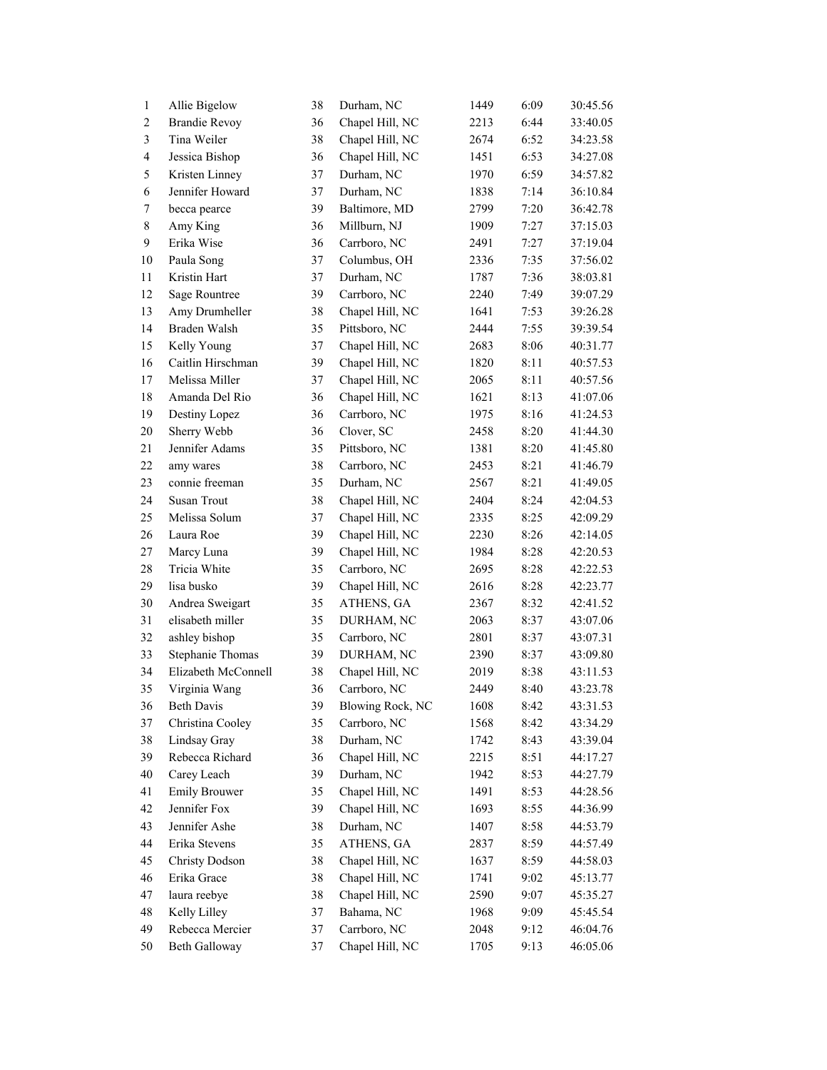| | | | | | | |
|---|---|---|---|---|---|---|
| 1 | Allie Bigelow | 38 | Durham, NC | 1449 | 6:09 | 30:45.56 |
| 2 | Brandie Revoy | 36 | Chapel Hill, NC | 2213 | 6:44 | 33:40.05 |
| 3 | Tina Weiler | 38 | Chapel Hill, NC | 2674 | 6:52 | 34:23.58 |
| 4 | Jessica Bishop | 36 | Chapel Hill, NC | 1451 | 6:53 | 34:27.08 |
| 5 | Kristen Linney | 37 | Durham, NC | 1970 | 6:59 | 34:57.82 |
| 6 | Jennifer Howard | 37 | Durham, NC | 1838 | 7:14 | 36:10.84 |
| 7 | becca pearce | 39 | Baltimore, MD | 2799 | 7:20 | 36:42.78 |
| 8 | Amy King | 36 | Millburn, NJ | 1909 | 7:27 | 37:15.03 |
| 9 | Erika Wise | 36 | Carrboro, NC | 2491 | 7:27 | 37:19.04 |
| 10 | Paula Song | 37 | Columbus, OH | 2336 | 7:35 | 37:56.02 |
| 11 | Kristin Hart | 37 | Durham, NC | 1787 | 7:36 | 38:03.81 |
| 12 | Sage Rountree | 39 | Carrboro, NC | 2240 | 7:49 | 39:07.29 |
| 13 | Amy Drumheller | 38 | Chapel Hill, NC | 1641 | 7:53 | 39:26.28 |
| 14 | Braden Walsh | 35 | Pittsboro, NC | 2444 | 7:55 | 39:39.54 |
| 15 | Kelly Young | 37 | Chapel Hill, NC | 2683 | 8:06 | 40:31.77 |
| 16 | Caitlin Hirschman | 39 | Chapel Hill, NC | 1820 | 8:11 | 40:57.53 |
| 17 | Melissa Miller | 37 | Chapel Hill, NC | 2065 | 8:11 | 40:57.56 |
| 18 | Amanda Del Rio | 36 | Chapel Hill, NC | 1621 | 8:13 | 41:07.06 |
| 19 | Destiny Lopez | 36 | Carrboro, NC | 1975 | 8:16 | 41:24.53 |
| 20 | Sherry Webb | 36 | Clover, SC | 2458 | 8:20 | 41:44.30 |
| 21 | Jennifer Adams | 35 | Pittsboro, NC | 1381 | 8:20 | 41:45.80 |
| 22 | amy wares | 38 | Carrboro, NC | 2453 | 8:21 | 41:46.79 |
| 23 | connie freeman | 35 | Durham, NC | 2567 | 8:21 | 41:49.05 |
| 24 | Susan Trout | 38 | Chapel Hill, NC | 2404 | 8:24 | 42:04.53 |
| 25 | Melissa Solum | 37 | Chapel Hill, NC | 2335 | 8:25 | 42:09.29 |
| 26 | Laura Roe | 39 | Chapel Hill, NC | 2230 | 8:26 | 42:14.05 |
| 27 | Marcy Luna | 39 | Chapel Hill, NC | 1984 | 8:28 | 42:20.53 |
| 28 | Tricia White | 35 | Carrboro, NC | 2695 | 8:28 | 42:22.53 |
| 29 | lisa busko | 39 | Chapel Hill, NC | 2616 | 8:28 | 42:23.77 |
| 30 | Andrea Sweigart | 35 | ATHENS, GA | 2367 | 8:32 | 42:41.52 |
| 31 | elisabeth miller | 35 | DURHAM, NC | 2063 | 8:37 | 43:07.06 |
| 32 | ashley bishop | 35 | Carrboro, NC | 2801 | 8:37 | 43:07.31 |
| 33 | Stephanie Thomas | 39 | DURHAM, NC | 2390 | 8:37 | 43:09.80 |
| 34 | Elizabeth McConnell | 38 | Chapel Hill, NC | 2019 | 8:38 | 43:11.53 |
| 35 | Virginia Wang | 36 | Carrboro, NC | 2449 | 8:40 | 43:23.78 |
| 36 | Beth Davis | 39 | Blowing Rock, NC | 1608 | 8:42 | 43:31.53 |
| 37 | Christina Cooley | 35 | Carrboro, NC | 1568 | 8:42 | 43:34.29 |
| 38 | Lindsay Gray | 38 | Durham, NC | 1742 | 8:43 | 43:39.04 |
| 39 | Rebecca Richard | 36 | Chapel Hill, NC | 2215 | 8:51 | 44:17.27 |
| 40 | Carey Leach | 39 | Durham, NC | 1942 | 8:53 | 44:27.79 |
| 41 | Emily Brouwer | 35 | Chapel Hill, NC | 1491 | 8:53 | 44:28.56 |
| 42 | Jennifer Fox | 39 | Chapel Hill, NC | 1693 | 8:55 | 44:36.99 |
| 43 | Jennifer Ashe | 38 | Durham, NC | 1407 | 8:58 | 44:53.79 |
| 44 | Erika Stevens | 35 | ATHENS, GA | 2837 | 8:59 | 44:57.49 |
| 45 | Christy Dodson | 38 | Chapel Hill, NC | 1637 | 8:59 | 44:58.03 |
| 46 | Erika Grace | 38 | Chapel Hill, NC | 1741 | 9:02 | 45:13.77 |
| 47 | laura reebye | 38 | Chapel Hill, NC | 2590 | 9:07 | 45:35.27 |
| 48 | Kelly Lilley | 37 | Bahama, NC | 1968 | 9:09 | 45:45.54 |
| 49 | Rebecca Mercier | 37 | Carrboro, NC | 2048 | 9:12 | 46:04.76 |
| 50 | Beth Galloway | 37 | Chapel Hill, NC | 1705 | 9:13 | 46:05.06 |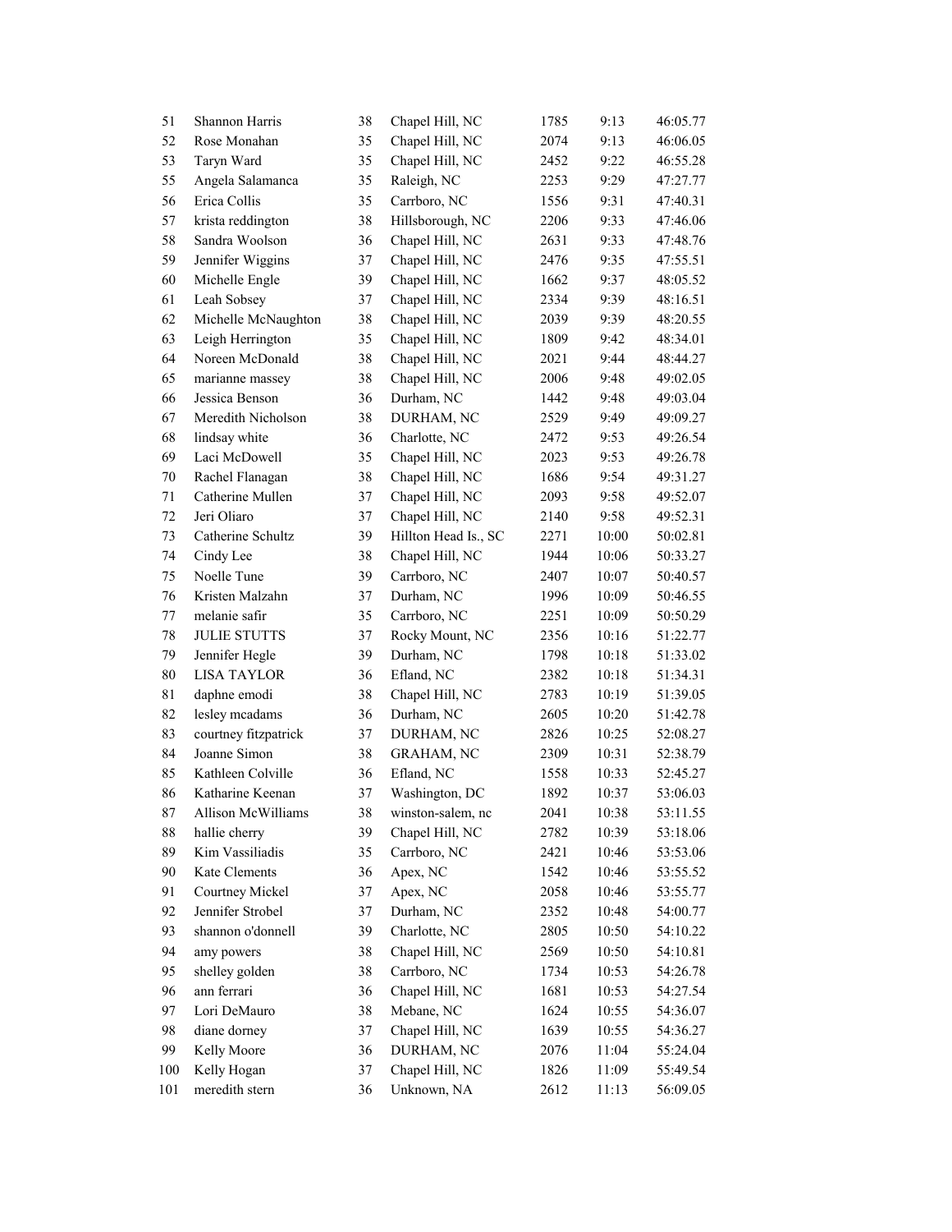| | | | | | | |
|---|---|---|---|---|---|---|
| 51 | Shannon Harris | 38 | Chapel Hill, NC | 1785 | 9:13 | 46:05.77 |
| 52 | Rose Monahan | 35 | Chapel Hill, NC | 2074 | 9:13 | 46:06.05 |
| 53 | Taryn Ward | 35 | Chapel Hill, NC | 2452 | 9:22 | 46:55.28 |
| 55 | Angela Salamanca | 35 | Raleigh, NC | 2253 | 9:29 | 47:27.77 |
| 56 | Erica Collis | 35 | Carrboro, NC | 1556 | 9:31 | 47:40.31 |
| 57 | krista reddington | 38 | Hillsborough, NC | 2206 | 9:33 | 47:46.06 |
| 58 | Sandra Woolson | 36 | Chapel Hill, NC | 2631 | 9:33 | 47:48.76 |
| 59 | Jennifer Wiggins | 37 | Chapel Hill, NC | 2476 | 9:35 | 47:55.51 |
| 60 | Michelle Engle | 39 | Chapel Hill, NC | 1662 | 9:37 | 48:05.52 |
| 61 | Leah Sobsey | 37 | Chapel Hill, NC | 2334 | 9:39 | 48:16.51 |
| 62 | Michelle McNaughton | 38 | Chapel Hill, NC | 2039 | 9:39 | 48:20.55 |
| 63 | Leigh Herrington | 35 | Chapel Hill, NC | 1809 | 9:42 | 48:34.01 |
| 64 | Noreen McDonald | 38 | Chapel Hill, NC | 2021 | 9:44 | 48:44.27 |
| 65 | marianne massey | 38 | Chapel Hill, NC | 2006 | 9:48 | 49:02.05 |
| 66 | Jessica Benson | 36 | Durham, NC | 1442 | 9:48 | 49:03.04 |
| 67 | Meredith Nicholson | 38 | DURHAM, NC | 2529 | 9:49 | 49:09.27 |
| 68 | lindsay white | 36 | Charlotte, NC | 2472 | 9:53 | 49:26.54 |
| 69 | Laci McDowell | 35 | Chapel Hill, NC | 2023 | 9:53 | 49:26.78 |
| 70 | Rachel Flanagan | 38 | Chapel Hill, NC | 1686 | 9:54 | 49:31.27 |
| 71 | Catherine Mullen | 37 | Chapel Hill, NC | 2093 | 9:58 | 49:52.07 |
| 72 | Jeri Oliaro | 37 | Chapel Hill, NC | 2140 | 9:58 | 49:52.31 |
| 73 | Catherine Schultz | 39 | Hillton Head Is., SC | 2271 | 10:00 | 50:02.81 |
| 74 | Cindy Lee | 38 | Chapel Hill, NC | 1944 | 10:06 | 50:33.27 |
| 75 | Noelle Tune | 39 | Carrboro, NC | 2407 | 10:07 | 50:40.57 |
| 76 | Kristen Malzahn | 37 | Durham, NC | 1996 | 10:09 | 50:46.55 |
| 77 | melanie safir | 35 | Carrboro, NC | 2251 | 10:09 | 50:50.29 |
| 78 | JULIE STUTTS | 37 | Rocky Mount, NC | 2356 | 10:16 | 51:22.77 |
| 79 | Jennifer Hegle | 39 | Durham, NC | 1798 | 10:18 | 51:33.02 |
| 80 | LISA TAYLOR | 36 | Efland, NC | 2382 | 10:18 | 51:34.31 |
| 81 | daphne emodi | 38 | Chapel Hill, NC | 2783 | 10:19 | 51:39.05 |
| 82 | lesley mcadams | 36 | Durham, NC | 2605 | 10:20 | 51:42.78 |
| 83 | courtney fitzpatrick | 37 | DURHAM, NC | 2826 | 10:25 | 52:08.27 |
| 84 | Joanne Simon | 38 | GRAHAM, NC | 2309 | 10:31 | 52:38.79 |
| 85 | Kathleen Colville | 36 | Efland, NC | 1558 | 10:33 | 52:45.27 |
| 86 | Katharine Keenan | 37 | Washington, DC | 1892 | 10:37 | 53:06.03 |
| 87 | Allison McWilliams | 38 | winston-salem, nc | 2041 | 10:38 | 53:11.55 |
| 88 | hallie cherry | 39 | Chapel Hill, NC | 2782 | 10:39 | 53:18.06 |
| 89 | Kim Vassiliadis | 35 | Carrboro, NC | 2421 | 10:46 | 53:53.06 |
| 90 | Kate Clements | 36 | Apex, NC | 1542 | 10:46 | 53:55.52 |
| 91 | Courtney Mickel | 37 | Apex, NC | 2058 | 10:46 | 53:55.77 |
| 92 | Jennifer Strobel | 37 | Durham, NC | 2352 | 10:48 | 54:00.77 |
| 93 | shannon o'donnell | 39 | Charlotte, NC | 2805 | 10:50 | 54:10.22 |
| 94 | amy powers | 38 | Chapel Hill, NC | 2569 | 10:50 | 54:10.81 |
| 95 | shelley golden | 38 | Carrboro, NC | 1734 | 10:53 | 54:26.78 |
| 96 | ann ferrari | 36 | Chapel Hill, NC | 1681 | 10:53 | 54:27.54 |
| 97 | Lori DeMauro | 38 | Mebane, NC | 1624 | 10:55 | 54:36.07 |
| 98 | diane dorney | 37 | Chapel Hill, NC | 1639 | 10:55 | 54:36.27 |
| 99 | Kelly Moore | 36 | DURHAM, NC | 2076 | 11:04 | 55:24.04 |
| 100 | Kelly Hogan | 37 | Chapel Hill, NC | 1826 | 11:09 | 55:49.54 |
| 101 | meredith stern | 36 | Unknown, NA | 2612 | 11:13 | 56:09.05 |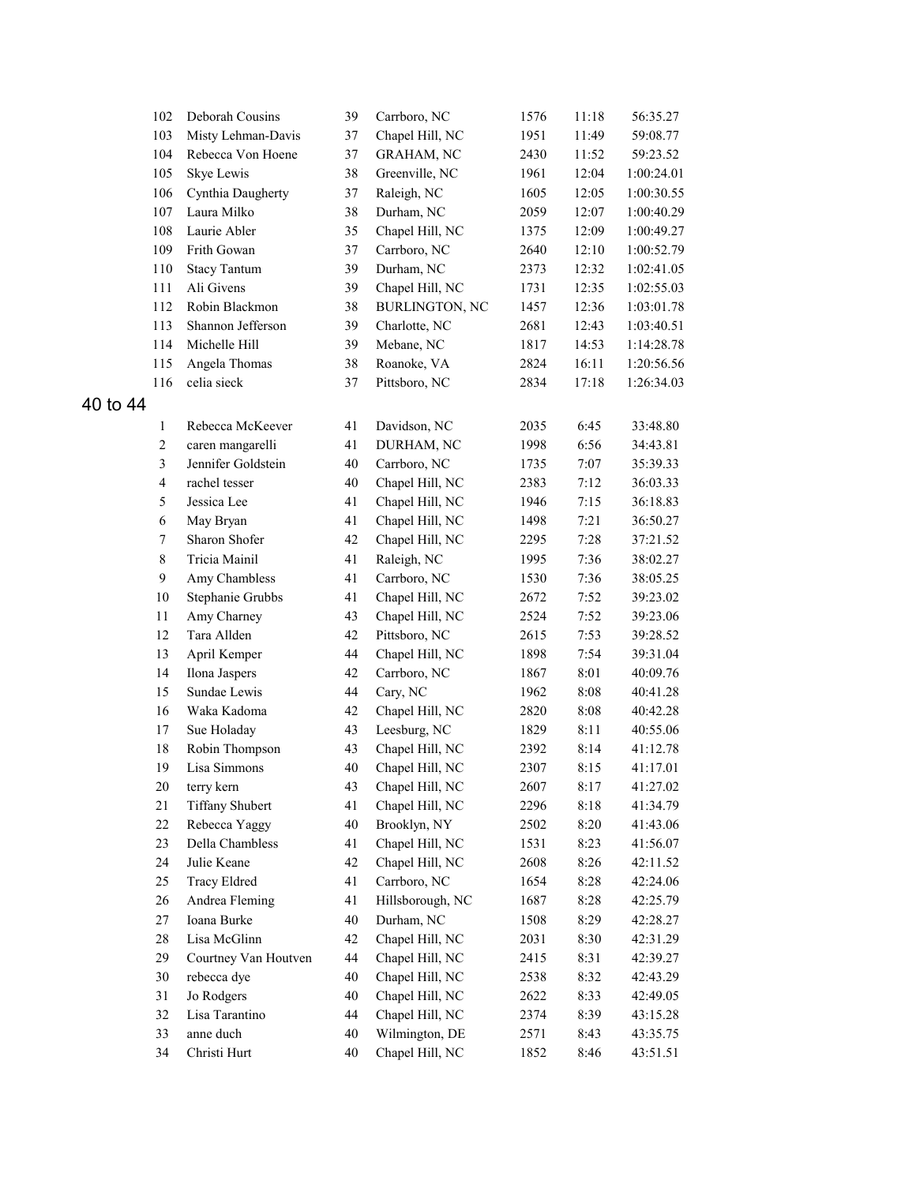| | | | | | | |
|---|---|---|---|---|---|---|
| 102 | Deborah Cousins | 39 | Carrboro, NC | 1576 | 11:18 | 56:35.27 |
| 103 | Misty Lehman-Davis | 37 | Chapel Hill, NC | 1951 | 11:49 | 59:08.77 |
| 104 | Rebecca Von Hoene | 37 | GRAHAM, NC | 2430 | 11:52 | 59:23.52 |
| 105 | Skye Lewis | 38 | Greenville, NC | 1961 | 12:04 | 1:00:24.01 |
| 106 | Cynthia Daugherty | 37 | Raleigh, NC | 1605 | 12:05 | 1:00:30.55 |
| 107 | Laura Milko | 38 | Durham, NC | 2059 | 12:07 | 1:00:40.29 |
| 108 | Laurie Abler | 35 | Chapel Hill, NC | 1375 | 12:09 | 1:00:49.27 |
| 109 | Frith Gowan | 37 | Carrboro, NC | 2640 | 12:10 | 1:00:52.79 |
| 110 | Stacy Tantum | 39 | Durham, NC | 2373 | 12:32 | 1:02:41.05 |
| 111 | Ali Givens | 39 | Chapel Hill, NC | 1731 | 12:35 | 1:02:55.03 |
| 112 | Robin Blackmon | 38 | BURLINGTON, NC | 1457 | 12:36 | 1:03:01.78 |
| 113 | Shannon Jefferson | 39 | Charlotte, NC | 2681 | 12:43 | 1:03:40.51 |
| 114 | Michelle Hill | 39 | Mebane, NC | 1817 | 14:53 | 1:14:28.78 |
| 115 | Angela Thomas | 38 | Roanoke, VA | 2824 | 16:11 | 1:20:56.56 |
| 116 | celia sieck | 37 | Pittsboro, NC | 2834 | 17:18 | 1:26:34.03 |

## 40 to 44

| | | | | | | |
|---|---|---|---|---|---|---|
| 1 | Rebecca McKeever | 41 | Davidson, NC | 2035 | 6:45 | 33:48.80 |
| 2 | caren mangarelli | 41 | DURHAM, NC | 1998 | 6:56 | 34:43.81 |
| 3 | Jennifer Goldstein | 40 | Carrboro, NC | 1735 | 7:07 | 35:39.33 |
| 4 | rachel tesser | 40 | Chapel Hill, NC | 2383 | 7:12 | 36:03.33 |
| 5 | Jessica Lee | 41 | Chapel Hill, NC | 1946 | 7:15 | 36:18.83 |
| 6 | May Bryan | 41 | Chapel Hill, NC | 1498 | 7:21 | 36:50.27 |
| 7 | Sharon Shofer | 42 | Chapel Hill, NC | 2295 | 7:28 | 37:21.52 |
| 8 | Tricia Mainil | 41 | Raleigh, NC | 1995 | 7:36 | 38:02.27 |
| 9 | Amy Chambless | 41 | Carrboro, NC | 1530 | 7:36 | 38:05.25 |
| 10 | Stephanie Grubbs | 41 | Chapel Hill, NC | 2672 | 7:52 | 39:23.02 |
| 11 | Amy Charney | 43 | Chapel Hill, NC | 2524 | 7:52 | 39:23.06 |
| 12 | Tara Allden | 42 | Pittsboro, NC | 2615 | 7:53 | 39:28.52 |
| 13 | April Kemper | 44 | Chapel Hill, NC | 1898 | 7:54 | 39:31.04 |
| 14 | Ilona Jaspers | 42 | Carrboro, NC | 1867 | 8:01 | 40:09.76 |
| 15 | Sundae Lewis | 44 | Cary, NC | 1962 | 8:08 | 40:41.28 |
| 16 | Waka Kadoma | 42 | Chapel Hill, NC | 2820 | 8:08 | 40:42.28 |
| 17 | Sue Holaday | 43 | Leesburg, NC | 1829 | 8:11 | 40:55.06 |
| 18 | Robin Thompson | 43 | Chapel Hill, NC | 2392 | 8:14 | 41:12.78 |
| 19 | Lisa Simmons | 40 | Chapel Hill, NC | 2307 | 8:15 | 41:17.01 |
| 20 | terry kern | 43 | Chapel Hill, NC | 2607 | 8:17 | 41:27.02 |
| 21 | Tiffany Shubert | 41 | Chapel Hill, NC | 2296 | 8:18 | 41:34.79 |
| 22 | Rebecca Yaggy | 40 | Brooklyn, NY | 2502 | 8:20 | 41:43.06 |
| 23 | Della Chambless | 41 | Chapel Hill, NC | 1531 | 8:23 | 41:56.07 |
| 24 | Julie Keane | 42 | Chapel Hill, NC | 2608 | 8:26 | 42:11.52 |
| 25 | Tracy Eldred | 41 | Carrboro, NC | 1654 | 8:28 | 42:24.06 |
| 26 | Andrea Fleming | 41 | Hillsborough, NC | 1687 | 8:28 | 42:25.79 |
| 27 | Ioana Burke | 40 | Durham, NC | 1508 | 8:29 | 42:28.27 |
| 28 | Lisa McGlinn | 42 | Chapel Hill, NC | 2031 | 8:30 | 42:31.29 |
| 29 | Courtney Van Houtven | 44 | Chapel Hill, NC | 2415 | 8:31 | 42:39.27 |
| 30 | rebecca dye | 40 | Chapel Hill, NC | 2538 | 8:32 | 42:43.29 |
| 31 | Jo Rodgers | 40 | Chapel Hill, NC | 2622 | 8:33 | 42:49.05 |
| 32 | Lisa Tarantino | 44 | Chapel Hill, NC | 2374 | 8:39 | 43:15.28 |
| 33 | anne duch | 40 | Wilmington, DE | 2571 | 8:43 | 43:35.75 |
| 34 | Christi Hurt | 40 | Chapel Hill, NC | 1852 | 8:46 | 43:51.51 |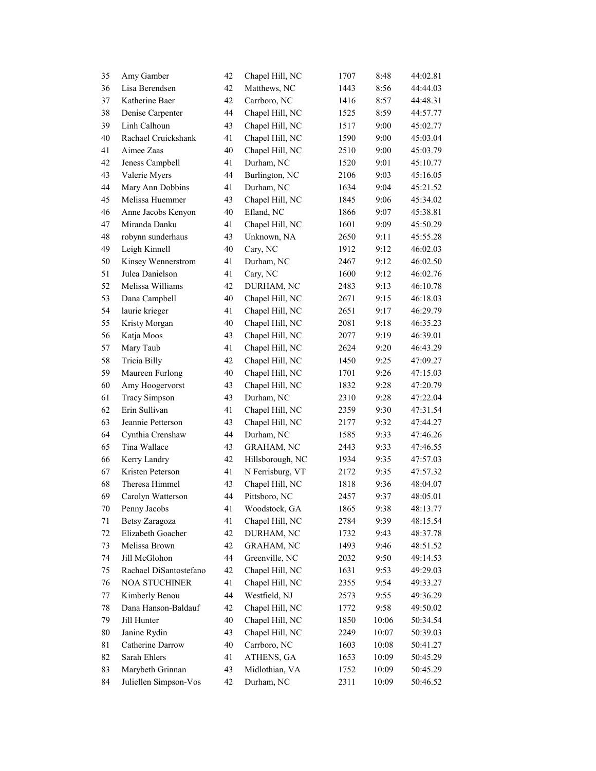| | | | | | | |
|---|---|---|---|---|---|---|
| 35 | Amy Gamber | 42 | Chapel Hill, NC | 1707 | 8:48 | 44:02.81 |
| 36 | Lisa Berendsen | 42 | Matthews, NC | 1443 | 8:56 | 44:44.03 |
| 37 | Katherine Baer | 42 | Carrboro, NC | 1416 | 8:57 | 44:48.31 |
| 38 | Denise Carpenter | 44 | Chapel Hill, NC | 1525 | 8:59 | 44:57.77 |
| 39 | Linh Calhoun | 43 | Chapel Hill, NC | 1517 | 9:00 | 45:02.77 |
| 40 | Rachael Cruickshank | 41 | Chapel Hill, NC | 1590 | 9:00 | 45:03.04 |
| 41 | Aimee Zaas | 40 | Chapel Hill, NC | 2510 | 9:00 | 45:03.79 |
| 42 | Jeness Campbell | 41 | Durham, NC | 1520 | 9:01 | 45:10.77 |
| 43 | Valerie Myers | 44 | Burlington, NC | 2106 | 9:03 | 45:16.05 |
| 44 | Mary Ann Dobbins | 41 | Durham, NC | 1634 | 9:04 | 45:21.52 |
| 45 | Melissa Huemmer | 43 | Chapel Hill, NC | 1845 | 9:06 | 45:34.02 |
| 46 | Anne Jacobs Kenyon | 40 | Efland, NC | 1866 | 9:07 | 45:38.81 |
| 47 | Miranda Danku | 41 | Chapel Hill, NC | 1601 | 9:09 | 45:50.29 |
| 48 | robynn sunderhaus | 43 | Unknown, NA | 2650 | 9:11 | 45:55.28 |
| 49 | Leigh Kinnell | 40 | Cary, NC | 1912 | 9:12 | 46:02.03 |
| 50 | Kinsey Wennerstrom | 41 | Durham, NC | 2467 | 9:12 | 46:02.50 |
| 51 | Julea Danielson | 41 | Cary, NC | 1600 | 9:12 | 46:02.76 |
| 52 | Melissa Williams | 42 | DURHAM, NC | 2483 | 9:13 | 46:10.78 |
| 53 | Dana Campbell | 40 | Chapel Hill, NC | 2671 | 9:15 | 46:18.03 |
| 54 | laurie krieger | 41 | Chapel Hill, NC | 2651 | 9:17 | 46:29.79 |
| 55 | Kristy Morgan | 40 | Chapel Hill, NC | 2081 | 9:18 | 46:35.23 |
| 56 | Katja Moos | 43 | Chapel Hill, NC | 2077 | 9:19 | 46:39.01 |
| 57 | Mary Taub | 41 | Chapel Hill, NC | 2624 | 9:20 | 46:43.29 |
| 58 | Tricia Billy | 42 | Chapel Hill, NC | 1450 | 9:25 | 47:09.27 |
| 59 | Maureen Furlong | 40 | Chapel Hill, NC | 1701 | 9:26 | 47:15.03 |
| 60 | Amy Hoogervorst | 43 | Chapel Hill, NC | 1832 | 9:28 | 47:20.79 |
| 61 | Tracy Simpson | 43 | Durham, NC | 2310 | 9:28 | 47:22.04 |
| 62 | Erin Sullivan | 41 | Chapel Hill, NC | 2359 | 9:30 | 47:31.54 |
| 63 | Jeannie Petterson | 43 | Chapel Hill, NC | 2177 | 9:32 | 47:44.27 |
| 64 | Cynthia Crenshaw | 44 | Durham, NC | 1585 | 9:33 | 47:46.26 |
| 65 | Tina Wallace | 43 | GRAHAM, NC | 2443 | 9:33 | 47:46.55 |
| 66 | Kerry Landry | 42 | Hillsborough, NC | 1934 | 9:35 | 47:57.03 |
| 67 | Kristen Peterson | 41 | N Ferrisburg, VT | 2172 | 9:35 | 47:57.32 |
| 68 | Theresa Himmel | 43 | Chapel Hill, NC | 1818 | 9:36 | 48:04.07 |
| 69 | Carolyn Watterson | 44 | Pittsboro, NC | 2457 | 9:37 | 48:05.01 |
| 70 | Penny Jacobs | 41 | Woodstock, GA | 1865 | 9:38 | 48:13.77 |
| 71 | Betsy Zaragoza | 41 | Chapel Hill, NC | 2784 | 9:39 | 48:15.54 |
| 72 | Elizabeth Goacher | 42 | DURHAM, NC | 1732 | 9:43 | 48:37.78 |
| 73 | Melissa Brown | 42 | GRAHAM, NC | 1493 | 9:46 | 48:51.52 |
| 74 | Jill McGlohon | 44 | Greenville, NC | 2032 | 9:50 | 49:14.53 |
| 75 | Rachael DiSantostefano | 42 | Chapel Hill, NC | 1631 | 9:53 | 49:29.03 |
| 76 | NOA STUCHINER | 41 | Chapel Hill, NC | 2355 | 9:54 | 49:33.27 |
| 77 | Kimberly Benou | 44 | Westfield, NJ | 2573 | 9:55 | 49:36.29 |
| 78 | Dana Hanson-Baldauf | 42 | Chapel Hill, NC | 1772 | 9:58 | 49:50.02 |
| 79 | Jill Hunter | 40 | Chapel Hill, NC | 1850 | 10:06 | 50:34.54 |
| 80 | Janine Rydin | 43 | Chapel Hill, NC | 2249 | 10:07 | 50:39.03 |
| 81 | Catherine Darrow | 40 | Carrboro, NC | 1603 | 10:08 | 50:41.27 |
| 82 | Sarah Ehlers | 41 | ATHENS, GA | 1653 | 10:09 | 50:45.29 |
| 83 | Marybeth Grinnan | 43 | Midlothian, VA | 1752 | 10:09 | 50:45.29 |
| 84 | Juliellen Simpson-Vos | 42 | Durham, NC | 2311 | 10:09 | 50:46.52 |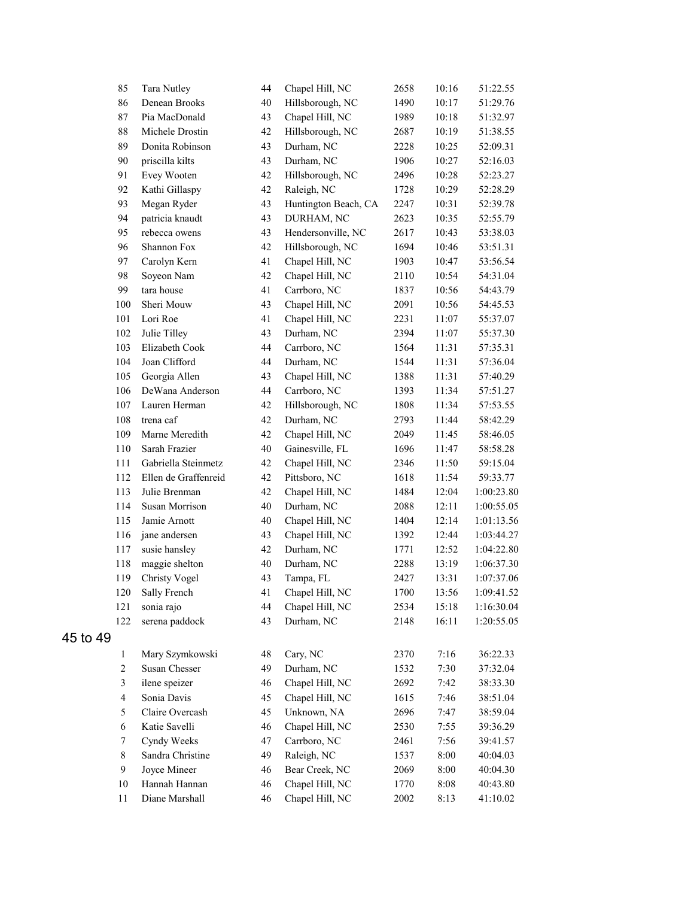| | | | | | | |
|---|---|---|---|---|---|---|
| 85 | Tara Nutley | 44 | Chapel Hill, NC | 2658 | 10:16 | 51:22.55 |
| 86 | Denean Brooks | 40 | Hillsborough, NC | 1490 | 10:17 | 51:29.76 |
| 87 | Pia MacDonald | 43 | Chapel Hill, NC | 1989 | 10:18 | 51:32.97 |
| 88 | Michele Drostin | 42 | Hillsborough, NC | 2687 | 10:19 | 51:38.55 |
| 89 | Donita Robinson | 43 | Durham, NC | 2228 | 10:25 | 52:09.31 |
| 90 | priscilla kilts | 43 | Durham, NC | 1906 | 10:27 | 52:16.03 |
| 91 | Evey Wooten | 42 | Hillsborough, NC | 2496 | 10:28 | 52:23.27 |
| 92 | Kathi Gillaspy | 42 | Raleigh, NC | 1728 | 10:29 | 52:28.29 |
| 93 | Megan Ryder | 43 | Huntington Beach, CA | 2247 | 10:31 | 52:39.78 |
| 94 | patricia knaudt | 43 | DURHAM, NC | 2623 | 10:35 | 52:55.79 |
| 95 | rebecca owens | 43 | Hendersonville, NC | 2617 | 10:43 | 53:38.03 |
| 96 | Shannon Fox | 42 | Hillsborough, NC | 1694 | 10:46 | 53:51.31 |
| 97 | Carolyn Kern | 41 | Chapel Hill, NC | 1903 | 10:47 | 53:56.54 |
| 98 | Soyeon Nam | 42 | Chapel Hill, NC | 2110 | 10:54 | 54:31.04 |
| 99 | tara house | 41 | Carrboro, NC | 1837 | 10:56 | 54:43.79 |
| 100 | Sheri Mouw | 43 | Chapel Hill, NC | 2091 | 10:56 | 54:45.53 |
| 101 | Lori Roe | 41 | Chapel Hill, NC | 2231 | 11:07 | 55:37.07 |
| 102 | Julie Tilley | 43 | Durham, NC | 2394 | 11:07 | 55:37.30 |
| 103 | Elizabeth Cook | 44 | Carrboro, NC | 1564 | 11:31 | 57:35.31 |
| 104 | Joan Clifford | 44 | Durham, NC | 1544 | 11:31 | 57:36.04 |
| 105 | Georgia Allen | 43 | Chapel Hill, NC | 1388 | 11:31 | 57:40.29 |
| 106 | DeWana Anderson | 44 | Carrboro, NC | 1393 | 11:34 | 57:51.27 |
| 107 | Lauren Herman | 42 | Hillsborough, NC | 1808 | 11:34 | 57:53.55 |
| 108 | trena caf | 42 | Durham, NC | 2793 | 11:44 | 58:42.29 |
| 109 | Marne Meredith | 42 | Chapel Hill, NC | 2049 | 11:45 | 58:46.05 |
| 110 | Sarah Frazier | 40 | Gainesville, FL | 1696 | 11:47 | 58:58.28 |
| 111 | Gabriella Steinmetz | 42 | Chapel Hill, NC | 2346 | 11:50 | 59:15.04 |
| 112 | Ellen de Graffenreid | 42 | Pittsboro, NC | 1618 | 11:54 | 59:33.77 |
| 113 | Julie Brenman | 42 | Chapel Hill, NC | 1484 | 12:04 | 1:00:23.80 |
| 114 | Susan Morrison | 40 | Durham, NC | 2088 | 12:11 | 1:00:55.05 |
| 115 | Jamie Arnott | 40 | Chapel Hill, NC | 1404 | 12:14 | 1:01:13.56 |
| 116 | jane andersen | 43 | Chapel Hill, NC | 1392 | 12:44 | 1:03:44.27 |
| 117 | susie hansley | 42 | Durham, NC | 1771 | 12:52 | 1:04:22.80 |
| 118 | maggie shelton | 40 | Durham, NC | 2288 | 13:19 | 1:06:37.30 |
| 119 | Christy Vogel | 43 | Tampa, FL | 2427 | 13:31 | 1:07:37.06 |
| 120 | Sally French | 41 | Chapel Hill, NC | 1700 | 13:56 | 1:09:41.52 |
| 121 | sonia rajo | 44 | Chapel Hill, NC | 2534 | 15:18 | 1:16:30.04 |
| 122 | serena paddock | 43 | Durham, NC | 2148 | 16:11 | 1:20:55.05 |

## 45 to 49

| | | | | | | |
|---|---|---|---|---|---|---|
| 1 | Mary Szymkowski | 48 | Cary, NC | 2370 | 7:16 | 36:22.33 |
| 2 | Susan Chesser | 49 | Durham, NC | 1532 | 7:30 | 37:32.04 |
| 3 | ilene speizer | 46 | Chapel Hill, NC | 2692 | 7:42 | 38:33.30 |
| 4 | Sonia Davis | 45 | Chapel Hill, NC | 1615 | 7:46 | 38:51.04 |
| 5 | Claire Overcash | 45 | Unknown, NA | 2696 | 7:47 | 38:59.04 |
| 6 | Katie Savelli | 46 | Chapel Hill, NC | 2530 | 7:55 | 39:36.29 |
| 7 | Cyndy Weeks | 47 | Carrboro, NC | 2461 | 7:56 | 39:41.57 |
| 8 | Sandra Christine | 49 | Raleigh, NC | 1537 | 8:00 | 40:04.03 |
| 9 | Joyce Mineer | 46 | Bear Creek, NC | 2069 | 8:00 | 40:04.30 |
| 10 | Hannah Hannan | 46 | Chapel Hill, NC | 1770 | 8:08 | 40:43.80 |
| 11 | Diane Marshall | 46 | Chapel Hill, NC | 2002 | 8:13 | 41:10.02 |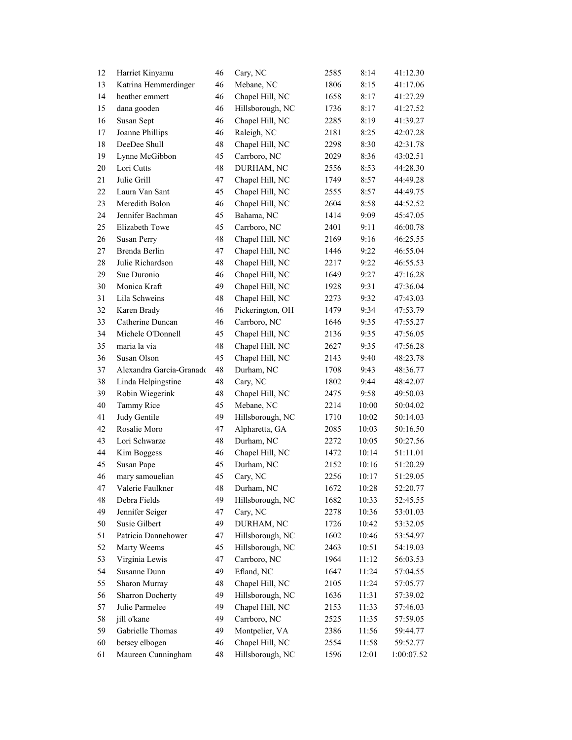| | | | | | | |
|---|---|---|---|---|---|---|
| 12 | Harriet Kinyamu | 46 | Cary, NC | 2585 | 8:14 | 41:12.30 |
| 13 | Katrina Hemmerdinger | 46 | Mebane, NC | 1806 | 8:15 | 41:17.06 |
| 14 | heather emmett | 46 | Chapel Hill, NC | 1658 | 8:17 | 41:27.29 |
| 15 | dana gooden | 46 | Hillsborough, NC | 1736 | 8:17 | 41:27.52 |
| 16 | Susan Sept | 46 | Chapel Hill, NC | 2285 | 8:19 | 41:39.27 |
| 17 | Joanne Phillips | 46 | Raleigh, NC | 2181 | 8:25 | 42:07.28 |
| 18 | DeeDee Shull | 48 | Chapel Hill, NC | 2298 | 8:30 | 42:31.78 |
| 19 | Lynne McGibbon | 45 | Carrboro, NC | 2029 | 8:36 | 43:02.51 |
| 20 | Lori Cutts | 48 | DURHAM, NC | 2556 | 8:53 | 44:28.30 |
| 21 | Julie Grill | 47 | Chapel Hill, NC | 1749 | 8:57 | 44:49.28 |
| 22 | Laura Van Sant | 45 | Chapel Hill, NC | 2555 | 8:57 | 44:49.75 |
| 23 | Meredith Bolon | 46 | Chapel Hill, NC | 2604 | 8:58 | 44:52.52 |
| 24 | Jennifer Bachman | 45 | Bahama, NC | 1414 | 9:09 | 45:47.05 |
| 25 | Elizabeth Towe | 45 | Carrboro, NC | 2401 | 9:11 | 46:00.78 |
| 26 | Susan Perry | 48 | Chapel Hill, NC | 2169 | 9:16 | 46:25.55 |
| 27 | Brenda Berlin | 47 | Chapel Hill, NC | 1446 | 9:22 | 46:55.04 |
| 28 | Julie Richardson | 48 | Chapel Hill, NC | 2217 | 9:22 | 46:55.53 |
| 29 | Sue Duronio | 46 | Chapel Hill, NC | 1649 | 9:27 | 47:16.28 |
| 30 | Monica Kraft | 49 | Chapel Hill, NC | 1928 | 9:31 | 47:36.04 |
| 31 | Lila Schweins | 48 | Chapel Hill, NC | 2273 | 9:32 | 47:43.03 |
| 32 | Karen Brady | 46 | Pickerington, OH | 1479 | 9:34 | 47:53.79 |
| 33 | Catherine Duncan | 46 | Carrboro, NC | 1646 | 9:35 | 47:55.27 |
| 34 | Michele O'Donnell | 45 | Chapel Hill, NC | 2136 | 9:35 | 47:56.05 |
| 35 | maria la via | 48 | Chapel Hill, NC | 2627 | 9:35 | 47:56.28 |
| 36 | Susan Olson | 45 | Chapel Hill, NC | 2143 | 9:40 | 48:23.78 |
| 37 | Alexandra Garcia-Granado | 48 | Durham, NC | 1708 | 9:43 | 48:36.77 |
| 38 | Linda Helpingstine | 48 | Cary, NC | 1802 | 9:44 | 48:42.07 |
| 39 | Robin Wiegerink | 48 | Chapel Hill, NC | 2475 | 9:58 | 49:50.03 |
| 40 | Tammy Rice | 45 | Mebane, NC | 2214 | 10:00 | 50:04.02 |
| 41 | Judy Gentile | 49 | Hillsborough, NC | 1710 | 10:02 | 50:14.03 |
| 42 | Rosalie Moro | 47 | Alpharetta, GA | 2085 | 10:03 | 50:16.50 |
| 43 | Lori Schwarze | 48 | Durham, NC | 2272 | 10:05 | 50:27.56 |
| 44 | Kim Boggess | 46 | Chapel Hill, NC | 1472 | 10:14 | 51:11.01 |
| 45 | Susan Pape | 45 | Durham, NC | 2152 | 10:16 | 51:20.29 |
| 46 | mary samouelian | 45 | Cary, NC | 2256 | 10:17 | 51:29.05 |
| 47 | Valerie Faulkner | 48 | Durham, NC | 1672 | 10:28 | 52:20.77 |
| 48 | Debra Fields | 49 | Hillsborough, NC | 1682 | 10:33 | 52:45.55 |
| 49 | Jennifer Seiger | 47 | Cary, NC | 2278 | 10:36 | 53:01.03 |
| 50 | Susie Gilbert | 49 | DURHAM, NC | 1726 | 10:42 | 53:32.05 |
| 51 | Patricia Dannehower | 47 | Hillsborough, NC | 1602 | 10:46 | 53:54.97 |
| 52 | Marty Weems | 45 | Hillsborough, NC | 2463 | 10:51 | 54:19.03 |
| 53 | Virginia Lewis | 47 | Carrboro, NC | 1964 | 11:12 | 56:03.53 |
| 54 | Susanne Dunn | 49 | Efland, NC | 1647 | 11:24 | 57:04.55 |
| 55 | Sharon Murray | 48 | Chapel Hill, NC | 2105 | 11:24 | 57:05.77 |
| 56 | Sharron Docherty | 49 | Hillsborough, NC | 1636 | 11:31 | 57:39.02 |
| 57 | Julie Parmelee | 49 | Chapel Hill, NC | 2153 | 11:33 | 57:46.03 |
| 58 | jill o'kane | 49 | Carrboro, NC | 2525 | 11:35 | 57:59.05 |
| 59 | Gabrielle Thomas | 49 | Montpelier, VA | 2386 | 11:56 | 59:44.77 |
| 60 | betsey elbogen | 46 | Chapel Hill, NC | 2554 | 11:58 | 59:52.77 |
| 61 | Maureen Cunningham | 48 | Hillsborough, NC | 1596 | 12:01 | 1:00:07.52 |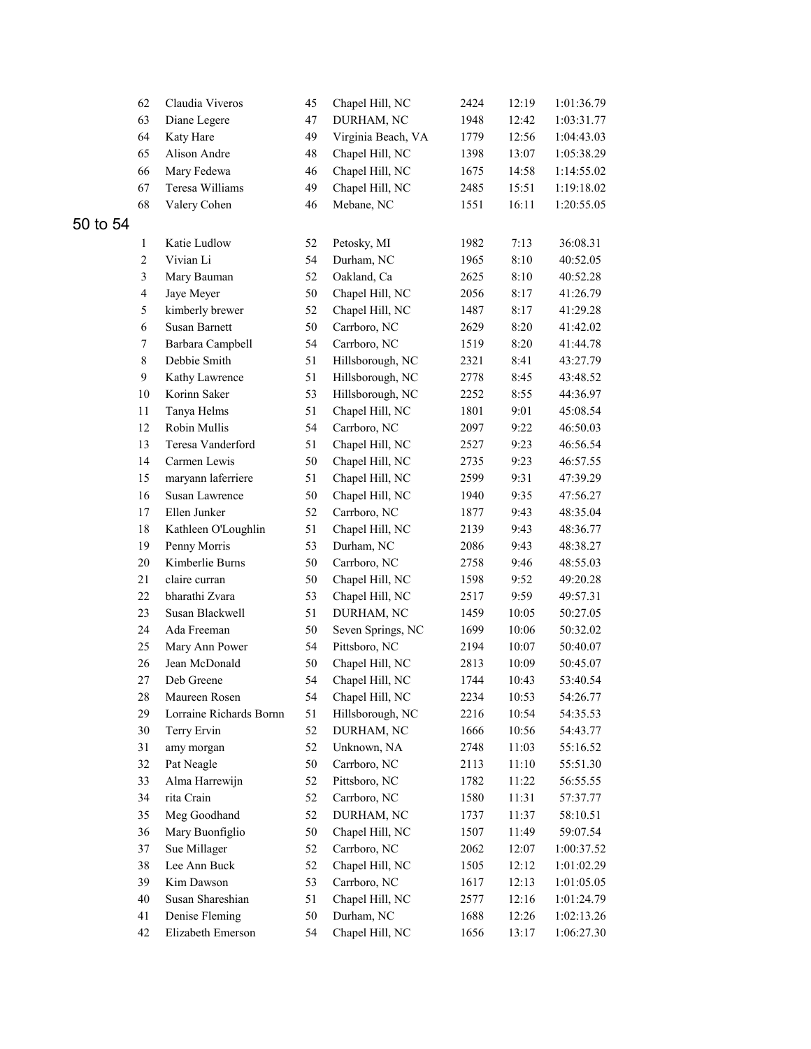| | | | | | | |
|---|---|---|---|---|---|---|
| 62 | Claudia Viveros | 45 | Chapel Hill, NC | 2424 | 12:19 | 1:01:36.79 |
| 63 | Diane Legere | 47 | DURHAM, NC | 1948 | 12:42 | 1:03:31.77 |
| 64 | Katy Hare | 49 | Virginia Beach, VA | 1779 | 12:56 | 1:04:43.03 |
| 65 | Alison Andre | 48 | Chapel Hill, NC | 1398 | 13:07 | 1:05:38.29 |
| 66 | Mary Fedewa | 46 | Chapel Hill, NC | 1675 | 14:58 | 1:14:55.02 |
| 67 | Teresa Williams | 49 | Chapel Hill, NC | 2485 | 15:51 | 1:19:18.02 |
| 68 | Valery Cohen | 46 | Mebane, NC | 1551 | 16:11 | 1:20:55.05 |

## 50 to 54

| | | | | | | |
|---|---|---|---|---|---|---|
| 1 | Katie Ludlow | 52 | Petosky, MI | 1982 | 7:13 | 36:08.31 |
| 2 | Vivian Li | 54 | Durham, NC | 1965 | 8:10 | 40:52.05 |
| 3 | Mary Bauman | 52 | Oakland, Ca | 2625 | 8:10 | 40:52.28 |
| 4 | Jaye Meyer | 50 | Chapel Hill, NC | 2056 | 8:17 | 41:26.79 |
| 5 | kimberly brewer | 52 | Chapel Hill, NC | 1487 | 8:17 | 41:29.28 |
| 6 | Susan Barnett | 50 | Carrboro, NC | 2629 | 8:20 | 41:42.02 |
| 7 | Barbara Campbell | 54 | Carrboro, NC | 1519 | 8:20 | 41:44.78 |
| 8 | Debbie Smith | 51 | Hillsborough, NC | 2321 | 8:41 | 43:27.79 |
| 9 | Kathy Lawrence | 51 | Hillsborough, NC | 2778 | 8:45 | 43:48.52 |
| 10 | Korinn Saker | 53 | Hillsborough, NC | 2252 | 8:55 | 44:36.97 |
| 11 | Tanya Helms | 51 | Chapel Hill, NC | 1801 | 9:01 | 45:08.54 |
| 12 | Robin Mullis | 54 | Carrboro, NC | 2097 | 9:22 | 46:50.03 |
| 13 | Teresa Vanderford | 51 | Chapel Hill, NC | 2527 | 9:23 | 46:56.54 |
| 14 | Carmen Lewis | 50 | Chapel Hill, NC | 2735 | 9:23 | 46:57.55 |
| 15 | maryann laferriere | 51 | Chapel Hill, NC | 2599 | 9:31 | 47:39.29 |
| 16 | Susan Lawrence | 50 | Chapel Hill, NC | 1940 | 9:35 | 47:56.27 |
| 17 | Ellen Junker | 52 | Carrboro, NC | 1877 | 9:43 | 48:35.04 |
| 18 | Kathleen O'Loughlin | 51 | Chapel Hill, NC | 2139 | 9:43 | 48:36.77 |
| 19 | Penny Morris | 53 | Durham, NC | 2086 | 9:43 | 48:38.27 |
| 20 | Kimberlie Burns | 50 | Carrboro, NC | 2758 | 9:46 | 48:55.03 |
| 21 | claire curran | 50 | Chapel Hill, NC | 1598 | 9:52 | 49:20.28 |
| 22 | bharathi Zvara | 53 | Chapel Hill, NC | 2517 | 9:59 | 49:57.31 |
| 23 | Susan Blackwell | 51 | DURHAM, NC | 1459 | 10:05 | 50:27.05 |
| 24 | Ada Freeman | 50 | Seven Springs, NC | 1699 | 10:06 | 50:32.02 |
| 25 | Mary Ann Power | 54 | Pittsboro, NC | 2194 | 10:07 | 50:40.07 |
| 26 | Jean McDonald | 50 | Chapel Hill, NC | 2813 | 10:09 | 50:45.07 |
| 27 | Deb Greene | 54 | Chapel Hill, NC | 1744 | 10:43 | 53:40.54 |
| 28 | Maureen Rosen | 54 | Chapel Hill, NC | 2234 | 10:53 | 54:26.77 |
| 29 | Lorraine Richards Bornn | 51 | Hillsborough, NC | 2216 | 10:54 | 54:35.53 |
| 30 | Terry Ervin | 52 | DURHAM, NC | 1666 | 10:56 | 54:43.77 |
| 31 | amy morgan | 52 | Unknown, NA | 2748 | 11:03 | 55:16.52 |
| 32 | Pat Neagle | 50 | Carrboro, NC | 2113 | 11:10 | 55:51.30 |
| 33 | Alma Harrewijn | 52 | Pittsboro, NC | 1782 | 11:22 | 56:55.55 |
| 34 | rita Crain | 52 | Carrboro, NC | 1580 | 11:31 | 57:37.77 |
| 35 | Meg Goodhand | 52 | DURHAM, NC | 1737 | 11:37 | 58:10.51 |
| 36 | Mary Buonfiglio | 50 | Chapel Hill, NC | 1507 | 11:49 | 59:07.54 |
| 37 | Sue Millager | 52 | Carrboro, NC | 2062 | 12:07 | 1:00:37.52 |
| 38 | Lee Ann Buck | 52 | Chapel Hill, NC | 1505 | 12:12 | 1:01:02.29 |
| 39 | Kim Dawson | 53 | Carrboro, NC | 1617 | 12:13 | 1:01:05.05 |
| 40 | Susan Shareshian | 51 | Chapel Hill, NC | 2577 | 12:16 | 1:01:24.79 |
| 41 | Denise Fleming | 50 | Durham, NC | 1688 | 12:26 | 1:02:13.26 |
| 42 | Elizabeth Emerson | 54 | Chapel Hill, NC | 1656 | 13:17 | 1:06:27.30 |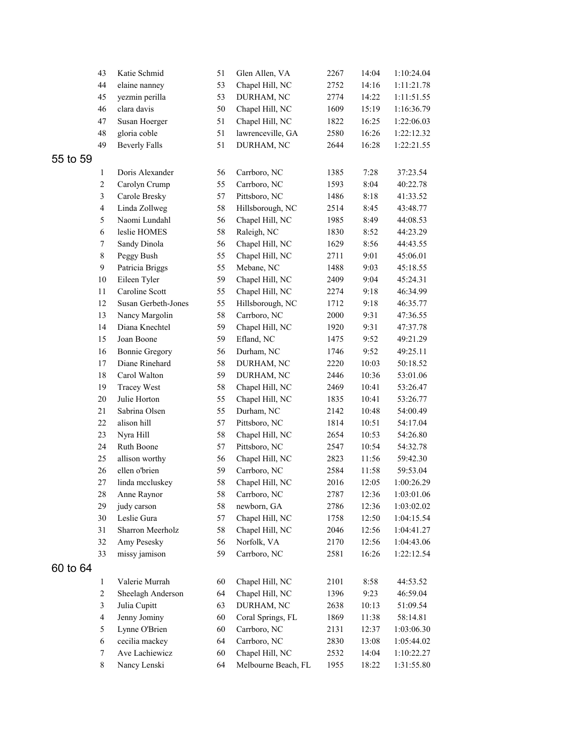| | | | | | | |
|---|---|---|---|---|---|---|
| 43 | Katie Schmid | 51 | Glen Allen, VA | 2267 | 14:04 | 1:10:24.04 |
| 44 | elaine nanney | 53 | Chapel Hill, NC | 2752 | 14:16 | 1:11:21.78 |
| 45 | yezmin perilla | 53 | DURHAM, NC | 2774 | 14:22 | 1:11:51.55 |
| 46 | clara davis | 50 | Chapel Hill, NC | 1609 | 15:19 | 1:16:36.79 |
| 47 | Susan Hoerger | 51 | Chapel Hill, NC | 1822 | 16:25 | 1:22:06.03 |
| 48 | gloria coble | 51 | lawrenceville, GA | 2580 | 16:26 | 1:22:12.32 |
| 49 | Beverly Falls | 51 | DURHAM, NC | 2644 | 16:28 | 1:22:21.55 |

## 55 to 59

| | | | | | | |
|---|---|---|---|---|---|---|
| 1 | Doris Alexander | 56 | Carrboro, NC | 1385 | 7:28 | 37:23.54 |
| 2 | Carolyn Crump | 55 | Carrboro, NC | 1593 | 8:04 | 40:22.78 |
| 3 | Carole Bresky | 57 | Pittsboro, NC | 1486 | 8:18 | 41:33.52 |
| 4 | Linda Zollweg | 58 | Hillsborough, NC | 2514 | 8:45 | 43:48.77 |
| 5 | Naomi Lundahl | 56 | Chapel Hill, NC | 1985 | 8:49 | 44:08.53 |
| 6 | leslie HOMES | 58 | Raleigh, NC | 1830 | 8:52 | 44:23.29 |
| 7 | Sandy Dinola | 56 | Chapel Hill, NC | 1629 | 8:56 | 44:43.55 |
| 8 | Peggy Bush | 55 | Chapel Hill, NC | 2711 | 9:01 | 45:06.01 |
| 9 | Patricia Briggs | 55 | Mebane, NC | 1488 | 9:03 | 45:18.55 |
| 10 | Eileen Tyler | 59 | Chapel Hill, NC | 2409 | 9:04 | 45:24.31 |
| 11 | Caroline Scott | 55 | Chapel Hill, NC | 2274 | 9:18 | 46:34.99 |
| 12 | Susan Gerbeth-Jones | 55 | Hillsborough, NC | 1712 | 9:18 | 46:35.77 |
| 13 | Nancy Margolin | 58 | Carrboro, NC | 2000 | 9:31 | 47:36.55 |
| 14 | Diana Knechtel | 59 | Chapel Hill, NC | 1920 | 9:31 | 47:37.78 |
| 15 | Joan Boone | 59 | Efland, NC | 1475 | 9:52 | 49:21.29 |
| 16 | Bonnie Gregory | 56 | Durham, NC | 1746 | 9:52 | 49:25.11 |
| 17 | Diane Rinehard | 58 | DURHAM, NC | 2220 | 10:03 | 50:18.52 |
| 18 | Carol Walton | 59 | DURHAM, NC | 2446 | 10:36 | 53:01.06 |
| 19 | Tracey West | 58 | Chapel Hill, NC | 2469 | 10:41 | 53:26.47 |
| 20 | Julie Horton | 55 | Chapel Hill, NC | 1835 | 10:41 | 53:26.77 |
| 21 | Sabrina Olsen | 55 | Durham, NC | 2142 | 10:48 | 54:00.49 |
| 22 | alison hill | 57 | Pittsboro, NC | 1814 | 10:51 | 54:17.04 |
| 23 | Nyra Hill | 58 | Chapel Hill, NC | 2654 | 10:53 | 54:26.80 |
| 24 | Ruth Boone | 57 | Pittsboro, NC | 2547 | 10:54 | 54:32.78 |
| 25 | allison worthy | 56 | Chapel Hill, NC | 2823 | 11:56 | 59:42.30 |
| 26 | ellen o'brien | 59 | Carrboro, NC | 2584 | 11:58 | 59:53.04 |
| 27 | linda mccluskey | 58 | Chapel Hill, NC | 2016 | 12:05 | 1:00:26.29 |
| 28 | Anne Raynor | 58 | Carrboro, NC | 2787 | 12:36 | 1:03:01.06 |
| 29 | judy carson | 58 | newborn, GA | 2786 | 12:36 | 1:03:02.02 |
| 30 | Leslie Gura | 57 | Chapel Hill, NC | 1758 | 12:50 | 1:04:15.54 |
| 31 | Sharron Meerholz | 58 | Chapel Hill, NC | 2046 | 12:56 | 1:04:41.27 |
| 32 | Amy Pesesky | 56 | Norfolk, VA | 2170 | 12:56 | 1:04:43.06 |
| 33 | missy jamison | 59 | Carrboro, NC | 2581 | 16:26 | 1:22:12.54 |

## 60 to 64

| | | | | | | |
|---|---|---|---|---|---|---|
| 1 | Valerie Murrah | 60 | Chapel Hill, NC | 2101 | 8:58 | 44:53.52 |
| 2 | Sheelagh Anderson | 64 | Chapel Hill, NC | 1396 | 9:23 | 46:59.04 |
| 3 | Julia Cupitt | 63 | DURHAM, NC | 2638 | 10:13 | 51:09.54 |
| 4 | Jenny Jominy | 60 | Coral Springs, FL | 1869 | 11:38 | 58:14.81 |
| 5 | Lynne O'Brien | 60 | Carrboro, NC | 2131 | 12:37 | 1:03:06.30 |
| 6 | cecilia mackey | 64 | Carrboro, NC | 2830 | 13:08 | 1:05:44.02 |
| 7 | Ave Lachiewicz | 60 | Chapel Hill, NC | 2532 | 14:04 | 1:10:22.27 |
| 8 | Nancy Lenski | 64 | Melbourne Beach, FL | 1955 | 18:22 | 1:31:55.80 |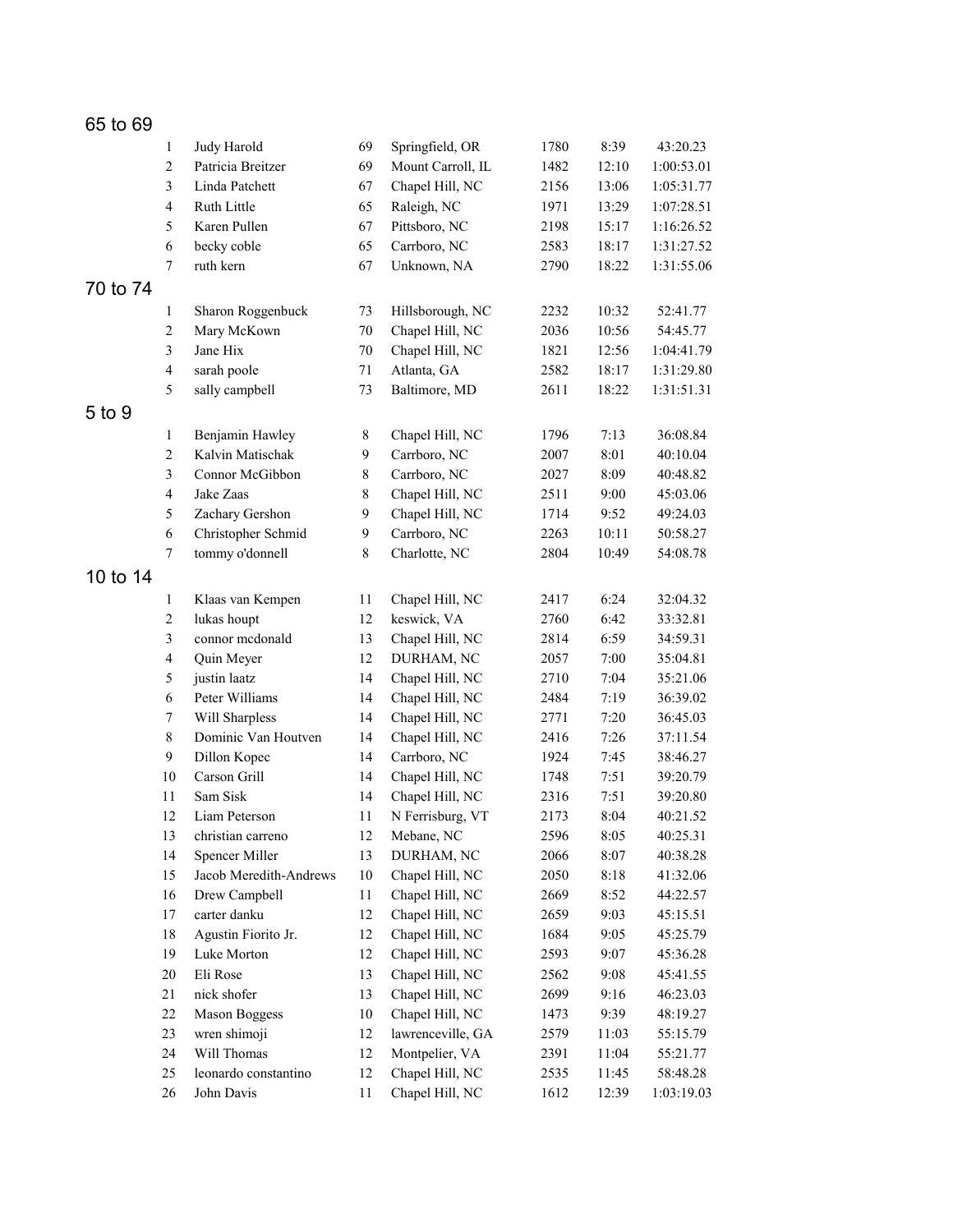## 65 to 69

| | | | | | | |
|---|---|---|---|---|---|---|
| 1 | Judy Harold | 69 | Springfield, OR | 1780 | 8:39 | 43:20.23 |
| 2 | Patricia Breitzer | 69 | Mount Carroll, IL | 1482 | 12:10 | 1:00:53.01 |
| 3 | Linda Patchett | 67 | Chapel Hill, NC | 2156 | 13:06 | 1:05:31.77 |
| 4 | Ruth Little | 65 | Raleigh, NC | 1971 | 13:29 | 1:07:28.51 |
| 5 | Karen Pullen | 67 | Pittsboro, NC | 2198 | 15:17 | 1:16:26.52 |
| 6 | becky coble | 65 | Carrboro, NC | 2583 | 18:17 | 1:31:27.52 |
| 7 | ruth kern | 67 | Unknown, NA | 2790 | 18:22 | 1:31:55.06 |

## 70 to 74

| | | | | | | |
|---|---|---|---|---|---|---|
| 1 | Sharon Roggenbuck | 73 | Hillsborough, NC | 2232 | 10:32 | 52:41.77 |
| 2 | Mary McKown | 70 | Chapel Hill, NC | 2036 | 10:56 | 54:45.77 |
| 3 | Jane Hix | 70 | Chapel Hill, NC | 1821 | 12:56 | 1:04:41.79 |
| 4 | sarah poole | 71 | Atlanta, GA | 2582 | 18:17 | 1:31:29.80 |
| 5 | sally campbell | 73 | Baltimore, MD | 2611 | 18:22 | 1:31:51.31 |

## 5 to 9

| | | | | | | |
|---|---|---|---|---|---|---|
| 1 | Benjamin Hawley | 8 | Chapel Hill, NC | 1796 | 7:13 | 36:08.84 |
| 2 | Kalvin Matischak | 9 | Carrboro, NC | 2007 | 8:01 | 40:10.04 |
| 3 | Connor McGibbon | 8 | Carrboro, NC | 2027 | 8:09 | 40:48.82 |
| 4 | Jake Zaas | 8 | Chapel Hill, NC | 2511 | 9:00 | 45:03.06 |
| 5 | Zachary Gershon | 9 | Chapel Hill, NC | 1714 | 9:52 | 49:24.03 |
| 6 | Christopher Schmid | 9 | Carrboro, NC | 2263 | 10:11 | 50:58.27 |
| 7 | tommy o'donnell | 8 | Charlotte, NC | 2804 | 10:49 | 54:08.78 |

## 10 to 14

| | | | | | | |
|---|---|---|---|---|---|---|
| 1 | Klaas van Kempen | 11 | Chapel Hill, NC | 2417 | 6:24 | 32:04.32 |
| 2 | lukas houpt | 12 | keswick, VA | 2760 | 6:42 | 33:32.81 |
| 3 | connor mcdonald | 13 | Chapel Hill, NC | 2814 | 6:59 | 34:59.31 |
| 4 | Quin Meyer | 12 | DURHAM, NC | 2057 | 7:00 | 35:04.81 |
| 5 | justin laatz | 14 | Chapel Hill, NC | 2710 | 7:04 | 35:21.06 |
| 6 | Peter Williams | 14 | Chapel Hill, NC | 2484 | 7:19 | 36:39.02 |
| 7 | Will Sharpless | 14 | Chapel Hill, NC | 2771 | 7:20 | 36:45.03 |
| 8 | Dominic Van Houtven | 14 | Chapel Hill, NC | 2416 | 7:26 | 37:11.54 |
| 9 | Dillon Kopec | 14 | Carrboro, NC | 1924 | 7:45 | 38:46.27 |
| 10 | Carson Grill | 14 | Chapel Hill, NC | 1748 | 7:51 | 39:20.79 |
| 11 | Sam Sisk | 14 | Chapel Hill, NC | 2316 | 7:51 | 39:20.80 |
| 12 | Liam Peterson | 11 | N Ferrisburg, VT | 2173 | 8:04 | 40:21.52 |
| 13 | christian carreno | 12 | Mebane, NC | 2596 | 8:05 | 40:25.31 |
| 14 | Spencer Miller | 13 | DURHAM, NC | 2066 | 8:07 | 40:38.28 |
| 15 | Jacob Meredith-Andrews | 10 | Chapel Hill, NC | 2050 | 8:18 | 41:32.06 |
| 16 | Drew Campbell | 11 | Chapel Hill, NC | 2669 | 8:52 | 44:22.57 |
| 17 | carter danku | 12 | Chapel Hill, NC | 2659 | 9:03 | 45:15.51 |
| 18 | Agustin Fiorito Jr. | 12 | Chapel Hill, NC | 1684 | 9:05 | 45:25.79 |
| 19 | Luke Morton | 12 | Chapel Hill, NC | 2593 | 9:07 | 45:36.28 |
| 20 | Eli Rose | 13 | Chapel Hill, NC | 2562 | 9:08 | 45:41.55 |
| 21 | nick shofer | 13 | Chapel Hill, NC | 2699 | 9:16 | 46:23.03 |
| 22 | Mason Boggess | 10 | Chapel Hill, NC | 1473 | 9:39 | 48:19.27 |
| 23 | wren shimoji | 12 | lawrenceville, GA | 2579 | 11:03 | 55:15.79 |
| 24 | Will Thomas | 12 | Montpelier, VA | 2391 | 11:04 | 55:21.77 |
| 25 | leonardo constantino | 12 | Chapel Hill, NC | 2535 | 11:45 | 58:48.28 |
| 26 | John Davis | 11 | Chapel Hill, NC | 1612 | 12:39 | 1:03:19.03 |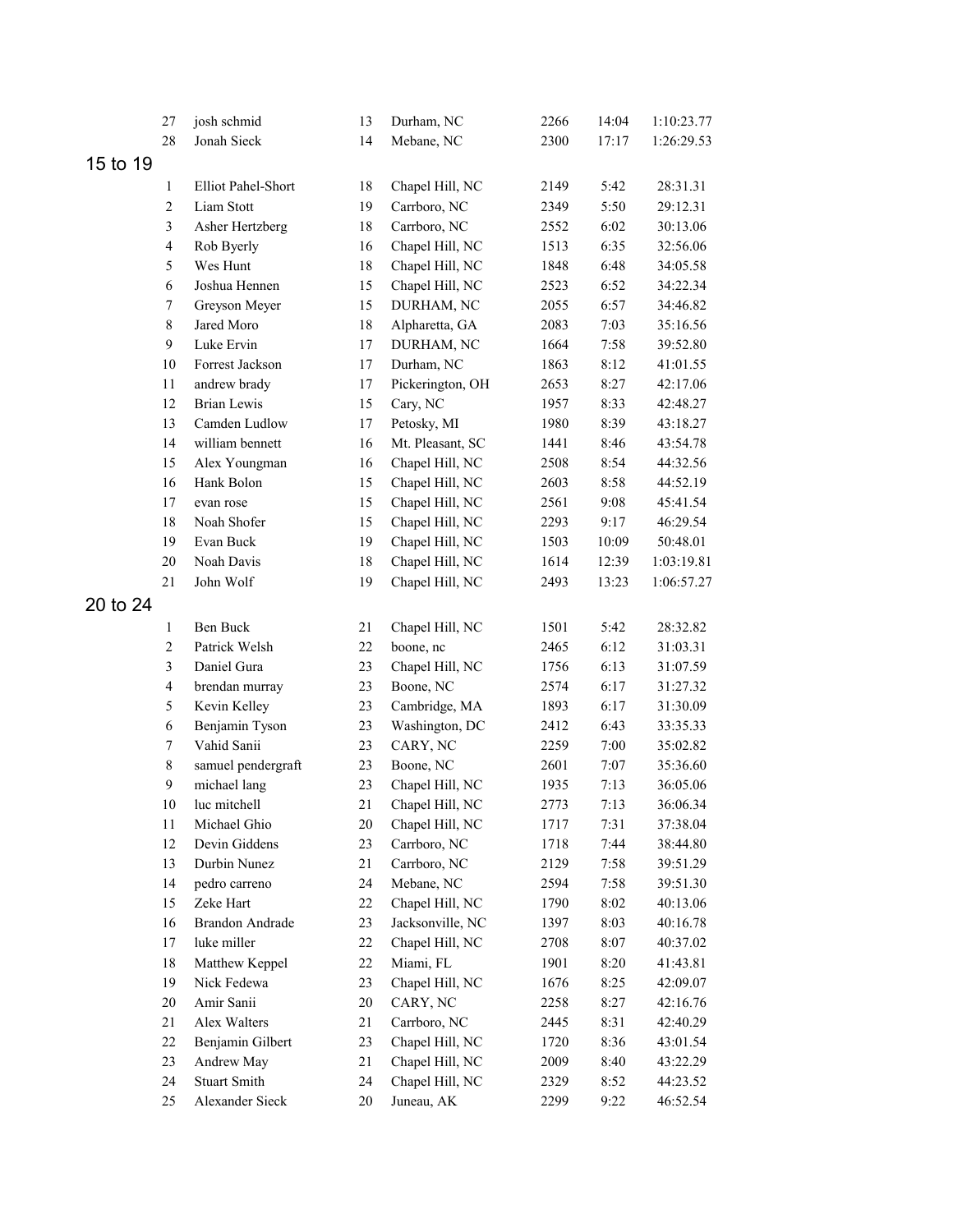| | | | | | | |
|---|---|---|---|---|---|---|
| 27 | josh schmid | 13 | Durham, NC | 2266 | 14:04 | 1:10:23.77 |
| 28 | Jonah Sieck | 14 | Mebane, NC | 2300 | 17:17 | 1:26:29.53 |

## 15 to 19

| | | | | | | |
|---|---|---|---|---|---|---|
| 1 | Elliot Pahel-Short | 18 | Chapel Hill, NC | 2149 | 5:42 | 28:31.31 |
| 2 | Liam Stott | 19 | Carrboro, NC | 2349 | 5:50 | 29:12.31 |
| 3 | Asher Hertzberg | 18 | Carrboro, NC | 2552 | 6:02 | 30:13.06 |
| 4 | Rob Byerly | 16 | Chapel Hill, NC | 1513 | 6:35 | 32:56.06 |
| 5 | Wes Hunt | 18 | Chapel Hill, NC | 1848 | 6:48 | 34:05.58 |
| 6 | Joshua Hennen | 15 | Chapel Hill, NC | 2523 | 6:52 | 34:22.34 |
| 7 | Greyson Meyer | 15 | DURHAM, NC | 2055 | 6:57 | 34:46.82 |
| 8 | Jared Moro | 18 | Alpharetta, GA | 2083 | 7:03 | 35:16.56 |
| 9 | Luke Ervin | 17 | DURHAM, NC | 1664 | 7:58 | 39:52.80 |
| 10 | Forrest Jackson | 17 | Durham, NC | 1863 | 8:12 | 41:01.55 |
| 11 | andrew brady | 17 | Pickerington, OH | 2653 | 8:27 | 42:17.06 |
| 12 | Brian Lewis | 15 | Cary, NC | 1957 | 8:33 | 42:48.27 |
| 13 | Camden Ludlow | 17 | Petosky, MI | 1980 | 8:39 | 43:18.27 |
| 14 | william bennett | 16 | Mt. Pleasant, SC | 1441 | 8:46 | 43:54.78 |
| 15 | Alex Youngman | 16 | Chapel Hill, NC | 2508 | 8:54 | 44:32.56 |
| 16 | Hank Bolon | 15 | Chapel Hill, NC | 2603 | 8:58 | 44:52.19 |
| 17 | evan rose | 15 | Chapel Hill, NC | 2561 | 9:08 | 45:41.54 |
| 18 | Noah Shofer | 15 | Chapel Hill, NC | 2293 | 9:17 | 46:29.54 |
| 19 | Evan Buck | 19 | Chapel Hill, NC | 1503 | 10:09 | 50:48.01 |
| 20 | Noah Davis | 18 | Chapel Hill, NC | 1614 | 12:39 | 1:03:19.81 |
| 21 | John Wolf | 19 | Chapel Hill, NC | 2493 | 13:23 | 1:06:57.27 |

## 20 to 24

| | | | | | | |
|---|---|---|---|---|---|---|
| 1 | Ben Buck | 21 | Chapel Hill, NC | 1501 | 5:42 | 28:32.82 |
| 2 | Patrick Welsh | 22 | boone, nc | 2465 | 6:12 | 31:03.31 |
| 3 | Daniel Gura | 23 | Chapel Hill, NC | 1756 | 6:13 | 31:07.59 |
| 4 | brendan murray | 23 | Boone, NC | 2574 | 6:17 | 31:27.32 |
| 5 | Kevin Kelley | 23 | Cambridge, MA | 1893 | 6:17 | 31:30.09 |
| 6 | Benjamin Tyson | 23 | Washington, DC | 2412 | 6:43 | 33:35.33 |
| 7 | Vahid Sanii | 23 | CARY, NC | 2259 | 7:00 | 35:02.82 |
| 8 | samuel pendergraft | 23 | Boone, NC | 2601 | 7:07 | 35:36.60 |
| 9 | michael lang | 23 | Chapel Hill, NC | 1935 | 7:13 | 36:05.06 |
| 10 | luc mitchell | 21 | Chapel Hill, NC | 2773 | 7:13 | 36:06.34 |
| 11 | Michael Ghio | 20 | Chapel Hill, NC | 1717 | 7:31 | 37:38.04 |
| 12 | Devin Giddens | 23 | Carrboro, NC | 1718 | 7:44 | 38:44.80 |
| 13 | Durbin Nunez | 21 | Carrboro, NC | 2129 | 7:58 | 39:51.29 |
| 14 | pedro carreno | 24 | Mebane, NC | 2594 | 7:58 | 39:51.30 |
| 15 | Zeke Hart | 22 | Chapel Hill, NC | 1790 | 8:02 | 40:13.06 |
| 16 | Brandon Andrade | 23 | Jacksonville, NC | 1397 | 8:03 | 40:16.78 |
| 17 | luke miller | 22 | Chapel Hill, NC | 2708 | 8:07 | 40:37.02 |
| 18 | Matthew Keppel | 22 | Miami, FL | 1901 | 8:20 | 41:43.81 |
| 19 | Nick Fedewa | 23 | Chapel Hill, NC | 1676 | 8:25 | 42:09.07 |
| 20 | Amir Sanii | 20 | CARY, NC | 2258 | 8:27 | 42:16.76 |
| 21 | Alex Walters | 21 | Carrboro, NC | 2445 | 8:31 | 42:40.29 |
| 22 | Benjamin Gilbert | 23 | Chapel Hill, NC | 1720 | 8:36 | 43:01.54 |
| 23 | Andrew May | 21 | Chapel Hill, NC | 2009 | 8:40 | 43:22.29 |
| 24 | Stuart Smith | 24 | Chapel Hill, NC | 2329 | 8:52 | 44:23.52 |
| 25 | Alexander Sieck | 20 | Juneau, AK | 2299 | 9:22 | 46:52.54 |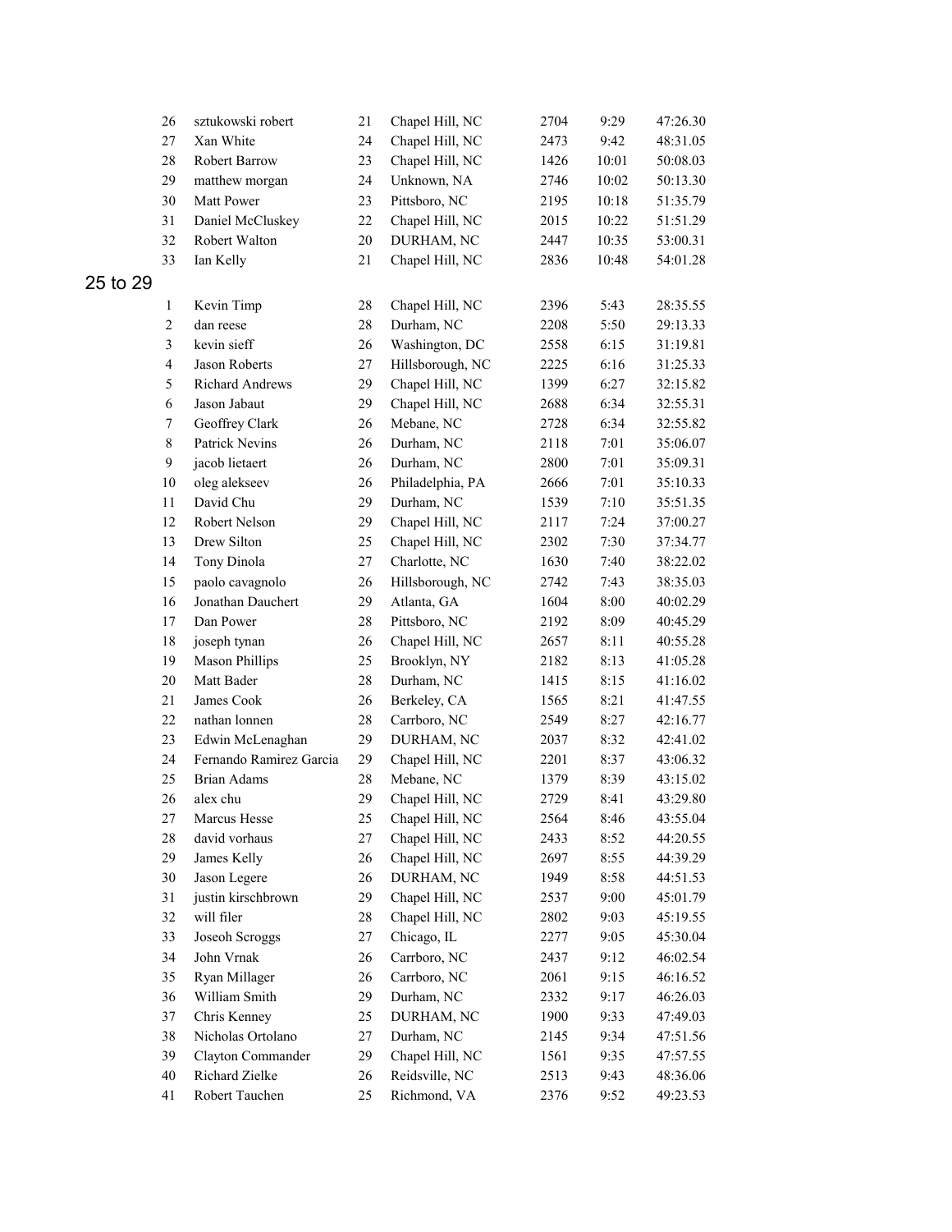| | | | | | | |
|---|---|---|---|---|---|---|
| 26 | sztukowski robert | 21 | Chapel Hill, NC | 2704 | 9:29 | 47:26.30 |
| 27 | Xan White | 24 | Chapel Hill, NC | 2473 | 9:42 | 48:31.05 |
| 28 | Robert Barrow | 23 | Chapel Hill, NC | 1426 | 10:01 | 50:08.03 |
| 29 | matthew morgan | 24 | Unknown, NA | 2746 | 10:02 | 50:13.30 |
| 30 | Matt Power | 23 | Pittsboro, NC | 2195 | 10:18 | 51:35.79 |
| 31 | Daniel McCluskey | 22 | Chapel Hill, NC | 2015 | 10:22 | 51:51.29 |
| 32 | Robert Walton | 20 | DURHAM, NC | 2447 | 10:35 | 53:00.31 |
| 33 | Ian Kelly | 21 | Chapel Hill, NC | 2836 | 10:48 | 54:01.28 |

## 25 to 29

| | | | | | | |
|---|---|---|---|---|---|---|
| 1 | Kevin Timp | 28 | Chapel Hill, NC | 2396 | 5:43 | 28:35.55 |
| 2 | dan reese | 28 | Durham, NC | 2208 | 5:50 | 29:13.33 |
| 3 | kevin sieff | 26 | Washington, DC | 2558 | 6:15 | 31:19.81 |
| 4 | Jason Roberts | 27 | Hillsborough, NC | 2225 | 6:16 | 31:25.33 |
| 5 | Richard Andrews | 29 | Chapel Hill, NC | 1399 | 6:27 | 32:15.82 |
| 6 | Jason Jabaut | 29 | Chapel Hill, NC | 2688 | 6:34 | 32:55.31 |
| 7 | Geoffrey Clark | 26 | Mebane, NC | 2728 | 6:34 | 32:55.82 |
| 8 | Patrick Nevins | 26 | Durham, NC | 2118 | 7:01 | 35:06.07 |
| 9 | jacob lietaert | 26 | Durham, NC | 2800 | 7:01 | 35:09.31 |
| 10 | oleg alekseev | 26 | Philadelphia, PA | 2666 | 7:01 | 35:10.33 |
| 11 | David Chu | 29 | Durham, NC | 1539 | 7:10 | 35:51.35 |
| 12 | Robert Nelson | 29 | Chapel Hill, NC | 2117 | 7:24 | 37:00.27 |
| 13 | Drew Silton | 25 | Chapel Hill, NC | 2302 | 7:30 | 37:34.77 |
| 14 | Tony Dinola | 27 | Charlotte, NC | 1630 | 7:40 | 38:22.02 |
| 15 | paolo cavagnolo | 26 | Hillsborough, NC | 2742 | 7:43 | 38:35.03 |
| 16 | Jonathan Dauchert | 29 | Atlanta, GA | 1604 | 8:00 | 40:02.29 |
| 17 | Dan Power | 28 | Pittsboro, NC | 2192 | 8:09 | 40:45.29 |
| 18 | joseph tynan | 26 | Chapel Hill, NC | 2657 | 8:11 | 40:55.28 |
| 19 | Mason Phillips | 25 | Brooklyn, NY | 2182 | 8:13 | 41:05.28 |
| 20 | Matt Bader | 28 | Durham, NC | 1415 | 8:15 | 41:16.02 |
| 21 | James Cook | 26 | Berkeley, CA | 1565 | 8:21 | 41:47.55 |
| 22 | nathan lonnen | 28 | Carrboro, NC | 2549 | 8:27 | 42:16.77 |
| 23 | Edwin McLenaghan | 29 | DURHAM, NC | 2037 | 8:32 | 42:41.02 |
| 24 | Fernando Ramirez Garcia | 29 | Chapel Hill, NC | 2201 | 8:37 | 43:06.32 |
| 25 | Brian Adams | 28 | Mebane, NC | 1379 | 8:39 | 43:15.02 |
| 26 | alex chu | 29 | Chapel Hill, NC | 2729 | 8:41 | 43:29.80 |
| 27 | Marcus Hesse | 25 | Chapel Hill, NC | 2564 | 8:46 | 43:55.04 |
| 28 | david vorhaus | 27 | Chapel Hill, NC | 2433 | 8:52 | 44:20.55 |
| 29 | James Kelly | 26 | Chapel Hill, NC | 2697 | 8:55 | 44:39.29 |
| 30 | Jason Legere | 26 | DURHAM, NC | 1949 | 8:58 | 44:51.53 |
| 31 | justin kirschbrown | 29 | Chapel Hill, NC | 2537 | 9:00 | 45:01.79 |
| 32 | will filer | 28 | Chapel Hill, NC | 2802 | 9:03 | 45:19.55 |
| 33 | Joseoh Scroggs | 27 | Chicago, IL | 2277 | 9:05 | 45:30.04 |
| 34 | John Vrnak | 26 | Carrboro, NC | 2437 | 9:12 | 46:02.54 |
| 35 | Ryan Millager | 26 | Carrboro, NC | 2061 | 9:15 | 46:16.52 |
| 36 | William Smith | 29 | Durham, NC | 2332 | 9:17 | 46:26.03 |
| 37 | Chris Kenney | 25 | DURHAM, NC | 1900 | 9:33 | 47:49.03 |
| 38 | Nicholas Ortolano | 27 | Durham, NC | 2145 | 9:34 | 47:51.56 |
| 39 | Clayton Commander | 29 | Chapel Hill, NC | 1561 | 9:35 | 47:57.55 |
| 40 | Richard Zielke | 26 | Reidsville, NC | 2513 | 9:43 | 48:36.06 |
| 41 | Robert Tauchen | 25 | Richmond, VA | 2376 | 9:52 | 49:23.53 |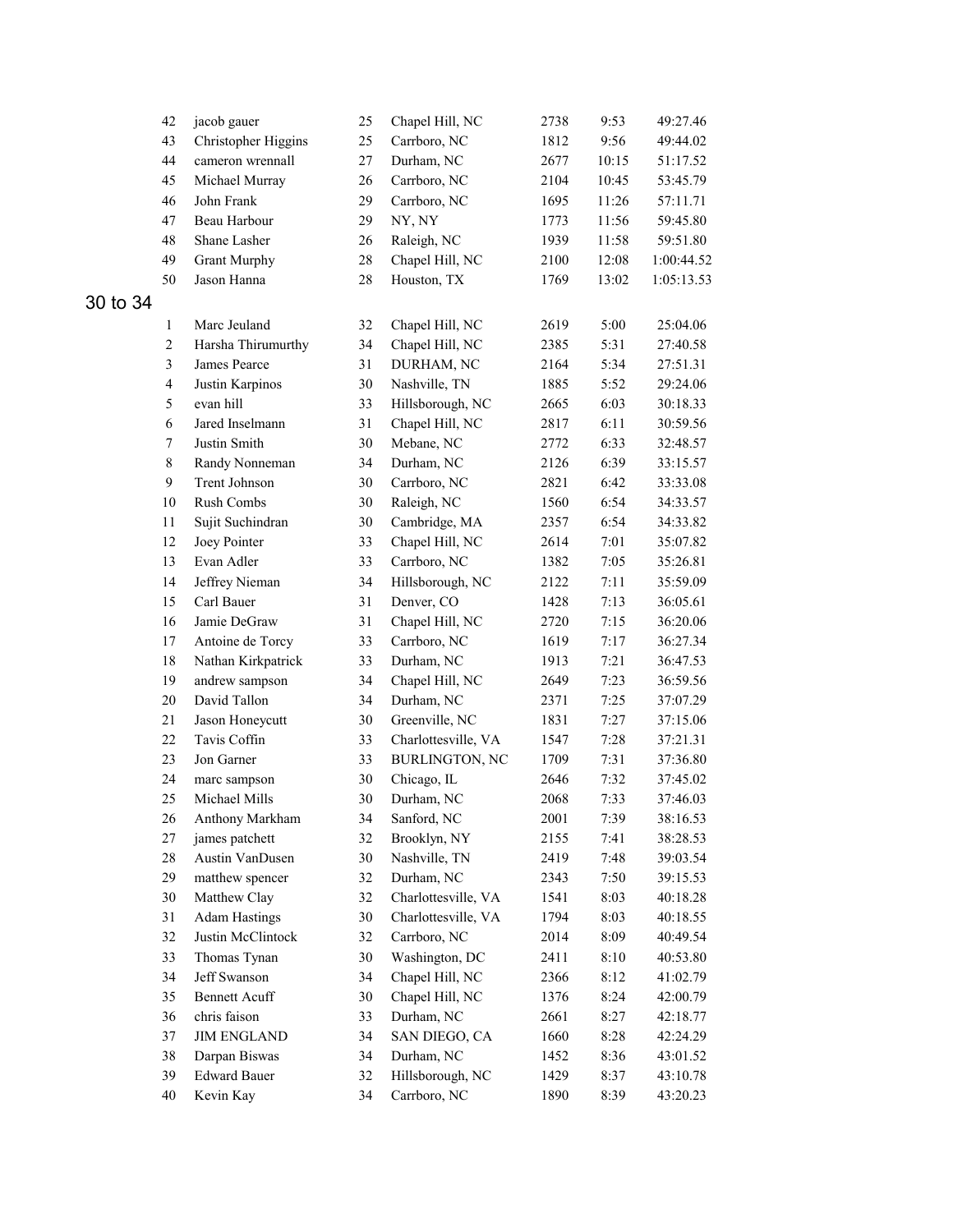| | | | | | | |
|---|---|---|---|---|---|---|
| 42 | jacob gauer | 25 | Chapel Hill, NC | 2738 | 9:53 | 49:27.46 |
| 43 | Christopher Higgins | 25 | Carrboro, NC | 1812 | 9:56 | 49:44.02 |
| 44 | cameron wrennall | 27 | Durham, NC | 2677 | 10:15 | 51:17.52 |
| 45 | Michael Murray | 26 | Carrboro, NC | 2104 | 10:45 | 53:45.79 |
| 46 | John Frank | 29 | Carrboro, NC | 1695 | 11:26 | 57:11.71 |
| 47 | Beau Harbour | 29 | NY, NY | 1773 | 11:56 | 59:45.80 |
| 48 | Shane Lasher | 26 | Raleigh, NC | 1939 | 11:58 | 59:51.80 |
| 49 | Grant Murphy | 28 | Chapel Hill, NC | 2100 | 12:08 | 1:00:44.52 |
| 50 | Jason Hanna | 28 | Houston, TX | 1769 | 13:02 | 1:05:13.53 |

## 30 to 34

| | | | | | | |
|---|---|---|---|---|---|---|
| 1 | Marc Jeuland | 32 | Chapel Hill, NC | 2619 | 5:00 | 25:04.06 |
| 2 | Harsha Thirumurthy | 34 | Chapel Hill, NC | 2385 | 5:31 | 27:40.58 |
| 3 | James Pearce | 31 | DURHAM, NC | 2164 | 5:34 | 27:51.31 |
| 4 | Justin Karpinos | 30 | Nashville, TN | 1885 | 5:52 | 29:24.06 |
| 5 | evan hill | 33 | Hillsborough, NC | 2665 | 6:03 | 30:18.33 |
| 6 | Jared Inselmann | 31 | Chapel Hill, NC | 2817 | 6:11 | 30:59.56 |
| 7 | Justin Smith | 30 | Mebane, NC | 2772 | 6:33 | 32:48.57 |
| 8 | Randy Nonneman | 34 | Durham, NC | 2126 | 6:39 | 33:15.57 |
| 9 | Trent Johnson | 30 | Carrboro, NC | 2821 | 6:42 | 33:33.08 |
| 10 | Rush Combs | 30 | Raleigh, NC | 1560 | 6:54 | 34:33.57 |
| 11 | Sujit Suchindran | 30 | Cambridge, MA | 2357 | 6:54 | 34:33.82 |
| 12 | Joey Pointer | 33 | Chapel Hill, NC | 2614 | 7:01 | 35:07.82 |
| 13 | Evan Adler | 33 | Carrboro, NC | 1382 | 7:05 | 35:26.81 |
| 14 | Jeffrey Nieman | 34 | Hillsborough, NC | 2122 | 7:11 | 35:59.09 |
| 15 | Carl Bauer | 31 | Denver, CO | 1428 | 7:13 | 36:05.61 |
| 16 | Jamie DeGraw | 31 | Chapel Hill, NC | 2720 | 7:15 | 36:20.06 |
| 17 | Antoine de Torcy | 33 | Carrboro, NC | 1619 | 7:17 | 36:27.34 |
| 18 | Nathan Kirkpatrick | 33 | Durham, NC | 1913 | 7:21 | 36:47.53 |
| 19 | andrew sampson | 34 | Chapel Hill, NC | 2649 | 7:23 | 36:59.56 |
| 20 | David Tallon | 34 | Durham, NC | 2371 | 7:25 | 37:07.29 |
| 21 | Jason Honeycutt | 30 | Greenville, NC | 1831 | 7:27 | 37:15.06 |
| 22 | Tavis Coffin | 33 | Charlottesville, VA | 1547 | 7:28 | 37:21.31 |
| 23 | Jon Garner | 33 | BURLINGTON, NC | 1709 | 7:31 | 37:36.80 |
| 24 | marc sampson | 30 | Chicago, IL | 2646 | 7:32 | 37:45.02 |
| 25 | Michael Mills | 30 | Durham, NC | 2068 | 7:33 | 37:46.03 |
| 26 | Anthony Markham | 34 | Sanford, NC | 2001 | 7:39 | 38:16.53 |
| 27 | james patchett | 32 | Brooklyn, NY | 2155 | 7:41 | 38:28.53 |
| 28 | Austin VanDusen | 30 | Nashville, TN | 2419 | 7:48 | 39:03.54 |
| 29 | matthew spencer | 32 | Durham, NC | 2343 | 7:50 | 39:15.53 |
| 30 | Matthew Clay | 32 | Charlottesville, VA | 1541 | 8:03 | 40:18.28 |
| 31 | Adam Hastings | 30 | Charlottesville, VA | 1794 | 8:03 | 40:18.55 |
| 32 | Justin McClintock | 32 | Carrboro, NC | 2014 | 8:09 | 40:49.54 |
| 33 | Thomas Tynan | 30 | Washington, DC | 2411 | 8:10 | 40:53.80 |
| 34 | Jeff Swanson | 34 | Chapel Hill, NC | 2366 | 8:12 | 41:02.79 |
| 35 | Bennett Acuff | 30 | Chapel Hill, NC | 1376 | 8:24 | 42:00.79 |
| 36 | chris faison | 33 | Durham, NC | 2661 | 8:27 | 42:18.77 |
| 37 | JIM ENGLAND | 34 | SAN DIEGO, CA | 1660 | 8:28 | 42:24.29 |
| 38 | Darpan Biswas | 34 | Durham, NC | 1452 | 8:36 | 43:01.52 |
| 39 | Edward Bauer | 32 | Hillsborough, NC | 1429 | 8:37 | 43:10.78 |
| 40 | Kevin Kay | 34 | Carrboro, NC | 1890 | 8:39 | 43:20.23 |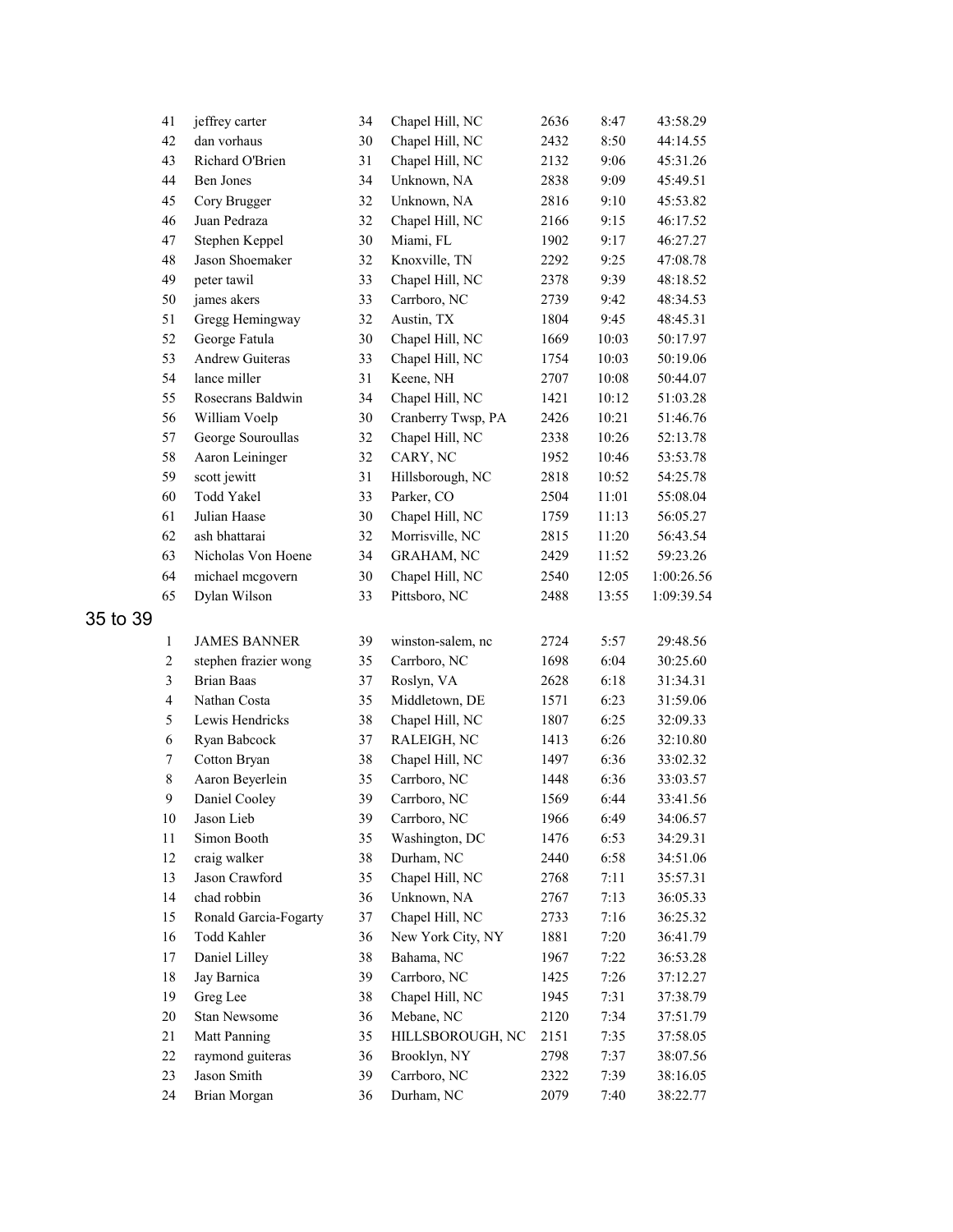| | | | | | | |
|---|---|---|---|---|---|---|
| 41 | jeffrey carter | 34 | Chapel Hill, NC | 2636 | 8:47 | 43:58.29 |
| 42 | dan vorhaus | 30 | Chapel Hill, NC | 2432 | 8:50 | 44:14.55 |
| 43 | Richard O'Brien | 31 | Chapel Hill, NC | 2132 | 9:06 | 45:31.26 |
| 44 | Ben Jones | 34 | Unknown, NA | 2838 | 9:09 | 45:49.51 |
| 45 | Cory Brugger | 32 | Unknown, NA | 2816 | 9:10 | 45:53.82 |
| 46 | Juan Pedraza | 32 | Chapel Hill, NC | 2166 | 9:15 | 46:17.52 |
| 47 | Stephen Keppel | 30 | Miami, FL | 1902 | 9:17 | 46:27.27 |
| 48 | Jason Shoemaker | 32 | Knoxville, TN | 2292 | 9:25 | 47:08.78 |
| 49 | peter tawil | 33 | Chapel Hill, NC | 2378 | 9:39 | 48:18.52 |
| 50 | james akers | 33 | Carrboro, NC | 2739 | 9:42 | 48:34.53 |
| 51 | Gregg Hemingway | 32 | Austin, TX | 1804 | 9:45 | 48:45.31 |
| 52 | George Fatula | 30 | Chapel Hill, NC | 1669 | 10:03 | 50:17.97 |
| 53 | Andrew Guiteras | 33 | Chapel Hill, NC | 1754 | 10:03 | 50:19.06 |
| 54 | lance miller | 31 | Keene, NH | 2707 | 10:08 | 50:44.07 |
| 55 | Rosecrans Baldwin | 34 | Chapel Hill, NC | 1421 | 10:12 | 51:03.28 |
| 56 | William Voelp | 30 | Cranberry Twsp, PA | 2426 | 10:21 | 51:46.76 |
| 57 | George Souroullas | 32 | Chapel Hill, NC | 2338 | 10:26 | 52:13.78 |
| 58 | Aaron Leininger | 32 | CARY, NC | 1952 | 10:46 | 53:53.78 |
| 59 | scott jewitt | 31 | Hillsborough, NC | 2818 | 10:52 | 54:25.78 |
| 60 | Todd Yakel | 33 | Parker, CO | 2504 | 11:01 | 55:08.04 |
| 61 | Julian Haase | 30 | Chapel Hill, NC | 1759 | 11:13 | 56:05.27 |
| 62 | ash bhattarai | 32 | Morrisville, NC | 2815 | 11:20 | 56:43.54 |
| 63 | Nicholas Von Hoene | 34 | GRAHAM, NC | 2429 | 11:52 | 59:23.26 |
| 64 | michael mcgovern | 30 | Chapel Hill, NC | 2540 | 12:05 | 1:00:26.56 |
| 65 | Dylan Wilson | 33 | Pittsboro, NC | 2488 | 13:55 | 1:09:39.54 |

## 35 to 39

| | | | | | | |
|---|---|---|---|---|---|---|
| 1 | JAMES BANNER | 39 | winston-salem, nc | 2724 | 5:57 | 29:48.56 |
| 2 | stephen frazier wong | 35 | Carrboro, NC | 1698 | 6:04 | 30:25.60 |
| 3 | Brian Baas | 37 | Roslyn, VA | 2628 | 6:18 | 31:34.31 |
| 4 | Nathan Costa | 35 | Middletown, DE | 1571 | 6:23 | 31:59.06 |
| 5 | Lewis Hendricks | 38 | Chapel Hill, NC | 1807 | 6:25 | 32:09.33 |
| 6 | Ryan Babcock | 37 | RALEIGH, NC | 1413 | 6:26 | 32:10.80 |
| 7 | Cotton Bryan | 38 | Chapel Hill, NC | 1497 | 6:36 | 33:02.32 |
| 8 | Aaron Beyerlein | 35 | Carrboro, NC | 1448 | 6:36 | 33:03.57 |
| 9 | Daniel Cooley | 39 | Carrboro, NC | 1569 | 6:44 | 33:41.56 |
| 10 | Jason Lieb | 39 | Carrboro, NC | 1966 | 6:49 | 34:06.57 |
| 11 | Simon Booth | 35 | Washington, DC | 1476 | 6:53 | 34:29.31 |
| 12 | craig walker | 38 | Durham, NC | 2440 | 6:58 | 34:51.06 |
| 13 | Jason Crawford | 35 | Chapel Hill, NC | 2768 | 7:11 | 35:57.31 |
| 14 | chad robbin | 36 | Unknown, NA | 2767 | 7:13 | 36:05.33 |
| 15 | Ronald Garcia-Fogarty | 37 | Chapel Hill, NC | 2733 | 7:16 | 36:25.32 |
| 16 | Todd Kahler | 36 | New York City, NY | 1881 | 7:20 | 36:41.79 |
| 17 | Daniel Lilley | 38 | Bahama, NC | 1967 | 7:22 | 36:53.28 |
| 18 | Jay Barnica | 39 | Carrboro, NC | 1425 | 7:26 | 37:12.27 |
| 19 | Greg Lee | 38 | Chapel Hill, NC | 1945 | 7:31 | 37:38.79 |
| 20 | Stan Newsome | 36 | Mebane, NC | 2120 | 7:34 | 37:51.79 |
| 21 | Matt Panning | 35 | HILLSBOROUGH, NC | 2151 | 7:35 | 37:58.05 |
| 22 | raymond guiteras | 36 | Brooklyn, NY | 2798 | 7:37 | 38:07.56 |
| 23 | Jason Smith | 39 | Carrboro, NC | 2322 | 7:39 | 38:16.05 |
| 24 | Brian Morgan | 36 | Durham, NC | 2079 | 7:40 | 38:22.77 |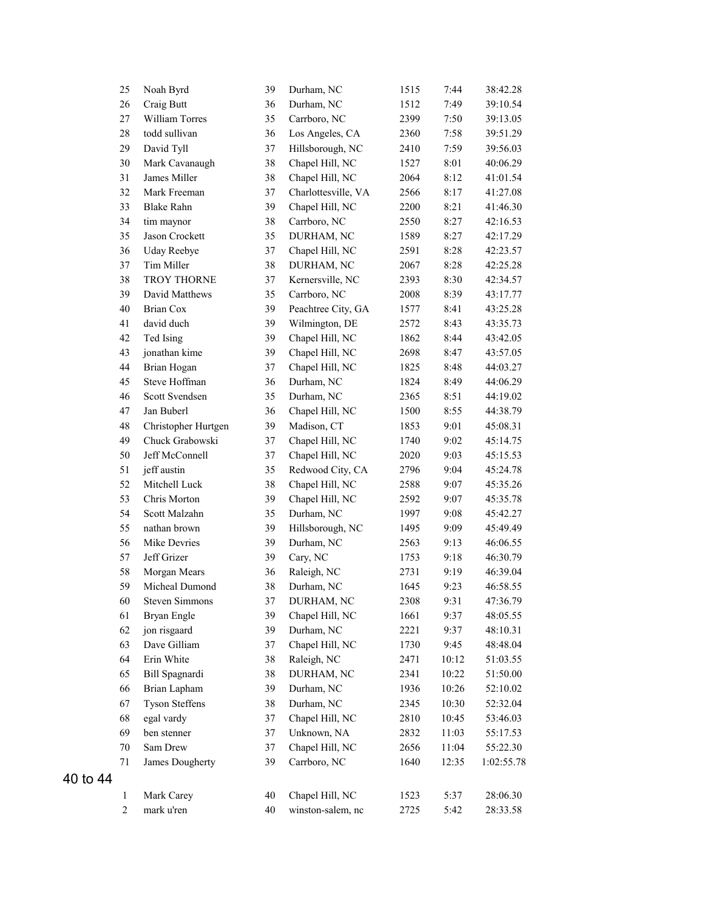| | | | | | | |
|---|---|---|---|---|---|---|
| 25 | Noah Byrd | 39 | Durham, NC | 1515 | 7:44 | 38:42.28 |
| 26 | Craig Butt | 36 | Durham, NC | 1512 | 7:49 | 39:10.54 |
| 27 | William Torres | 35 | Carrboro, NC | 2399 | 7:50 | 39:13.05 |
| 28 | todd sullivan | 36 | Los Angeles, CA | 2360 | 7:58 | 39:51.29 |
| 29 | David Tyll | 37 | Hillsborough, NC | 2410 | 7:59 | 39:56.03 |
| 30 | Mark Cavanaugh | 38 | Chapel Hill, NC | 1527 | 8:01 | 40:06.29 |
| 31 | James Miller | 38 | Chapel Hill, NC | 2064 | 8:12 | 41:01.54 |
| 32 | Mark Freeman | 37 | Charlottesville, VA | 2566 | 8:17 | 41:27.08 |
| 33 | Blake Rahn | 39 | Chapel Hill, NC | 2200 | 8:21 | 41:46.30 |
| 34 | tim maynor | 38 | Carrboro, NC | 2550 | 8:27 | 42:16.53 |
| 35 | Jason Crockett | 35 | DURHAM, NC | 1589 | 8:27 | 42:17.29 |
| 36 | Uday Reebye | 37 | Chapel Hill, NC | 2591 | 8:28 | 42:23.57 |
| 37 | Tim Miller | 38 | DURHAM, NC | 2067 | 8:28 | 42:25.28 |
| 38 | TROY THORNE | 37 | Kernersville, NC | 2393 | 8:30 | 42:34.57 |
| 39 | David Matthews | 35 | Carrboro, NC | 2008 | 8:39 | 43:17.77 |
| 40 | Brian Cox | 39 | Peachtree City, GA | 1577 | 8:41 | 43:25.28 |
| 41 | david duch | 39 | Wilmington, DE | 2572 | 8:43 | 43:35.73 |
| 42 | Ted Ising | 39 | Chapel Hill, NC | 1862 | 8:44 | 43:42.05 |
| 43 | jonathan kime | 39 | Chapel Hill, NC | 2698 | 8:47 | 43:57.05 |
| 44 | Brian Hogan | 37 | Chapel Hill, NC | 1825 | 8:48 | 44:03.27 |
| 45 | Steve Hoffman | 36 | Durham, NC | 1824 | 8:49 | 44:06.29 |
| 46 | Scott Svendsen | 35 | Durham, NC | 2365 | 8:51 | 44:19.02 |
| 47 | Jan Buberl | 36 | Chapel Hill, NC | 1500 | 8:55 | 44:38.79 |
| 48 | Christopher Hurtgen | 39 | Madison, CT | 1853 | 9:01 | 45:08.31 |
| 49 | Chuck Grabowski | 37 | Chapel Hill, NC | 1740 | 9:02 | 45:14.75 |
| 50 | Jeff McConnell | 37 | Chapel Hill, NC | 2020 | 9:03 | 45:15.53 |
| 51 | jeff austin | 35 | Redwood City, CA | 2796 | 9:04 | 45:24.78 |
| 52 | Mitchell Luck | 38 | Chapel Hill, NC | 2588 | 9:07 | 45:35.26 |
| 53 | Chris Morton | 39 | Chapel Hill, NC | 2592 | 9:07 | 45:35.78 |
| 54 | Scott Malzahn | 35 | Durham, NC | 1997 | 9:08 | 45:42.27 |
| 55 | nathan brown | 39 | Hillsborough, NC | 1495 | 9:09 | 45:49.49 |
| 56 | Mike Devries | 39 | Durham, NC | 2563 | 9:13 | 46:06.55 |
| 57 | Jeff Grizer | 39 | Cary, NC | 1753 | 9:18 | 46:30.79 |
| 58 | Morgan Mears | 36 | Raleigh, NC | 2731 | 9:19 | 46:39.04 |
| 59 | Micheal Dumond | 38 | Durham, NC | 1645 | 9:23 | 46:58.55 |
| 60 | Steven Simmons | 37 | DURHAM, NC | 2308 | 9:31 | 47:36.79 |
| 61 | Bryan Engle | 39 | Chapel Hill, NC | 1661 | 9:37 | 48:05.55 |
| 62 | jon risgaard | 39 | Durham, NC | 2221 | 9:37 | 48:10.31 |
| 63 | Dave Gilliam | 37 | Chapel Hill, NC | 1730 | 9:45 | 48:48.04 |
| 64 | Erin White | 38 | Raleigh, NC | 2471 | 10:12 | 51:03.55 |
| 65 | Bill Spagnardi | 38 | DURHAM, NC | 2341 | 10:22 | 51:50.00 |
| 66 | Brian Lapham | 39 | Durham, NC | 1936 | 10:26 | 52:10.02 |
| 67 | Tyson Steffens | 38 | Durham, NC | 2345 | 10:30 | 52:32.04 |
| 68 | egal vardy | 37 | Chapel Hill, NC | 2810 | 10:45 | 53:46.03 |
| 69 | ben stenner | 37 | Unknown, NA | 2832 | 11:03 | 55:17.53 |
| 70 | Sam Drew | 37 | Chapel Hill, NC | 2656 | 11:04 | 55:22.30 |
| 71 | James Dougherty | 39 | Carrboro, NC | 1640 | 12:35 | 1:02:55.78 |

## 40 to 44

| | | | | | | |
|---|---|---|---|---|---|---|
| 1 | Mark Carey | 40 | Chapel Hill, NC | 1523 | 5:37 | 28:06.30 |
| 2 | mark u'ren | 40 | winston-salem, nc | 2725 | 5:42 | 28:33.58 |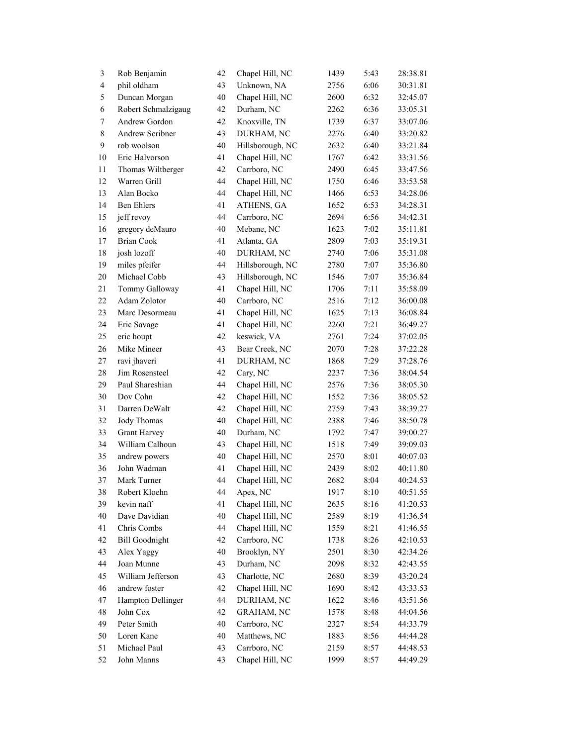| | | | | | | |
|---|---|---|---|---|---|---|
| 3 | Rob Benjamin | 42 | Chapel Hill, NC | 1439 | 5:43 | 28:38.81 |
| 4 | phil oldham | 43 | Unknown, NA | 2756 | 6:06 | 30:31.81 |
| 5 | Duncan Morgan | 40 | Chapel Hill, NC | 2600 | 6:32 | 32:45.07 |
| 6 | Robert Schmalzigaug | 42 | Durham, NC | 2262 | 6:36 | 33:05.31 |
| 7 | Andrew Gordon | 42 | Knoxville, TN | 1739 | 6:37 | 33:07.06 |
| 8 | Andrew Scribner | 43 | DURHAM, NC | 2276 | 6:40 | 33:20.82 |
| 9 | rob woolson | 40 | Hillsborough, NC | 2632 | 6:40 | 33:21.84 |
| 10 | Eric Halvorson | 41 | Chapel Hill, NC | 1767 | 6:42 | 33:31.56 |
| 11 | Thomas Wiltberger | 42 | Carrboro, NC | 2490 | 6:45 | 33:47.56 |
| 12 | Warren Grill | 44 | Chapel Hill, NC | 1750 | 6:46 | 33:53.58 |
| 13 | Alan Bocko | 44 | Chapel Hill, NC | 1466 | 6:53 | 34:28.06 |
| 14 | Ben Ehlers | 41 | ATHENS, GA | 1652 | 6:53 | 34:28.31 |
| 15 | jeff revoy | 44 | Carrboro, NC | 2694 | 6:56 | 34:42.31 |
| 16 | gregory deMauro | 40 | Mebane, NC | 1623 | 7:02 | 35:11.81 |
| 17 | Brian Cook | 41 | Atlanta, GA | 2809 | 7:03 | 35:19.31 |
| 18 | josh lozoff | 40 | DURHAM, NC | 2740 | 7:06 | 35:31.08 |
| 19 | miles pfeifer | 44 | Hillsborough, NC | 2780 | 7:07 | 35:36.80 |
| 20 | Michael Cobb | 43 | Hillsborough, NC | 1546 | 7:07 | 35:36.84 |
| 21 | Tommy Galloway | 41 | Chapel Hill, NC | 1706 | 7:11 | 35:58.09 |
| 22 | Adam Zolotor | 40 | Carrboro, NC | 2516 | 7:12 | 36:00.08 |
| 23 | Marc Desormeau | 41 | Chapel Hill, NC | 1625 | 7:13 | 36:08.84 |
| 24 | Eric Savage | 41 | Chapel Hill, NC | 2260 | 7:21 | 36:49.27 |
| 25 | eric houpt | 42 | keswick, VA | 2761 | 7:24 | 37:02.05 |
| 26 | Mike Mineer | 43 | Bear Creek, NC | 2070 | 7:28 | 37:22.28 |
| 27 | ravi jhaveri | 41 | DURHAM, NC | 1868 | 7:29 | 37:28.76 |
| 28 | Jim Rosensteel | 42 | Cary, NC | 2237 | 7:36 | 38:04.54 |
| 29 | Paul Shareshian | 44 | Chapel Hill, NC | 2576 | 7:36 | 38:05.30 |
| 30 | Dov Cohn | 42 | Chapel Hill, NC | 1552 | 7:36 | 38:05.52 |
| 31 | Darren DeWalt | 42 | Chapel Hill, NC | 2759 | 7:43 | 38:39.27 |
| 32 | Jody Thomas | 40 | Chapel Hill, NC | 2388 | 7:46 | 38:50.78 |
| 33 | Grant Harvey | 40 | Durham, NC | 1792 | 7:47 | 39:00.27 |
| 34 | William Calhoun | 43 | Chapel Hill, NC | 1518 | 7:49 | 39:09.03 |
| 35 | andrew powers | 40 | Chapel Hill, NC | 2570 | 8:01 | 40:07.03 |
| 36 | John Wadman | 41 | Chapel Hill, NC | 2439 | 8:02 | 40:11.80 |
| 37 | Mark Turner | 44 | Chapel Hill, NC | 2682 | 8:04 | 40:24.53 |
| 38 | Robert Kloehn | 44 | Apex, NC | 1917 | 8:10 | 40:51.55 |
| 39 | kevin naff | 41 | Chapel Hill, NC | 2635 | 8:16 | 41:20.53 |
| 40 | Dave Davidian | 40 | Chapel Hill, NC | 2589 | 8:19 | 41:36.54 |
| 41 | Chris Combs | 44 | Chapel Hill, NC | 1559 | 8:21 | 41:46.55 |
| 42 | Bill Goodnight | 42 | Carrboro, NC | 1738 | 8:26 | 42:10.53 |
| 43 | Alex Yaggy | 40 | Brooklyn, NY | 2501 | 8:30 | 42:34.26 |
| 44 | Joan Munne | 43 | Durham, NC | 2098 | 8:32 | 42:43.55 |
| 45 | William Jefferson | 43 | Charlotte, NC | 2680 | 8:39 | 43:20.24 |
| 46 | andrew foster | 42 | Chapel Hill, NC | 1690 | 8:42 | 43:33.53 |
| 47 | Hampton Dellinger | 44 | DURHAM, NC | 1622 | 8:46 | 43:51.56 |
| 48 | John Cox | 42 | GRAHAM, NC | 1578 | 8:48 | 44:04.56 |
| 49 | Peter Smith | 40 | Carrboro, NC | 2327 | 8:54 | 44:33.79 |
| 50 | Loren Kane | 40 | Matthews, NC | 1883 | 8:56 | 44:44.28 |
| 51 | Michael Paul | 43 | Carrboro, NC | 2159 | 8:57 | 44:48.53 |
| 52 | John Manns | 43 | Chapel Hill, NC | 1999 | 8:57 | 44:49.29 |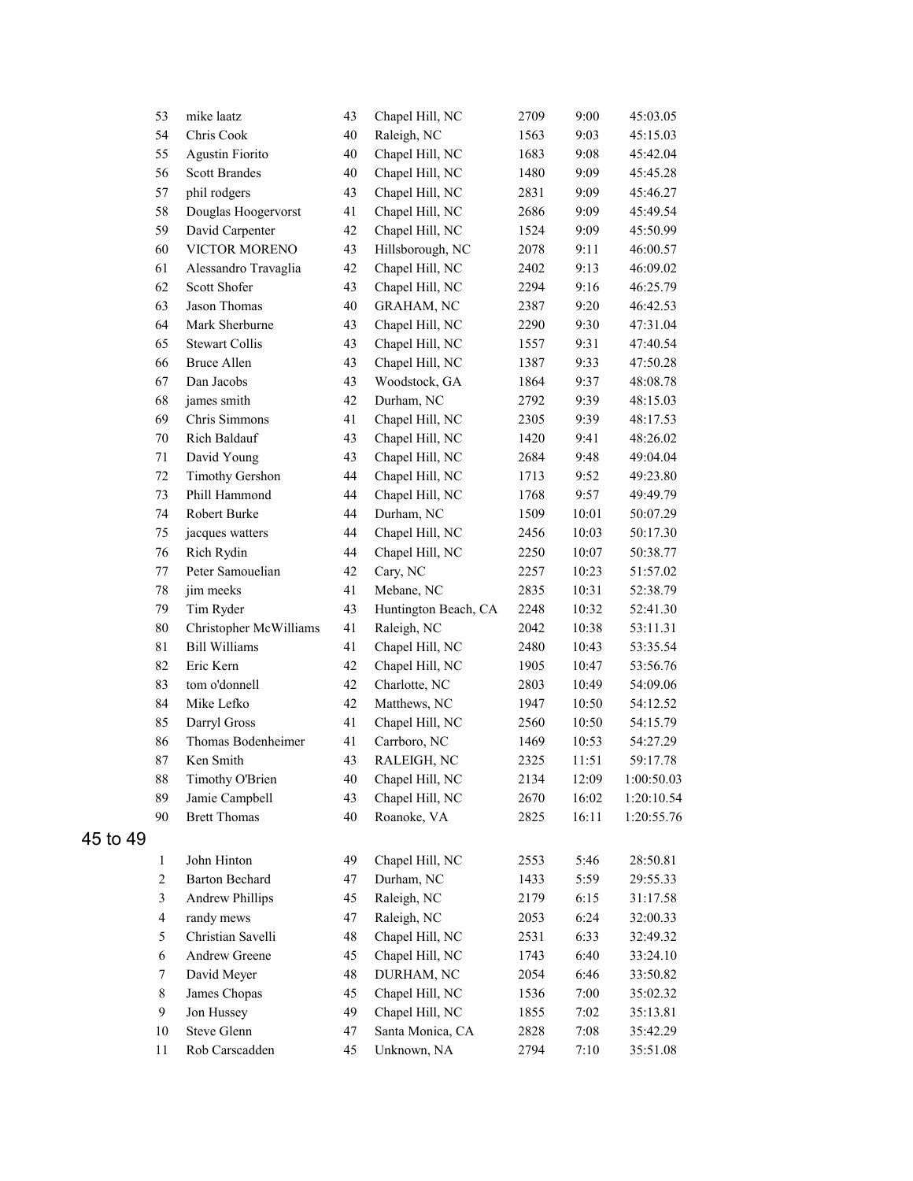| | | | | | | |
|---|---|---|---|---|---|---|
| 53 | mike laatz | 43 | Chapel Hill, NC | 2709 | 9:00 | 45:03.05 |
| 54 | Chris Cook | 40 | Raleigh, NC | 1563 | 9:03 | 45:15.03 |
| 55 | Agustin Fiorito | 40 | Chapel Hill, NC | 1683 | 9:08 | 45:42.04 |
| 56 | Scott Brandes | 40 | Chapel Hill, NC | 1480 | 9:09 | 45:45.28 |
| 57 | phil rodgers | 43 | Chapel Hill, NC | 2831 | 9:09 | 45:46.27 |
| 58 | Douglas Hoogervorst | 41 | Chapel Hill, NC | 2686 | 9:09 | 45:49.54 |
| 59 | David Carpenter | 42 | Chapel Hill, NC | 1524 | 9:09 | 45:50.99 |
| 60 | VICTOR MORENO | 43 | Hillsborough, NC | 2078 | 9:11 | 46:00.57 |
| 61 | Alessandro Travaglia | 42 | Chapel Hill, NC | 2402 | 9:13 | 46:09.02 |
| 62 | Scott Shofer | 43 | Chapel Hill, NC | 2294 | 9:16 | 46:25.79 |
| 63 | Jason Thomas | 40 | GRAHAM, NC | 2387 | 9:20 | 46:42.53 |
| 64 | Mark Sherburne | 43 | Chapel Hill, NC | 2290 | 9:30 | 47:31.04 |
| 65 | Stewart Collis | 43 | Chapel Hill, NC | 1557 | 9:31 | 47:40.54 |
| 66 | Bruce Allen | 43 | Chapel Hill, NC | 1387 | 9:33 | 47:50.28 |
| 67 | Dan Jacobs | 43 | Woodstock, GA | 1864 | 9:37 | 48:08.78 |
| 68 | james smith | 42 | Durham, NC | 2792 | 9:39 | 48:15.03 |
| 69 | Chris Simmons | 41 | Chapel Hill, NC | 2305 | 9:39 | 48:17.53 |
| 70 | Rich Baldauf | 43 | Chapel Hill, NC | 1420 | 9:41 | 48:26.02 |
| 71 | David Young | 43 | Chapel Hill, NC | 2684 | 9:48 | 49:04.04 |
| 72 | Timothy Gershon | 44 | Chapel Hill, NC | 1713 | 9:52 | 49:23.80 |
| 73 | Phill Hammond | 44 | Chapel Hill, NC | 1768 | 9:57 | 49:49.79 |
| 74 | Robert Burke | 44 | Durham, NC | 1509 | 10:01 | 50:07.29 |
| 75 | jacques watters | 44 | Chapel Hill, NC | 2456 | 10:03 | 50:17.30 |
| 76 | Rich Rydin | 44 | Chapel Hill, NC | 2250 | 10:07 | 50:38.77 |
| 77 | Peter Samouelian | 42 | Cary, NC | 2257 | 10:23 | 51:57.02 |
| 78 | jim meeks | 41 | Mebane, NC | 2835 | 10:31 | 52:38.79 |
| 79 | Tim Ryder | 43 | Huntington Beach, CA | 2248 | 10:32 | 52:41.30 |
| 80 | Christopher McWilliams | 41 | Raleigh, NC | 2042 | 10:38 | 53:11.31 |
| 81 | Bill Williams | 41 | Chapel Hill, NC | 2480 | 10:43 | 53:35.54 |
| 82 | Eric Kern | 42 | Chapel Hill, NC | 1905 | 10:47 | 53:56.76 |
| 83 | tom o'donnell | 42 | Charlotte, NC | 2803 | 10:49 | 54:09.06 |
| 84 | Mike Lefko | 42 | Matthews, NC | 1947 | 10:50 | 54:12.52 |
| 85 | Darryl Gross | 41 | Chapel Hill, NC | 2560 | 10:50 | 54:15.79 |
| 86 | Thomas Bodenheimer | 41 | Carrboro, NC | 1469 | 10:53 | 54:27.29 |
| 87 | Ken Smith | 43 | RALEIGH, NC | 2325 | 11:51 | 59:17.78 |
| 88 | Timothy O'Brien | 40 | Chapel Hill, NC | 2134 | 12:09 | 1:00:50.03 |
| 89 | Jamie Campbell | 43 | Chapel Hill, NC | 2670 | 16:02 | 1:20:10.54 |
| 90 | Brett Thomas | 40 | Roanoke, VA | 2825 | 16:11 | 1:20:55.76 |

## 45 to 49

| | | | | | | |
|---|---|---|---|---|---|---|
| 1 | John Hinton | 49 | Chapel Hill, NC | 2553 | 5:46 | 28:50.81 |
| 2 | Barton Bechard | 47 | Durham, NC | 1433 | 5:59 | 29:55.33 |
| 3 | Andrew Phillips | 45 | Raleigh, NC | 2179 | 6:15 | 31:17.58 |
| 4 | randy mews | 47 | Raleigh, NC | 2053 | 6:24 | 32:00.33 |
| 5 | Christian Savelli | 48 | Chapel Hill, NC | 2531 | 6:33 | 32:49.32 |
| 6 | Andrew Greene | 45 | Chapel Hill, NC | 1743 | 6:40 | 33:24.10 |
| 7 | David Meyer | 48 | DURHAM, NC | 2054 | 6:46 | 33:50.82 |
| 8 | James Chopas | 45 | Chapel Hill, NC | 1536 | 7:00 | 35:02.32 |
| 9 | Jon Hussey | 49 | Chapel Hill, NC | 1855 | 7:02 | 35:13.81 |
| 10 | Steve Glenn | 47 | Santa Monica, CA | 2828 | 7:08 | 35:42.29 |
| 11 | Rob Carscadden | 45 | Unknown, NA | 2794 | 7:10 | 35:51.08 |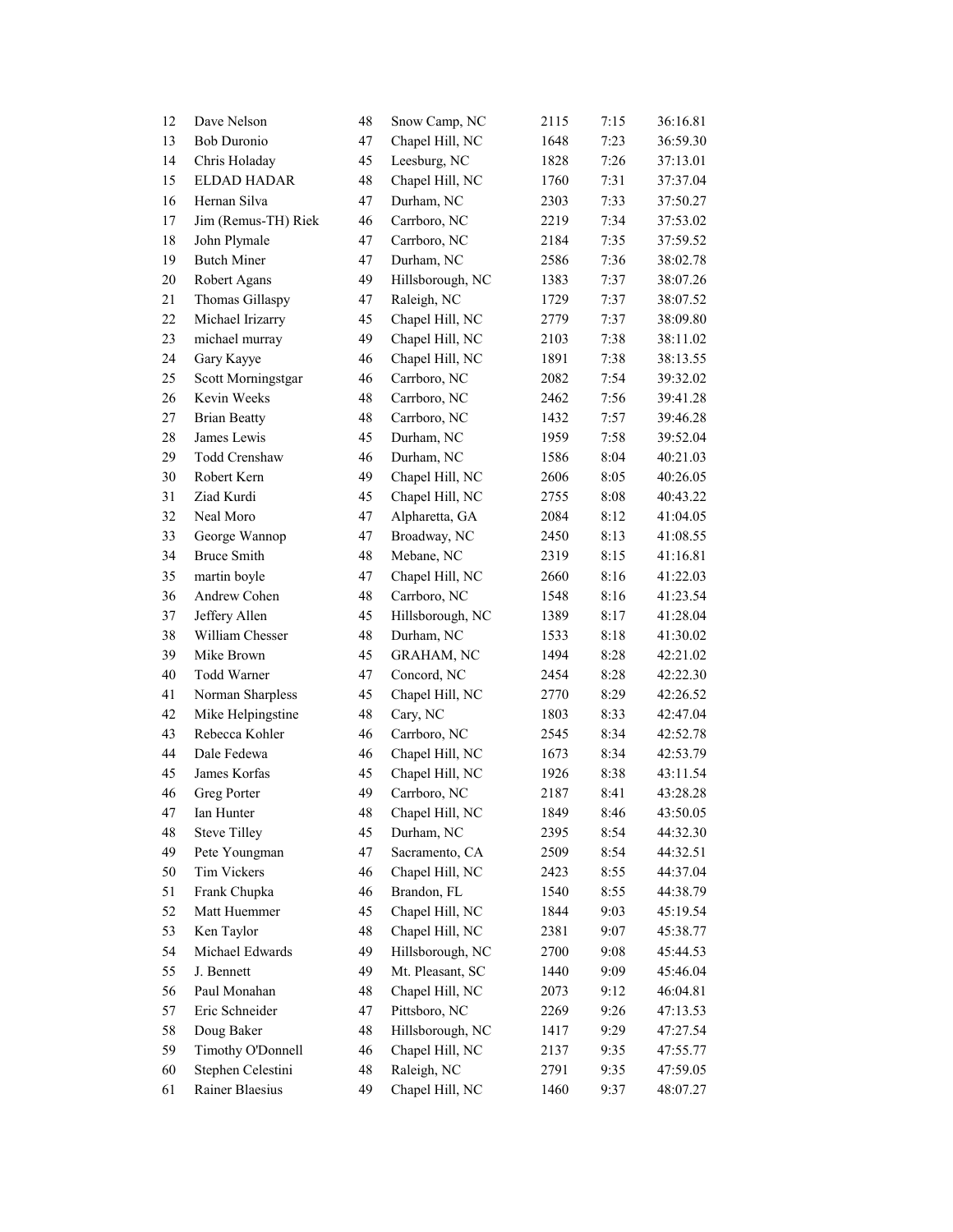| | | | | | | |
|---|---|---|---|---|---|---|
| 12 | Dave Nelson | 48 | Snow Camp, NC | 2115 | 7:15 | 36:16.81 |
| 13 | Bob Duronio | 47 | Chapel Hill, NC | 1648 | 7:23 | 36:59.30 |
| 14 | Chris Holaday | 45 | Leesburg, NC | 1828 | 7:26 | 37:13.01 |
| 15 | ELDAD HADAR | 48 | Chapel Hill, NC | 1760 | 7:31 | 37:37.04 |
| 16 | Hernan Silva | 47 | Durham, NC | 2303 | 7:33 | 37:50.27 |
| 17 | Jim (Remus-TH) Riek | 46 | Carrboro, NC | 2219 | 7:34 | 37:53.02 |
| 18 | John Plymale | 47 | Carrboro, NC | 2184 | 7:35 | 37:59.52 |
| 19 | Butch Miner | 47 | Durham, NC | 2586 | 7:36 | 38:02.78 |
| 20 | Robert Agans | 49 | Hillsborough, NC | 1383 | 7:37 | 38:07.26 |
| 21 | Thomas Gillaspy | 47 | Raleigh, NC | 1729 | 7:37 | 38:07.52 |
| 22 | Michael Irizarry | 45 | Chapel Hill, NC | 2779 | 7:37 | 38:09.80 |
| 23 | michael murray | 49 | Chapel Hill, NC | 2103 | 7:38 | 38:11.02 |
| 24 | Gary Kayye | 46 | Chapel Hill, NC | 1891 | 7:38 | 38:13.55 |
| 25 | Scott Morningstgar | 46 | Carrboro, NC | 2082 | 7:54 | 39:32.02 |
| 26 | Kevin Weeks | 48 | Carrboro, NC | 2462 | 7:56 | 39:41.28 |
| 27 | Brian Beatty | 48 | Carrboro, NC | 1432 | 7:57 | 39:46.28 |
| 28 | James Lewis | 45 | Durham, NC | 1959 | 7:58 | 39:52.04 |
| 29 | Todd Crenshaw | 46 | Durham, NC | 1586 | 8:04 | 40:21.03 |
| 30 | Robert Kern | 49 | Chapel Hill, NC | 2606 | 8:05 | 40:26.05 |
| 31 | Ziad Kurdi | 45 | Chapel Hill, NC | 2755 | 8:08 | 40:43.22 |
| 32 | Neal Moro | 47 | Alpharetta, GA | 2084 | 8:12 | 41:04.05 |
| 33 | George Wannop | 47 | Broadway, NC | 2450 | 8:13 | 41:08.55 |
| 34 | Bruce Smith | 48 | Mebane, NC | 2319 | 8:15 | 41:16.81 |
| 35 | martin boyle | 47 | Chapel Hill, NC | 2660 | 8:16 | 41:22.03 |
| 36 | Andrew Cohen | 48 | Carrboro, NC | 1548 | 8:16 | 41:23.54 |
| 37 | Jeffery Allen | 45 | Hillsborough, NC | 1389 | 8:17 | 41:28.04 |
| 38 | William Chesser | 48 | Durham, NC | 1533 | 8:18 | 41:30.02 |
| 39 | Mike Brown | 45 | GRAHAM, NC | 1494 | 8:28 | 42:21.02 |
| 40 | Todd Warner | 47 | Concord, NC | 2454 | 8:28 | 42:22.30 |
| 41 | Norman Sharpless | 45 | Chapel Hill, NC | 2770 | 8:29 | 42:26.52 |
| 42 | Mike Helpingstine | 48 | Cary, NC | 1803 | 8:33 | 42:47.04 |
| 43 | Rebecca Kohler | 46 | Carrboro, NC | 2545 | 8:34 | 42:52.78 |
| 44 | Dale Fedewa | 46 | Chapel Hill, NC | 1673 | 8:34 | 42:53.79 |
| 45 | James Korfas | 45 | Chapel Hill, NC | 1926 | 8:38 | 43:11.54 |
| 46 | Greg Porter | 49 | Carrboro, NC | 2187 | 8:41 | 43:28.28 |
| 47 | Ian Hunter | 48 | Chapel Hill, NC | 1849 | 8:46 | 43:50.05 |
| 48 | Steve Tilley | 45 | Durham, NC | 2395 | 8:54 | 44:32.30 |
| 49 | Pete Youngman | 47 | Sacramento, CA | 2509 | 8:54 | 44:32.51 |
| 50 | Tim Vickers | 46 | Chapel Hill, NC | 2423 | 8:55 | 44:37.04 |
| 51 | Frank Chupka | 46 | Brandon, FL | 1540 | 8:55 | 44:38.79 |
| 52 | Matt Huemmer | 45 | Chapel Hill, NC | 1844 | 9:03 | 45:19.54 |
| 53 | Ken Taylor | 48 | Chapel Hill, NC | 2381 | 9:07 | 45:38.77 |
| 54 | Michael Edwards | 49 | Hillsborough, NC | 2700 | 9:08 | 45:44.53 |
| 55 | J. Bennett | 49 | Mt. Pleasant, SC | 1440 | 9:09 | 45:46.04 |
| 56 | Paul Monahan | 48 | Chapel Hill, NC | 2073 | 9:12 | 46:04.81 |
| 57 | Eric Schneider | 47 | Pittsboro, NC | 2269 | 9:26 | 47:13.53 |
| 58 | Doug Baker | 48 | Hillsborough, NC | 1417 | 9:29 | 47:27.54 |
| 59 | Timothy O'Donnell | 46 | Chapel Hill, NC | 2137 | 9:35 | 47:55.77 |
| 60 | Stephen Celestini | 48 | Raleigh, NC | 2791 | 9:35 | 47:59.05 |
| 61 | Rainer Blaesius | 49 | Chapel Hill, NC | 1460 | 9:37 | 48:07.27 |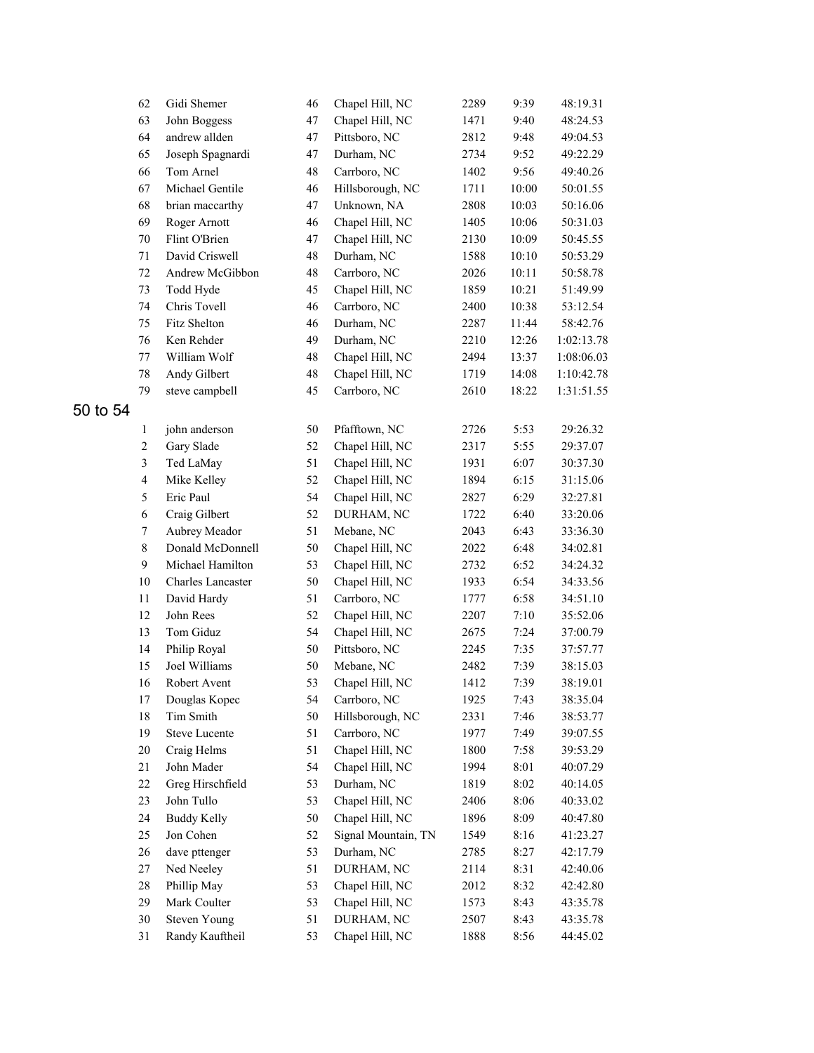| | | | | | | |
|---|---|---|---|---|---|---|
| 62 | Gidi Shemer | 46 | Chapel Hill, NC | 2289 | 9:39 | 48:19.31 |
| 63 | John Boggess | 47 | Chapel Hill, NC | 1471 | 9:40 | 48:24.53 |
| 64 | andrew allden | 47 | Pittsboro, NC | 2812 | 9:48 | 49:04.53 |
| 65 | Joseph Spagnardi | 47 | Durham, NC | 2734 | 9:52 | 49:22.29 |
| 66 | Tom Arnel | 48 | Carrboro, NC | 1402 | 9:56 | 49:40.26 |
| 67 | Michael Gentile | 46 | Hillsborough, NC | 1711 | 10:00 | 50:01.55 |
| 68 | brian maccarthy | 47 | Unknown, NA | 2808 | 10:03 | 50:16.06 |
| 69 | Roger Arnott | 46 | Chapel Hill, NC | 1405 | 10:06 | 50:31.03 |
| 70 | Flint O'Brien | 47 | Chapel Hill, NC | 2130 | 10:09 | 50:45.55 |
| 71 | David Criswell | 48 | Durham, NC | 1588 | 10:10 | 50:53.29 |
| 72 | Andrew McGibbon | 48 | Carrboro, NC | 2026 | 10:11 | 50:58.78 |
| 73 | Todd Hyde | 45 | Chapel Hill, NC | 1859 | 10:21 | 51:49.99 |
| 74 | Chris Tovell | 46 | Carrboro, NC | 2400 | 10:38 | 53:12.54 |
| 75 | Fitz Shelton | 46 | Durham, NC | 2287 | 11:44 | 58:42.76 |
| 76 | Ken Rehder | 49 | Durham, NC | 2210 | 12:26 | 1:02:13.78 |
| 77 | William Wolf | 48 | Chapel Hill, NC | 2494 | 13:37 | 1:08:06.03 |
| 78 | Andy Gilbert | 48 | Chapel Hill, NC | 1719 | 14:08 | 1:10:42.78 |
| 79 | steve campbell | 45 | Carrboro, NC | 2610 | 18:22 | 1:31:51.55 |

## 50 to 54

| | | | | | | |
|---|---|---|---|---|---|---|
| 1 | john anderson | 50 | Pfafftown, NC | 2726 | 5:53 | 29:26.32 |
| 2 | Gary Slade | 52 | Chapel Hill, NC | 2317 | 5:55 | 29:37.07 |
| 3 | Ted LaMay | 51 | Chapel Hill, NC | 1931 | 6:07 | 30:37.30 |
| 4 | Mike Kelley | 52 | Chapel Hill, NC | 1894 | 6:15 | 31:15.06 |
| 5 | Eric Paul | 54 | Chapel Hill, NC | 2827 | 6:29 | 32:27.81 |
| 6 | Craig Gilbert | 52 | DURHAM, NC | 1722 | 6:40 | 33:20.06 |
| 7 | Aubrey Meador | 51 | Mebane, NC | 2043 | 6:43 | 33:36.30 |
| 8 | Donald McDonnell | 50 | Chapel Hill, NC | 2022 | 6:48 | 34:02.81 |
| 9 | Michael Hamilton | 53 | Chapel Hill, NC | 2732 | 6:52 | 34:24.32 |
| 10 | Charles Lancaster | 50 | Chapel Hill, NC | 1933 | 6:54 | 34:33.56 |
| 11 | David Hardy | 51 | Carrboro, NC | 1777 | 6:58 | 34:51.10 |
| 12 | John Rees | 52 | Chapel Hill, NC | 2207 | 7:10 | 35:52.06 |
| 13 | Tom Giduz | 54 | Chapel Hill, NC | 2675 | 7:24 | 37:00.79 |
| 14 | Philip Royal | 50 | Pittsboro, NC | 2245 | 7:35 | 37:57.77 |
| 15 | Joel Williams | 50 | Mebane, NC | 2482 | 7:39 | 38:15.03 |
| 16 | Robert Avent | 53 | Chapel Hill, NC | 1412 | 7:39 | 38:19.01 |
| 17 | Douglas Kopec | 54 | Carrboro, NC | 1925 | 7:43 | 38:35.04 |
| 18 | Tim Smith | 50 | Hillsborough, NC | 2331 | 7:46 | 38:53.77 |
| 19 | Steve Lucente | 51 | Carrboro, NC | 1977 | 7:49 | 39:07.55 |
| 20 | Craig Helms | 51 | Chapel Hill, NC | 1800 | 7:58 | 39:53.29 |
| 21 | John Mader | 54 | Chapel Hill, NC | 1994 | 8:01 | 40:07.29 |
| 22 | Greg Hirschfield | 53 | Durham, NC | 1819 | 8:02 | 40:14.05 |
| 23 | John Tullo | 53 | Chapel Hill, NC | 2406 | 8:06 | 40:33.02 |
| 24 | Buddy Kelly | 50 | Chapel Hill, NC | 1896 | 8:09 | 40:47.80 |
| 25 | Jon Cohen | 52 | Signal Mountain, TN | 1549 | 8:16 | 41:23.27 |
| 26 | dave pttenger | 53 | Durham, NC | 2785 | 8:27 | 42:17.79 |
| 27 | Ned Neeley | 51 | DURHAM, NC | 2114 | 8:31 | 42:40.06 |
| 28 | Phillip May | 53 | Chapel Hill, NC | 2012 | 8:32 | 42:42.80 |
| 29 | Mark Coulter | 53 | Chapel Hill, NC | 1573 | 8:43 | 43:35.78 |
| 30 | Steven Young | 51 | DURHAM, NC | 2507 | 8:43 | 43:35.78 |
| 31 | Randy Kauftheil | 53 | Chapel Hill, NC | 1888 | 8:56 | 44:45.02 |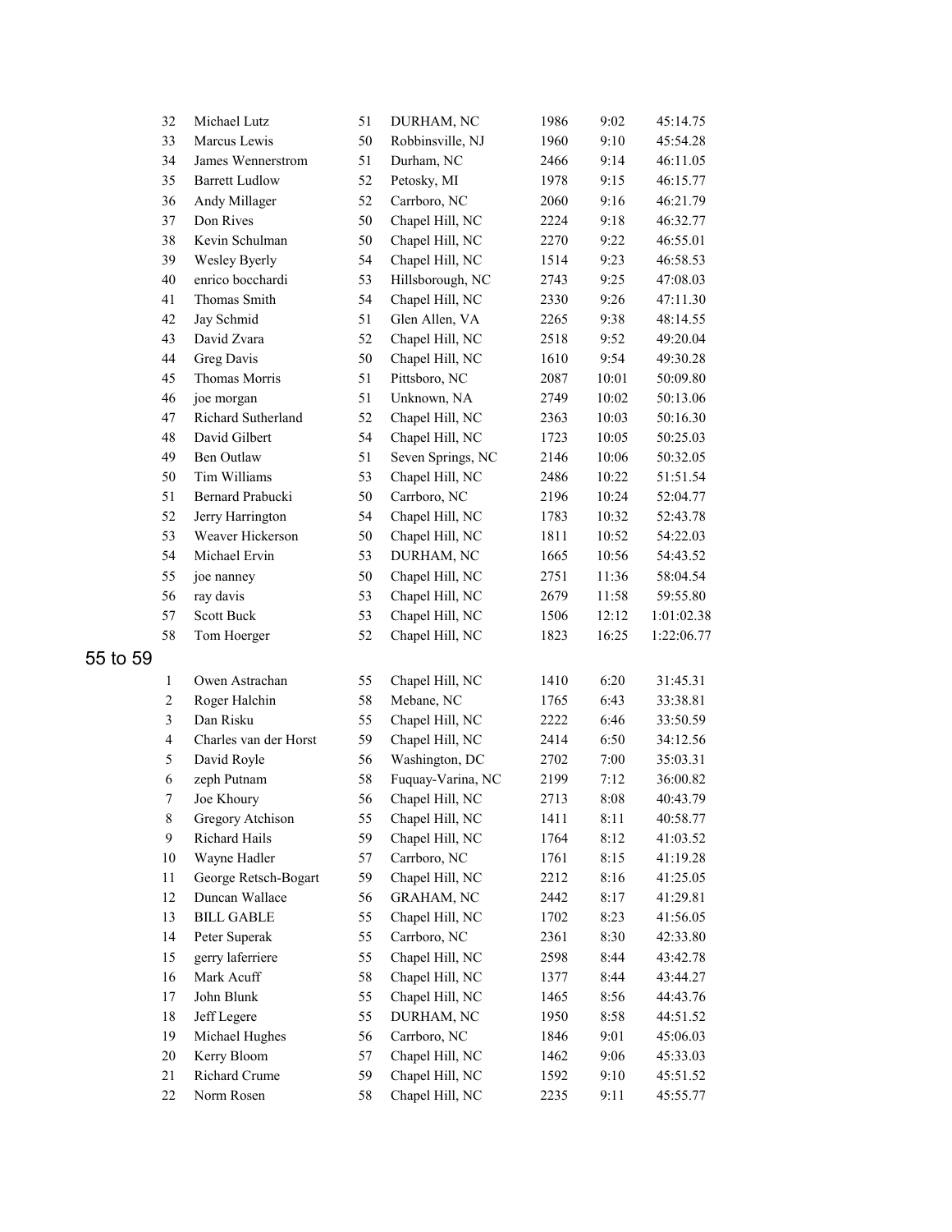| | | | | | | |
|---|---|---|---|---|---|---|
| 32 | Michael Lutz | 51 | DURHAM, NC | 1986 | 9:02 | 45:14.75 |
| 33 | Marcus Lewis | 50 | Robbinsville, NJ | 1960 | 9:10 | 45:54.28 |
| 34 | James Wennerstrom | 51 | Durham, NC | 2466 | 9:14 | 46:11.05 |
| 35 | Barrett Ludlow | 52 | Petosky, MI | 1978 | 9:15 | 46:15.77 |
| 36 | Andy Millager | 52 | Carrboro, NC | 2060 | 9:16 | 46:21.79 |
| 37 | Don Rives | 50 | Chapel Hill, NC | 2224 | 9:18 | 46:32.77 |
| 38 | Kevin Schulman | 50 | Chapel Hill, NC | 2270 | 9:22 | 46:55.01 |
| 39 | Wesley Byerly | 54 | Chapel Hill, NC | 1514 | 9:23 | 46:58.53 |
| 40 | enrico bocchardi | 53 | Hillsborough, NC | 2743 | 9:25 | 47:08.03 |
| 41 | Thomas Smith | 54 | Chapel Hill, NC | 2330 | 9:26 | 47:11.30 |
| 42 | Jay Schmid | 51 | Glen Allen, VA | 2265 | 9:38 | 48:14.55 |
| 43 | David Zvara | 52 | Chapel Hill, NC | 2518 | 9:52 | 49:20.04 |
| 44 | Greg Davis | 50 | Chapel Hill, NC | 1610 | 9:54 | 49:30.28 |
| 45 | Thomas Morris | 51 | Pittsboro, NC | 2087 | 10:01 | 50:09.80 |
| 46 | joe morgan | 51 | Unknown, NA | 2749 | 10:02 | 50:13.06 |
| 47 | Richard Sutherland | 52 | Chapel Hill, NC | 2363 | 10:03 | 50:16.30 |
| 48 | David Gilbert | 54 | Chapel Hill, NC | 1723 | 10:05 | 50:25.03 |
| 49 | Ben Outlaw | 51 | Seven Springs, NC | 2146 | 10:06 | 50:32.05 |
| 50 | Tim Williams | 53 | Chapel Hill, NC | 2486 | 10:22 | 51:51.54 |
| 51 | Bernard Prabucki | 50 | Carrboro, NC | 2196 | 10:24 | 52:04.77 |
| 52 | Jerry Harrington | 54 | Chapel Hill, NC | 1783 | 10:32 | 52:43.78 |
| 53 | Weaver Hickerson | 50 | Chapel Hill, NC | 1811 | 10:52 | 54:22.03 |
| 54 | Michael Ervin | 53 | DURHAM, NC | 1665 | 10:56 | 54:43.52 |
| 55 | joe nanney | 50 | Chapel Hill, NC | 2751 | 11:36 | 58:04.54 |
| 56 | ray davis | 53 | Chapel Hill, NC | 2679 | 11:58 | 59:55.80 |
| 57 | Scott Buck | 53 | Chapel Hill, NC | 1506 | 12:12 | 1:01:02.38 |
| 58 | Tom Hoerger | 52 | Chapel Hill, NC | 1823 | 16:25 | 1:22:06.77 |

## 55 to 59

| | | | | | | |
|---|---|---|---|---|---|---|
| 1 | Owen Astrachan | 55 | Chapel Hill, NC | 1410 | 6:20 | 31:45.31 |
| 2 | Roger Halchin | 58 | Mebane, NC | 1765 | 6:43 | 33:38.81 |
| 3 | Dan Risku | 55 | Chapel Hill, NC | 2222 | 6:46 | 33:50.59 |
| 4 | Charles van der Horst | 59 | Chapel Hill, NC | 2414 | 6:50 | 34:12.56 |
| 5 | David Royle | 56 | Washington, DC | 2702 | 7:00 | 35:03.31 |
| 6 | zeph Putnam | 58 | Fuquay-Varina, NC | 2199 | 7:12 | 36:00.82 |
| 7 | Joe Khoury | 56 | Chapel Hill, NC | 2713 | 8:08 | 40:43.79 |
| 8 | Gregory Atchison | 55 | Chapel Hill, NC | 1411 | 8:11 | 40:58.77 |
| 9 | Richard Hails | 59 | Chapel Hill, NC | 1764 | 8:12 | 41:03.52 |
| 10 | Wayne Hadler | 57 | Carrboro, NC | 1761 | 8:15 | 41:19.28 |
| 11 | George Retsch-Bogart | 59 | Chapel Hill, NC | 2212 | 8:16 | 41:25.05 |
| 12 | Duncan Wallace | 56 | GRAHAM, NC | 2442 | 8:17 | 41:29.81 |
| 13 | BILL GABLE | 55 | Chapel Hill, NC | 1702 | 8:23 | 41:56.05 |
| 14 | Peter Superak | 55 | Carrboro, NC | 2361 | 8:30 | 42:33.80 |
| 15 | gerry laferriere | 55 | Chapel Hill, NC | 2598 | 8:44 | 43:42.78 |
| 16 | Mark Acuff | 58 | Chapel Hill, NC | 1377 | 8:44 | 43:44.27 |
| 17 | John Blunk | 55 | Chapel Hill, NC | 1465 | 8:56 | 44:43.76 |
| 18 | Jeff Legere | 55 | DURHAM, NC | 1950 | 8:58 | 44:51.52 |
| 19 | Michael Hughes | 56 | Carrboro, NC | 1846 | 9:01 | 45:06.03 |
| 20 | Kerry Bloom | 57 | Chapel Hill, NC | 1462 | 9:06 | 45:33.03 |
| 21 | Richard Crume | 59 | Chapel Hill, NC | 1592 | 9:10 | 45:51.52 |
| 22 | Norm Rosen | 58 | Chapel Hill, NC | 2235 | 9:11 | 45:55.77 |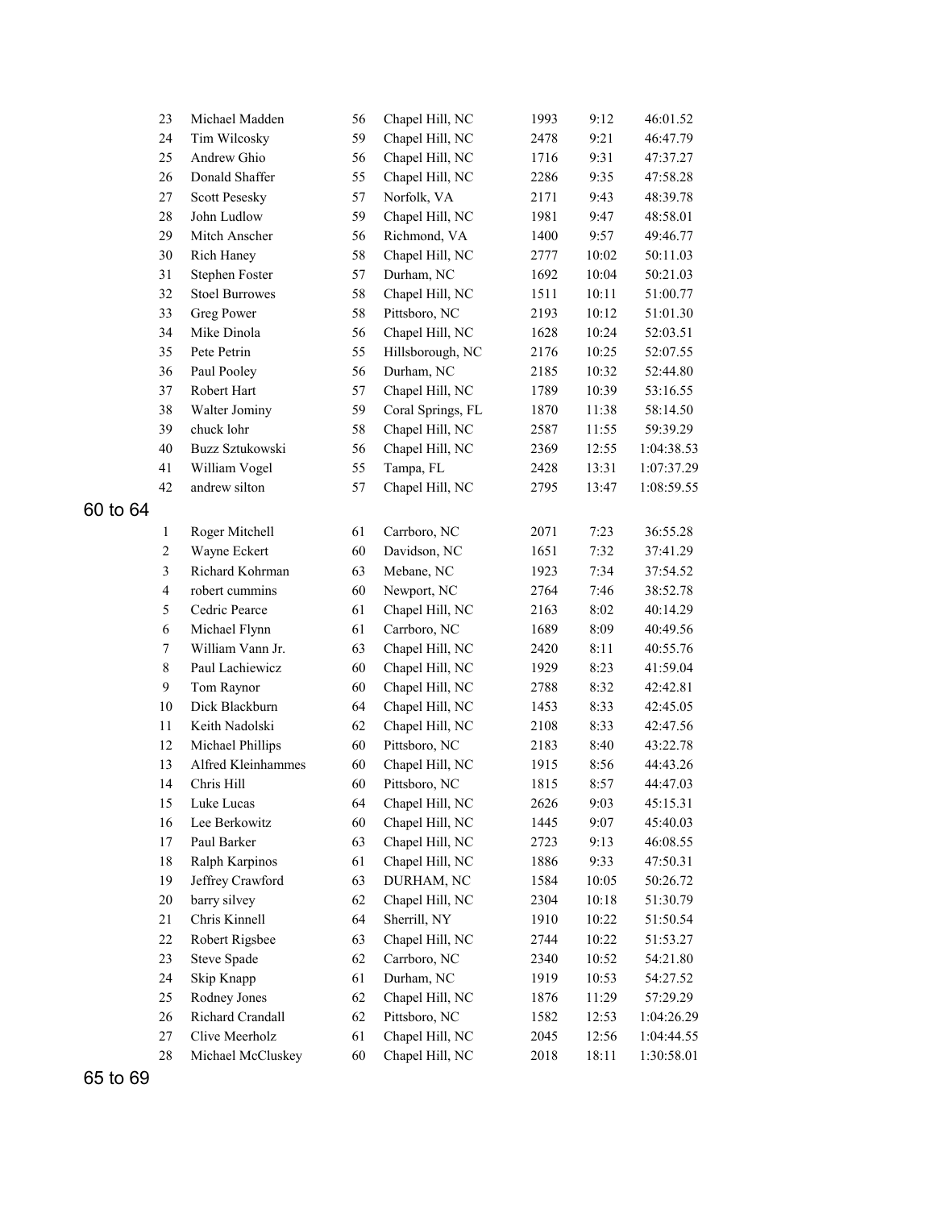| | | | | | | |
|---|---|---|---|---|---|---|
| 23 | Michael Madden | 56 | Chapel Hill, NC | 1993 | 9:12 | 46:01.52 |
| 24 | Tim Wilcosky | 59 | Chapel Hill, NC | 2478 | 9:21 | 46:47.79 |
| 25 | Andrew Ghio | 56 | Chapel Hill, NC | 1716 | 9:31 | 47:37.27 |
| 26 | Donald Shaffer | 55 | Chapel Hill, NC | 2286 | 9:35 | 47:58.28 |
| 27 | Scott Pesesky | 57 | Norfolk, VA | 2171 | 9:43 | 48:39.78 |
| 28 | John Ludlow | 59 | Chapel Hill, NC | 1981 | 9:47 | 48:58.01 |
| 29 | Mitch Anscher | 56 | Richmond, VA | 1400 | 9:57 | 49:46.77 |
| 30 | Rich Haney | 58 | Chapel Hill, NC | 2777 | 10:02 | 50:11.03 |
| 31 | Stephen Foster | 57 | Durham, NC | 1692 | 10:04 | 50:21.03 |
| 32 | Stoel Burrowes | 58 | Chapel Hill, NC | 1511 | 10:11 | 51:00.77 |
| 33 | Greg Power | 58 | Pittsboro, NC | 2193 | 10:12 | 51:01.30 |
| 34 | Mike Dinola | 56 | Chapel Hill, NC | 1628 | 10:24 | 52:03.51 |
| 35 | Pete Petrin | 55 | Hillsborough, NC | 2176 | 10:25 | 52:07.55 |
| 36 | Paul Pooley | 56 | Durham, NC | 2185 | 10:32 | 52:44.80 |
| 37 | Robert Hart | 57 | Chapel Hill, NC | 1789 | 10:39 | 53:16.55 |
| 38 | Walter Jominy | 59 | Coral Springs, FL | 1870 | 11:38 | 58:14.50 |
| 39 | chuck lohr | 58 | Chapel Hill, NC | 2587 | 11:55 | 59:39.29 |
| 40 | Buzz Sztukowski | 56 | Chapel Hill, NC | 2369 | 12:55 | 1:04:38.53 |
| 41 | William Vogel | 55 | Tampa, FL | 2428 | 13:31 | 1:07:37.29 |
| 42 | andrew silton | 57 | Chapel Hill, NC | 2795 | 13:47 | 1:08:59.55 |

## 60 to 64

| | | | | | | |
|---|---|---|---|---|---|---|
| 1 | Roger Mitchell | 61 | Carrboro, NC | 2071 | 7:23 | 36:55.28 |
| 2 | Wayne Eckert | 60 | Davidson, NC | 1651 | 7:32 | 37:41.29 |
| 3 | Richard Kohrman | 63 | Mebane, NC | 1923 | 7:34 | 37:54.52 |
| 4 | robert cummins | 60 | Newport, NC | 2764 | 7:46 | 38:52.78 |
| 5 | Cedric Pearce | 61 | Chapel Hill, NC | 2163 | 8:02 | 40:14.29 |
| 6 | Michael Flynn | 61 | Carrboro, NC | 1689 | 8:09 | 40:49.56 |
| 7 | William Vann Jr. | 63 | Chapel Hill, NC | 2420 | 8:11 | 40:55.76 |
| 8 | Paul Lachiewicz | 60 | Chapel Hill, NC | 1929 | 8:23 | 41:59.04 |
| 9 | Tom Raynor | 60 | Chapel Hill, NC | 2788 | 8:32 | 42:42.81 |
| 10 | Dick Blackburn | 64 | Chapel Hill, NC | 1453 | 8:33 | 42:45.05 |
| 11 | Keith Nadolski | 62 | Chapel Hill, NC | 2108 | 8:33 | 42:47.56 |
| 12 | Michael Phillips | 60 | Pittsboro, NC | 2183 | 8:40 | 43:22.78 |
| 13 | Alfred Kleinhammes | 60 | Chapel Hill, NC | 1915 | 8:56 | 44:43.26 |
| 14 | Chris Hill | 60 | Pittsboro, NC | 1815 | 8:57 | 44:47.03 |
| 15 | Luke Lucas | 64 | Chapel Hill, NC | 2626 | 9:03 | 45:15.31 |
| 16 | Lee Berkowitz | 60 | Chapel Hill, NC | 1445 | 9:07 | 45:40.03 |
| 17 | Paul Barker | 63 | Chapel Hill, NC | 2723 | 9:13 | 46:08.55 |
| 18 | Ralph Karpinos | 61 | Chapel Hill, NC | 1886 | 9:33 | 47:50.31 |
| 19 | Jeffrey Crawford | 63 | DURHAM, NC | 1584 | 10:05 | 50:26.72 |
| 20 | barry silvey | 62 | Chapel Hill, NC | 2304 | 10:18 | 51:30.79 |
| 21 | Chris Kinnell | 64 | Sherrill, NY | 1910 | 10:22 | 51:50.54 |
| 22 | Robert Rigsbee | 63 | Chapel Hill, NC | 2744 | 10:22 | 51:53.27 |
| 23 | Steve Spade | 62 | Carrboro, NC | 2340 | 10:52 | 54:21.80 |
| 24 | Skip Knapp | 61 | Durham, NC | 1919 | 10:53 | 54:27.52 |
| 25 | Rodney Jones | 62 | Chapel Hill, NC | 1876 | 11:29 | 57:29.29 |
| 26 | Richard Crandall | 62 | Pittsboro, NC | 1582 | 12:53 | 1:04:26.29 |
| 27 | Clive Meerholz | 61 | Chapel Hill, NC | 2045 | 12:56 | 1:04:44.55 |
| 28 | Michael McCluskey | 60 | Chapel Hill, NC | 2018 | 18:11 | 1:30:58.01 |

## 65 to 69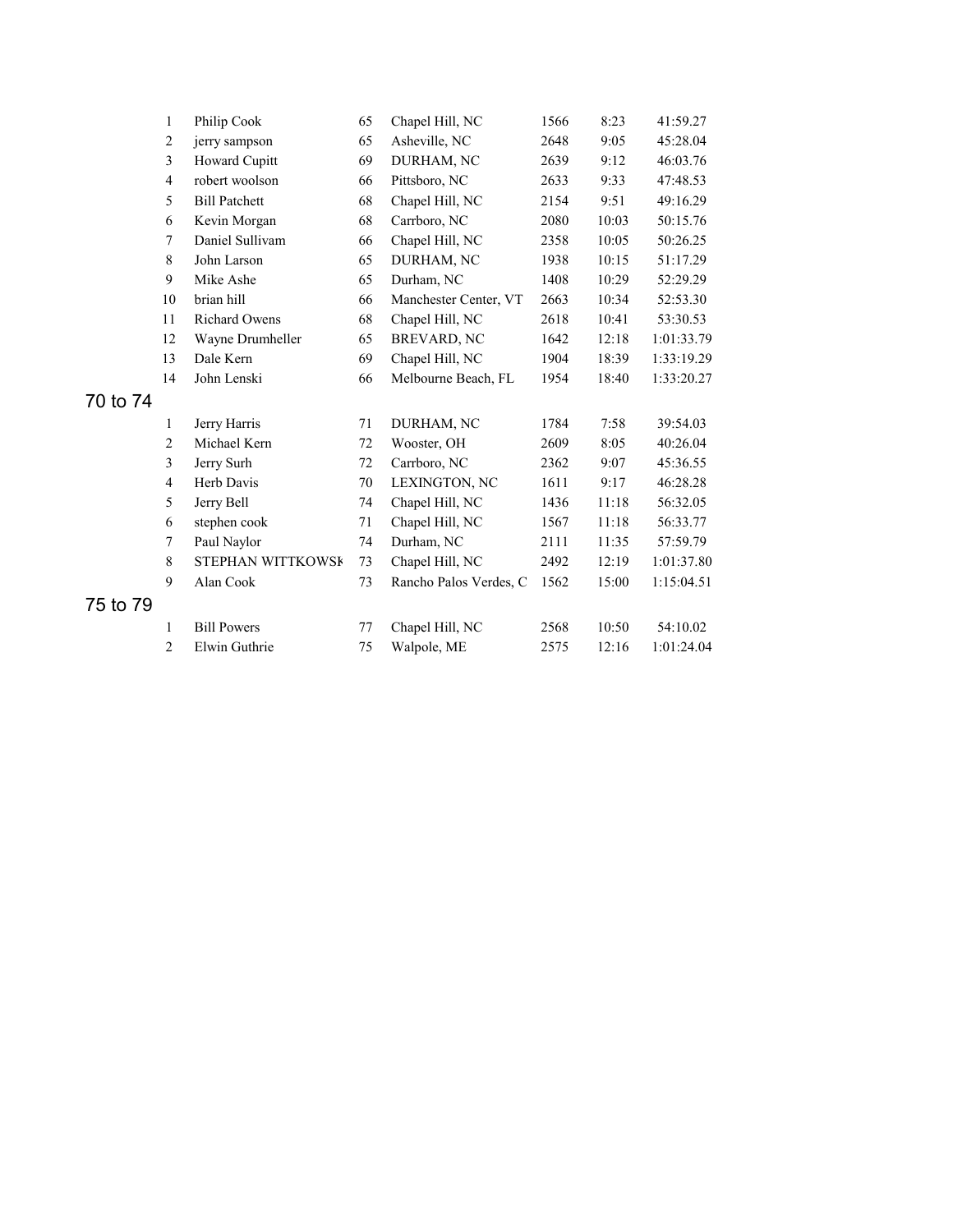| | | | | | | |
|---|---|---|---|---|---|---|
| 1 | Philip Cook | 65 | Chapel Hill, NC | 1566 | 8:23 | 41:59.27 |
| 2 | jerry sampson | 65 | Asheville, NC | 2648 | 9:05 | 45:28.04 |
| 3 | Howard Cupitt | 69 | DURHAM, NC | 2639 | 9:12 | 46:03.76 |
| 4 | robert woolson | 66 | Pittsboro, NC | 2633 | 9:33 | 47:48.53 |
| 5 | Bill Patchett | 68 | Chapel Hill, NC | 2154 | 9:51 | 49:16.29 |
| 6 | Kevin Morgan | 68 | Carrboro, NC | 2080 | 10:03 | 50:15.76 |
| 7 | Daniel Sullivam | 66 | Chapel Hill, NC | 2358 | 10:05 | 50:26.25 |
| 8 | John Larson | 65 | DURHAM, NC | 1938 | 10:15 | 51:17.29 |
| 9 | Mike Ashe | 65 | Durham, NC | 1408 | 10:29 | 52:29.29 |
| 10 | brian hill | 66 | Manchester Center, VT | 2663 | 10:34 | 52:53.30 |
| 11 | Richard Owens | 68 | Chapel Hill, NC | 2618 | 10:41 | 53:30.53 |
| 12 | Wayne Drumheller | 65 | BREVARD, NC | 1642 | 12:18 | 1:01:33.79 |
| 13 | Dale Kern | 69 | Chapel Hill, NC | 1904 | 18:39 | 1:33:19.29 |
| 14 | John Lenski | 66 | Melbourne Beach, FL | 1954 | 18:40 | 1:33:20.27 |

## 70 to 74

| | | | | | | |
|---|---|---|---|---|---|---|
| 1 | Jerry Harris | 71 | DURHAM, NC | 1784 | 7:58 | 39:54.03 |
| 2 | Michael Kern | 72 | Wooster, OH | 2609 | 8:05 | 40:26.04 |
| 3 | Jerry Surh | 72 | Carrboro, NC | 2362 | 9:07 | 45:36.55 |
| 4 | Herb Davis | 70 | LEXINGTON, NC | 1611 | 9:17 | 46:28.28 |
| 5 | Jerry Bell | 74 | Chapel Hill, NC | 1436 | 11:18 | 56:32.05 |
| 6 | stephen cook | 71 | Chapel Hill, NC | 1567 | 11:18 | 56:33.77 |
| 7 | Paul Naylor | 74 | Durham, NC | 2111 | 11:35 | 57:59.79 |
| 8 | STEPHAN WITTKOWSK | 73 | Chapel Hill, NC | 2492 | 12:19 | 1:01:37.80 |
| 9 | Alan Cook | 73 | Rancho Palos Verdes, C | 1562 | 15:00 | 1:15:04.51 |

## 75 to 79

| | | | | | | |
|---|---|---|---|---|---|---|
| 1 | Bill Powers | 77 | Chapel Hill, NC | 2568 | 10:50 | 54:10.02 |
| 2 | Elwin Guthrie | 75 | Walpole, ME | 2575 | 12:16 | 1:01:24.04 |